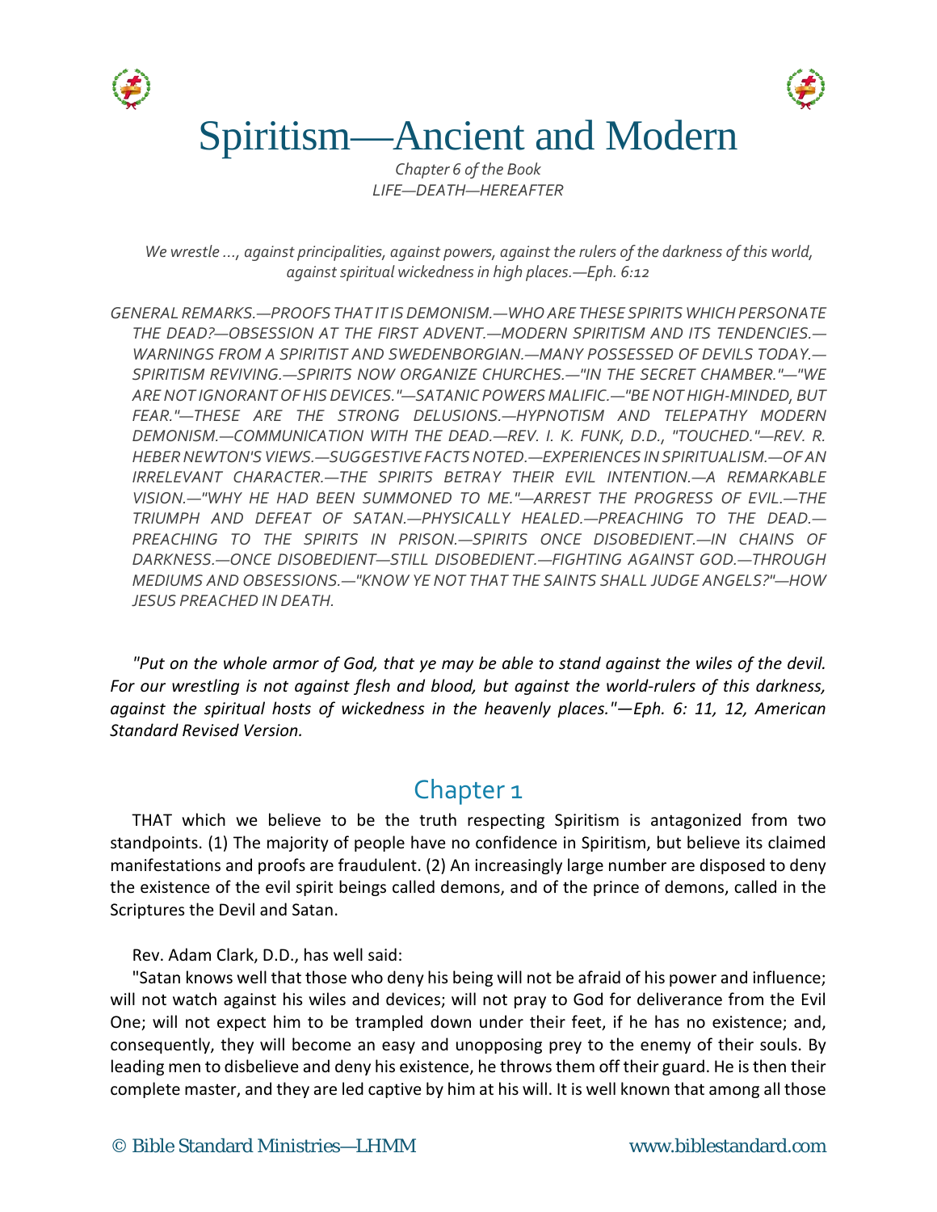# Spiritism—Ancient and Modern

*Chapter 6 of the Book*
*LIFE—DEATH—HEREAFTER*

*We wrestle ..., against principalities, against powers, against the rulers of the darkness of this world, against spiritual wickedness in high places.—Eph. 6:12*

*GENERAL REMARKS.—PROOFS THAT IT IS DEMONISM.—WHO ARE THESE SPIRITS WHICH PERSONATE THE DEAD?—OBSESSION AT THE FIRST ADVENT.—MODERN SPIRITISM AND ITS TENDENCIES.—WARNINGS FROM A SPIRITIST AND SWEDENBORGIAN.—MANY POSSESSED OF DEVILS TODAY.—SPIRITISM REVIVING.—SPIRITS NOW ORGANIZE CHURCHES.—"IN THE SECRET CHAMBER."—"WE ARE NOT IGNORANT OF HIS DEVICES."—SATANIC POWERS MALIFIC.—"BE NOT HIGH-MINDED, BUT FEAR."—THESE ARE THE STRONG DELUSIONS.—HYPNOTISM AND TELEPATHY MODERN DEMONISM.—COMMUNICATION WITH THE DEAD.—REV. I. K. FUNK, D.D., "TOUCHED."—REV. R. HEBER NEWTON'S VIEWS.—SUGGESTIVE FACTS NOTED.—EXPERIENCES IN SPIRITUALISM.—OF AN IRRELEVANT CHARACTER.—THE SPIRITS BETRAY THEIR EVIL INTENTION.—A REMARKABLE VISION.—"WHY HE HAD BEEN SUMMONED TO ME."—ARREST THE PROGRESS OF EVIL.—THE TRIUMPH AND DEFEAT OF SATAN.—PHYSICALLY HEALED.—PREACHING TO THE DEAD.—PREACHING TO THE SPIRITS IN PRISON.—SPIRITS ONCE DISOBEDIENT.—IN CHAINS OF DARKNESS.—ONCE DISOBEDIENT—STILL DISOBEDIENT.—FIGHTING AGAINST GOD.—THROUGH MEDIUMS AND OBSESSIONS.—"KNOW YE NOT THAT THE SAINTS SHALL JUDGE ANGELS?"—HOW JESUS PREACHED IN DEATH.*

*"Put on the whole armor of God, that ye may be able to stand against the wiles of the devil. For our wrestling is not against flesh and blood, but against the world-rulers of this darkness, against the spiritual hosts of wickedness in the heavenly places."—Eph. 6: 11, 12, American Standard Revised Version.*

## Chapter 1

THAT which we believe to be the truth respecting Spiritism is antagonized from two standpoints. (1) The majority of people have no confidence in Spiritism, but believe its claimed manifestations and proofs are fraudulent. (2) An increasingly large number are disposed to deny the existence of the evil spirit beings called demons, and of the prince of demons, called in the Scriptures the Devil and Satan.

Rev. Adam Clark, D.D., has well said:

"Satan knows well that those who deny his being will not be afraid of his power and influence; will not watch against his wiles and devices; will not pray to God for deliverance from the Evil One; will not expect him to be trampled down under their feet, if he has no existence; and, consequently, they will become an easy and unopposing prey to the enemy of their souls. By leading men to disbelieve and deny his existence, he throws them off their guard. He is then their complete master, and they are led captive by him at his will. It is well known that among all those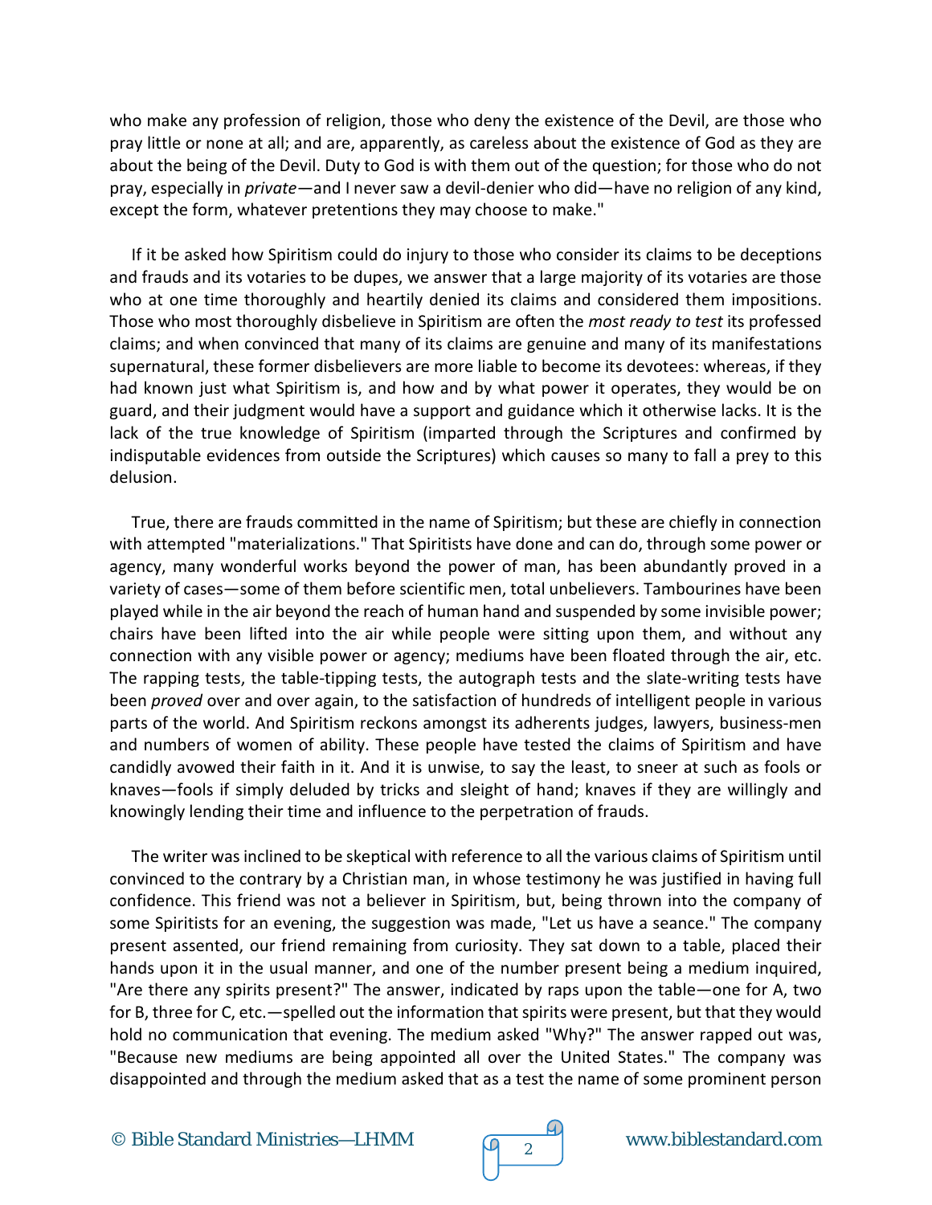who make any profession of religion, those who deny the existence of the Devil, are those who pray little or none at all; and are, apparently, as careless about the existence of God as they are about the being of the Devil. Duty to God is with them out of the question; for those who do not pray, especially in *private*—and I never saw a devil-denier who did—have no religion of any kind, except the form, whatever pretentions they may choose to make."

If it be asked how Spiritism could do injury to those who consider its claims to be deceptions and frauds and its votaries to be dupes, we answer that a large majority of its votaries are those who at one time thoroughly and heartily denied its claims and considered them impositions. Those who most thoroughly disbelieve in Spiritism are often the *most ready to test* its professed claims; and when convinced that many of its claims are genuine and many of its manifestations supernatural, these former disbelievers are more liable to become its devotees: whereas, if they had known just what Spiritism is, and how and by what power it operates, they would be on guard, and their judgment would have a support and guidance which it otherwise lacks. It is the lack of the true knowledge of Spiritism (imparted through the Scriptures and confirmed by indisputable evidences from outside the Scriptures) which causes so many to fall a prey to this delusion.

True, there are frauds committed in the name of Spiritism; but these are chiefly in connection with attempted "materializations." That Spiritists have done and can do, through some power or agency, many wonderful works beyond the power of man, has been abundantly proved in a variety of cases—some of them before scientific men, total unbelievers. Tambourines have been played while in the air beyond the reach of human hand and suspended by some invisible power; chairs have been lifted into the air while people were sitting upon them, and without any connection with any visible power or agency; mediums have been floated through the air, etc. The rapping tests, the table-tipping tests, the autograph tests and the slate-writing tests have been *proved* over and over again, to the satisfaction of hundreds of intelligent people in various parts of the world. And Spiritism reckons amongst its adherents judges, lawyers, business-men and numbers of women of ability. These people have tested the claims of Spiritism and have candidly avowed their faith in it. And it is unwise, to say the least, to sneer at such as fools or knaves—fools if simply deluded by tricks and sleight of hand; knaves if they are willingly and knowingly lending their time and influence to the perpetration of frauds.

The writer was inclined to be skeptical with reference to all the various claims of Spiritism until convinced to the contrary by a Christian man, in whose testimony he was justified in having full confidence. This friend was not a believer in Spiritism, but, being thrown into the company of some Spiritists for an evening, the suggestion was made, "Let us have a seance." The company present assented, our friend remaining from curiosity. They sat down to a table, placed their hands upon it in the usual manner, and one of the number present being a medium inquired, "Are there any spirits present?" The answer, indicated by raps upon the table—one for A, two for B, three for C, etc.—spelled out the information that spirits were present, but that they would hold no communication that evening. The medium asked "Why?" The answer rapped out was, "Because new mediums are being appointed all over the United States." The company was disappointed and through the medium asked that as a test the name of some prominent person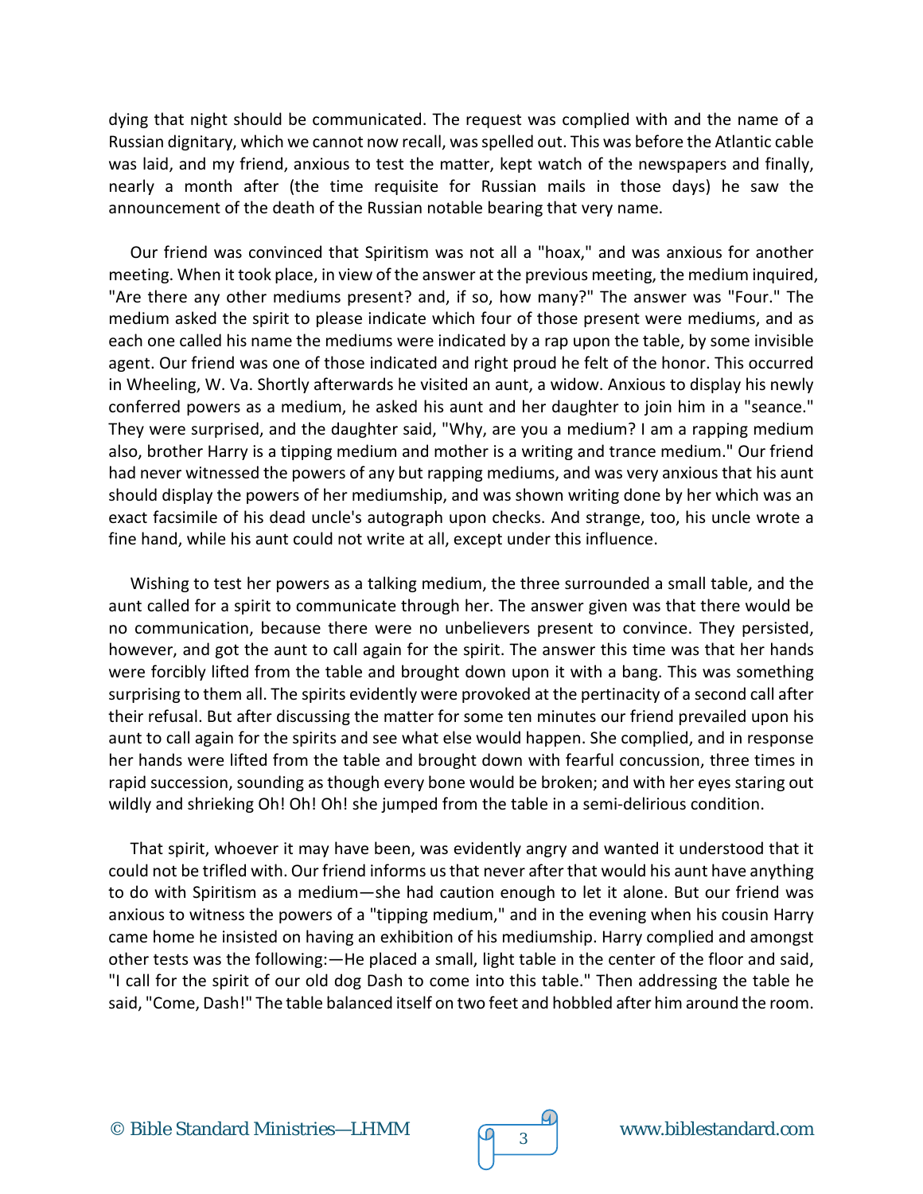dying that night should be communicated. The request was complied with and the name of a Russian dignitary, which we cannot now recall, was spelled out. This was before the Atlantic cable was laid, and my friend, anxious to test the matter, kept watch of the newspapers and finally, nearly a month after (the time requisite for Russian mails in those days) he saw the announcement of the death of the Russian notable bearing that very name.

Our friend was convinced that Spiritism was not all a "hoax," and was anxious for another meeting. When it took place, in view of the answer at the previous meeting, the medium inquired, "Are there any other mediums present? and, if so, how many?" The answer was "Four." The medium asked the spirit to please indicate which four of those present were mediums, and as each one called his name the mediums were indicated by a rap upon the table, by some invisible agent. Our friend was one of those indicated and right proud he felt of the honor. This occurred in Wheeling, W. Va. Shortly afterwards he visited an aunt, a widow. Anxious to display his newly conferred powers as a medium, he asked his aunt and her daughter to join him in a "seance." They were surprised, and the daughter said, "Why, are you a medium? I am a rapping medium also, brother Harry is a tipping medium and mother is a writing and trance medium." Our friend had never witnessed the powers of any but rapping mediums, and was very anxious that his aunt should display the powers of her mediumship, and was shown writing done by her which was an exact facsimile of his dead uncle's autograph upon checks. And strange, too, his uncle wrote a fine hand, while his aunt could not write at all, except under this influence.

Wishing to test her powers as a talking medium, the three surrounded a small table, and the aunt called for a spirit to communicate through her. The answer given was that there would be no communication, because there were no unbelievers present to convince. They persisted, however, and got the aunt to call again for the spirit. The answer this time was that her hands were forcibly lifted from the table and brought down upon it with a bang. This was something surprising to them all. The spirits evidently were provoked at the pertinacity of a second call after their refusal. But after discussing the matter for some ten minutes our friend prevailed upon his aunt to call again for the spirits and see what else would happen. She complied, and in response her hands were lifted from the table and brought down with fearful concussion, three times in rapid succession, sounding as though every bone would be broken; and with her eyes staring out wildly and shrieking Oh! Oh! Oh! she jumped from the table in a semi-delirious condition.

That spirit, whoever it may have been, was evidently angry and wanted it understood that it could not be trifled with. Our friend informs us that never after that would his aunt have anything to do with Spiritism as a medium—she had caution enough to let it alone. But our friend was anxious to witness the powers of a "tipping medium," and in the evening when his cousin Harry came home he insisted on having an exhibition of his mediumship. Harry complied and amongst other tests was the following:—He placed a small, light table in the center of the floor and said, "I call for the spirit of our old dog Dash to come into this table." Then addressing the table he said, "Come, Dash!" The table balanced itself on two feet and hobbled after him around the room.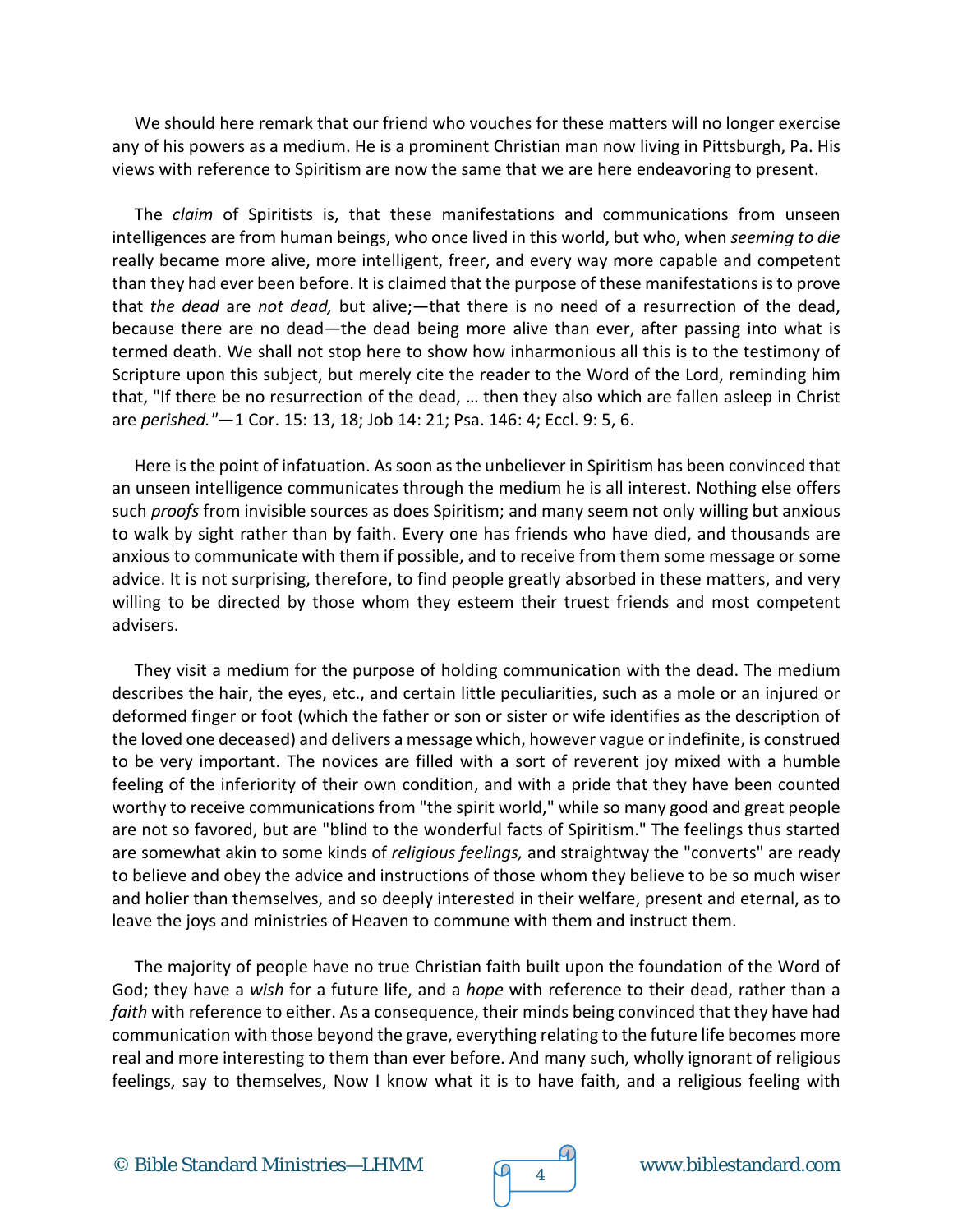We should here remark that our friend who vouches for these matters will no longer exercise any of his powers as a medium. He is a prominent Christian man now living in Pittsburgh, Pa. His views with reference to Spiritism are now the same that we are here endeavoring to present.

The *claim* of Spiritists is, that these manifestations and communications from unseen intelligences are from human beings, who once lived in this world, but who, when *seeming to die* really became more alive, more intelligent, freer, and every way more capable and competent than they had ever been before. It is claimed that the purpose of these manifestations is to prove that *the dead* are *not dead,* but alive;—that there is no need of a resurrection of the dead, because there are no dead—the dead being more alive than ever, after passing into what is termed death. We shall not stop here to show how inharmonious all this is to the testimony of Scripture upon this subject, but merely cite the reader to the Word of the Lord, reminding him that, "If there be no resurrection of the dead, … then they also which are fallen asleep in Christ are *perished.*"—1 Cor. 15: 13, 18; Job 14: 21; Psa. 146: 4; Eccl. 9: 5, 6.

Here is the point of infatuation. As soon as the unbeliever in Spiritism has been convinced that an unseen intelligence communicates through the medium he is all interest. Nothing else offers such *proofs* from invisible sources as does Spiritism; and many seem not only willing but anxious to walk by sight rather than by faith. Every one has friends who have died, and thousands are anxious to communicate with them if possible, and to receive from them some message or some advice. It is not surprising, therefore, to find people greatly absorbed in these matters, and very willing to be directed by those whom they esteem their truest friends and most competent advisers.

They visit a medium for the purpose of holding communication with the dead. The medium describes the hair, the eyes, etc., and certain little peculiarities, such as a mole or an injured or deformed finger or foot (which the father or son or sister or wife identifies as the description of the loved one deceased) and delivers a message which, however vague or indefinite, is construed to be very important. The novices are filled with a sort of reverent joy mixed with a humble feeling of the inferiority of their own condition, and with a pride that they have been counted worthy to receive communications from "the spirit world," while so many good and great people are not so favored, but are "blind to the wonderful facts of Spiritism." The feelings thus started are somewhat akin to some kinds of *religious feelings,* and straightway the "converts" are ready to believe and obey the advice and instructions of those whom they believe to be so much wiser and holier than themselves, and so deeply interested in their welfare, present and eternal, as to leave the joys and ministries of Heaven to commune with them and instruct them.

The majority of people have no true Christian faith built upon the foundation of the Word of God; they have a *wish* for a future life, and a *hope* with reference to their dead, rather than a *faith* with reference to either. As a consequence, their minds being convinced that they have had communication with those beyond the grave, everything relating to the future life becomes more real and more interesting to them than ever before. And many such, wholly ignorant of religious feelings, say to themselves, Now I know what it is to have faith, and a religious feeling with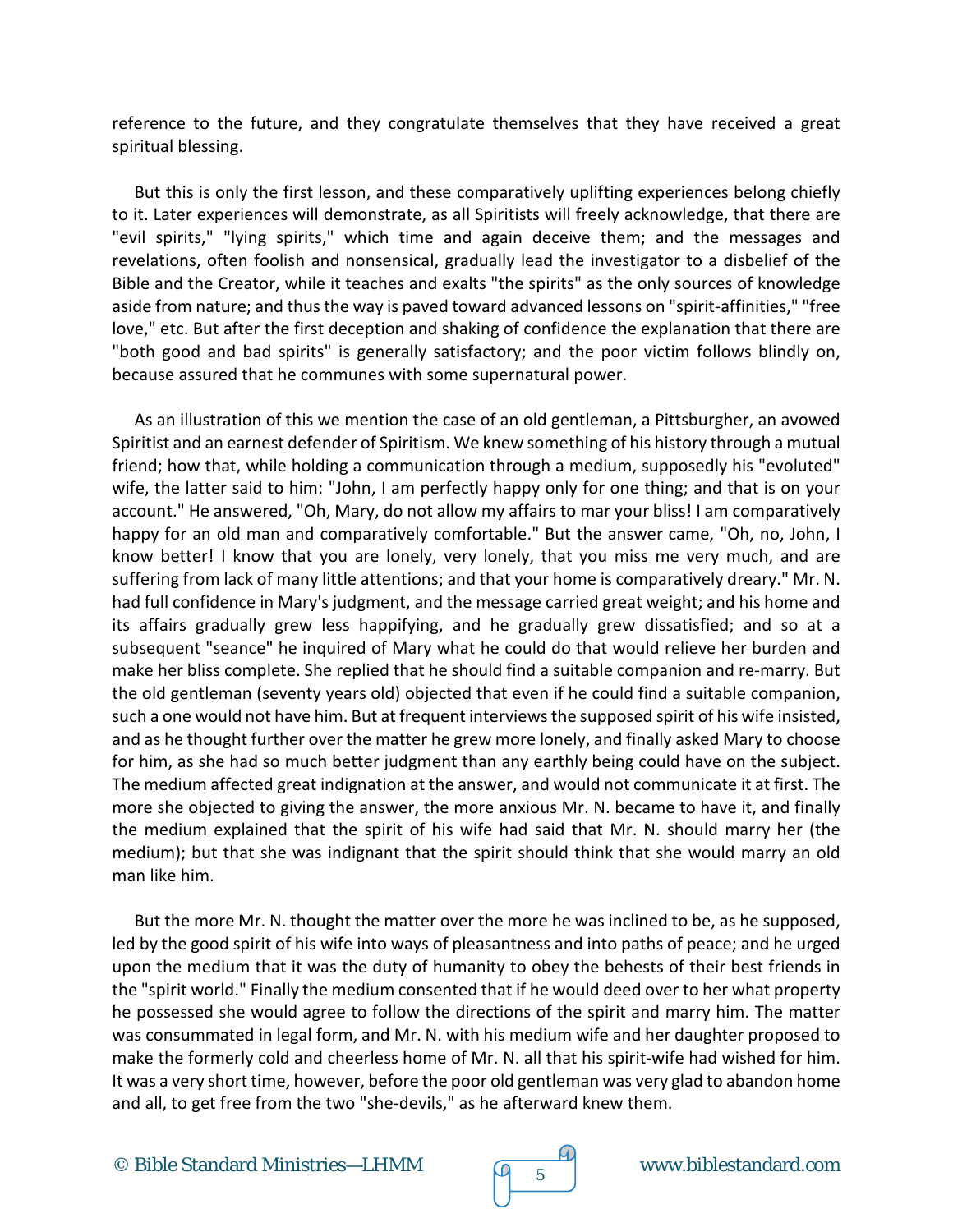reference to the future, and they congratulate themselves that they have received a great spiritual blessing.

But this is only the first lesson, and these comparatively uplifting experiences belong chiefly to it. Later experiences will demonstrate, as all Spiritists will freely acknowledge, that there are "evil spirits," "lying spirits," which time and again deceive them; and the messages and revelations, often foolish and nonsensical, gradually lead the investigator to a disbelief of the Bible and the Creator, while it teaches and exalts "the spirits" as the only sources of knowledge aside from nature; and thus the way is paved toward advanced lessons on "spirit-affinities," "free love," etc. But after the first deception and shaking of confidence the explanation that there are "both good and bad spirits" is generally satisfactory; and the poor victim follows blindly on, because assured that he communes with some supernatural power.

As an illustration of this we mention the case of an old gentleman, a Pittsburgher, an avowed Spiritist and an earnest defender of Spiritism. We knew something of his history through a mutual friend; how that, while holding a communication through a medium, supposedly his "evoluted" wife, the latter said to him: "John, I am perfectly happy only for one thing; and that is on your account." He answered, "Oh, Mary, do not allow my affairs to mar your bliss! I am comparatively happy for an old man and comparatively comfortable." But the answer came, "Oh, no, John, I know better! I know that you are lonely, very lonely, that you miss me very much, and are suffering from lack of many little attentions; and that your home is comparatively dreary." Mr. N. had full confidence in Mary's judgment, and the message carried great weight; and his home and its affairs gradually grew less happifying, and he gradually grew dissatisfied; and so at a subsequent "seance" he inquired of Mary what he could do that would relieve her burden and make her bliss complete. She replied that he should find a suitable companion and re-marry. But the old gentleman (seventy years old) objected that even if he could find a suitable companion, such a one would not have him. But at frequent interviews the supposed spirit of his wife insisted, and as he thought further over the matter he grew more lonely, and finally asked Mary to choose for him, as she had so much better judgment than any earthly being could have on the subject. The medium affected great indignation at the answer, and would not communicate it at first. The more she objected to giving the answer, the more anxious Mr. N. became to have it, and finally the medium explained that the spirit of his wife had said that Mr. N. should marry her (the medium); but that she was indignant that the spirit should think that she would marry an old man like him.

But the more Mr. N. thought the matter over the more he was inclined to be, as he supposed, led by the good spirit of his wife into ways of pleasantness and into paths of peace; and he urged upon the medium that it was the duty of humanity to obey the behests of their best friends in the "spirit world." Finally the medium consented that if he would deed over to her what property he possessed she would agree to follow the directions of the spirit and marry him. The matter was consummated in legal form, and Mr. N. with his medium wife and her daughter proposed to make the formerly cold and cheerless home of Mr. N. all that his spirit-wife had wished for him. It was a very short time, however, before the poor old gentleman was very glad to abandon home and all, to get free from the two "she-devils," as he afterward knew them.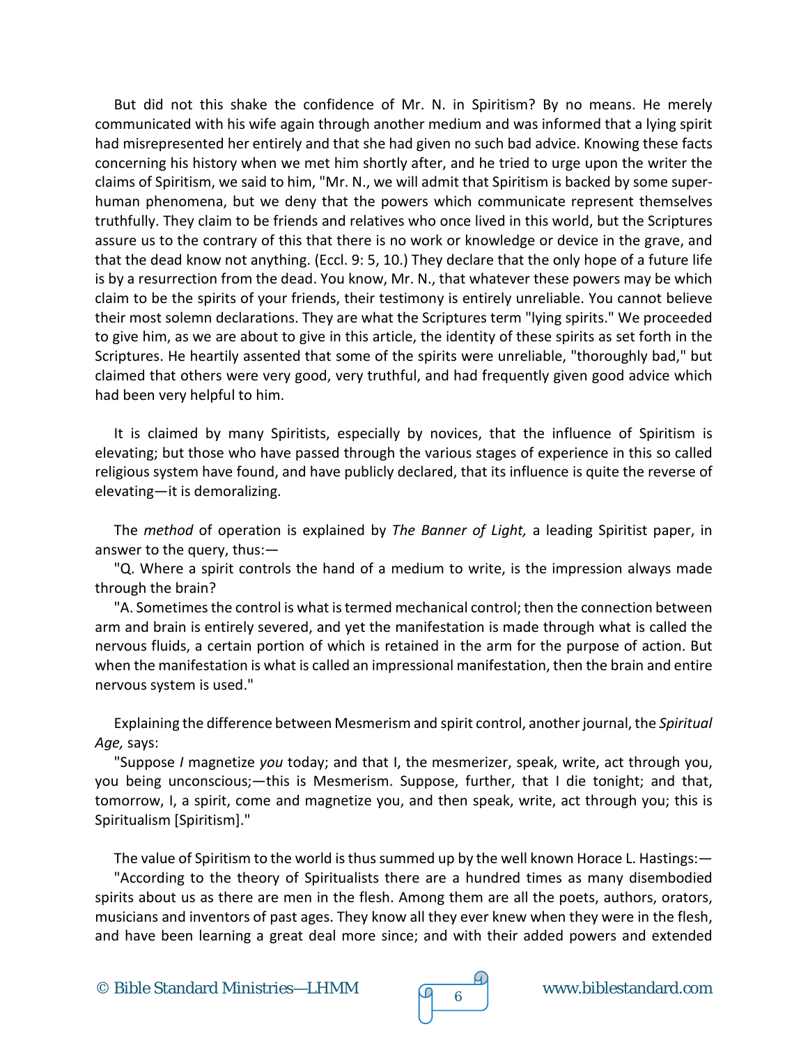But did not this shake the confidence of Mr. N. in Spiritism? By no means. He merely communicated with his wife again through another medium and was informed that a lying spirit had misrepresented her entirely and that she had given no such bad advice. Knowing these facts concerning his history when we met him shortly after, and he tried to urge upon the writer the claims of Spiritism, we said to him, "Mr. N., we will admit that Spiritism is backed by some superhuman phenomena, but we deny that the powers which communicate represent themselves truthfully. They claim to be friends and relatives who once lived in this world, but the Scriptures assure us to the contrary of this that there is no work or knowledge or device in the grave, and that the dead know not anything. (Eccl. 9: 5, 10.) They declare that the only hope of a future life is by a resurrection from the dead. You know, Mr. N., that whatever these powers may be which claim to be the spirits of your friends, their testimony is entirely unreliable. You cannot believe their most solemn declarations. They are what the Scriptures term "lying spirits." We proceeded to give him, as we are about to give in this article, the identity of these spirits as set forth in the Scriptures. He heartily assented that some of the spirits were unreliable, "thoroughly bad," but claimed that others were very good, very truthful, and had frequently given good advice which had been very helpful to him.

It is claimed by many Spiritists, especially by novices, that the influence of Spiritism is elevating; but those who have passed through the various stages of experience in this so called religious system have found, and have publicly declared, that its influence is quite the reverse of elevating—it is demoralizing.

The *method* of operation is explained by *The Banner of Light,* a leading Spiritist paper, in answer to the query, thus:—

"Q. Where a spirit controls the hand of a medium to write, is the impression always made through the brain?

"A. Sometimes the control is what is termed mechanical control; then the connection between arm and brain is entirely severed, and yet the manifestation is made through what is called the nervous fluids, a certain portion of which is retained in the arm for the purpose of action. But when the manifestation is what is called an impressional manifestation, then the brain and entire nervous system is used."

Explaining the difference between Mesmerism and spirit control, another journal, the *Spiritual Age,* says:

"Suppose *I* magnetize *you* today; and that I, the mesmerizer, speak, write, act through you, you being unconscious;—this is Mesmerism. Suppose, further, that I die tonight; and that, tomorrow, I, a spirit, come and magnetize you, and then speak, write, act through you; this is Spiritualism [Spiritism]."

The value of Spiritism to the world is thus summed up by the well known Horace L. Hastings:—

"According to the theory of Spiritualists there are a hundred times as many disembodied spirits about us as there are men in the flesh. Among them are all the poets, authors, orators, musicians and inventors of past ages. They know all they ever knew when they were in the flesh, and have been learning a great deal more since; and with their added powers and extended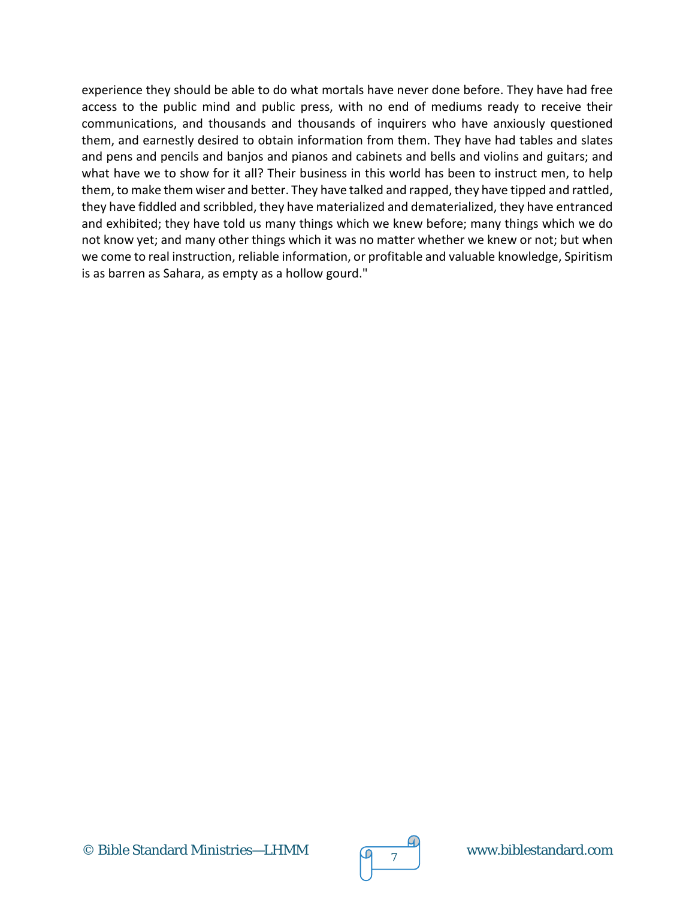experience they should be able to do what mortals have never done before. They have had free access to the public mind and public press, with no end of mediums ready to receive their communications, and thousands and thousands of inquirers who have anxiously questioned them, and earnestly desired to obtain information from them. They have had tables and slates and pens and pencils and banjos and pianos and cabinets and bells and violins and guitars; and what have we to show for it all? Their business in this world has been to instruct men, to help them, to make them wiser and better. They have talked and rapped, they have tipped and rattled, they have fiddled and scribbled, they have materialized and dematerialized, they have entranced and exhibited; they have told us many things which we knew before; many things which we do not know yet; and many other things which it was no matter whether we knew or not; but when we come to real instruction, reliable information, or profitable and valuable knowledge, Spiritism is as barren as Sahara, as empty as a hollow gourd."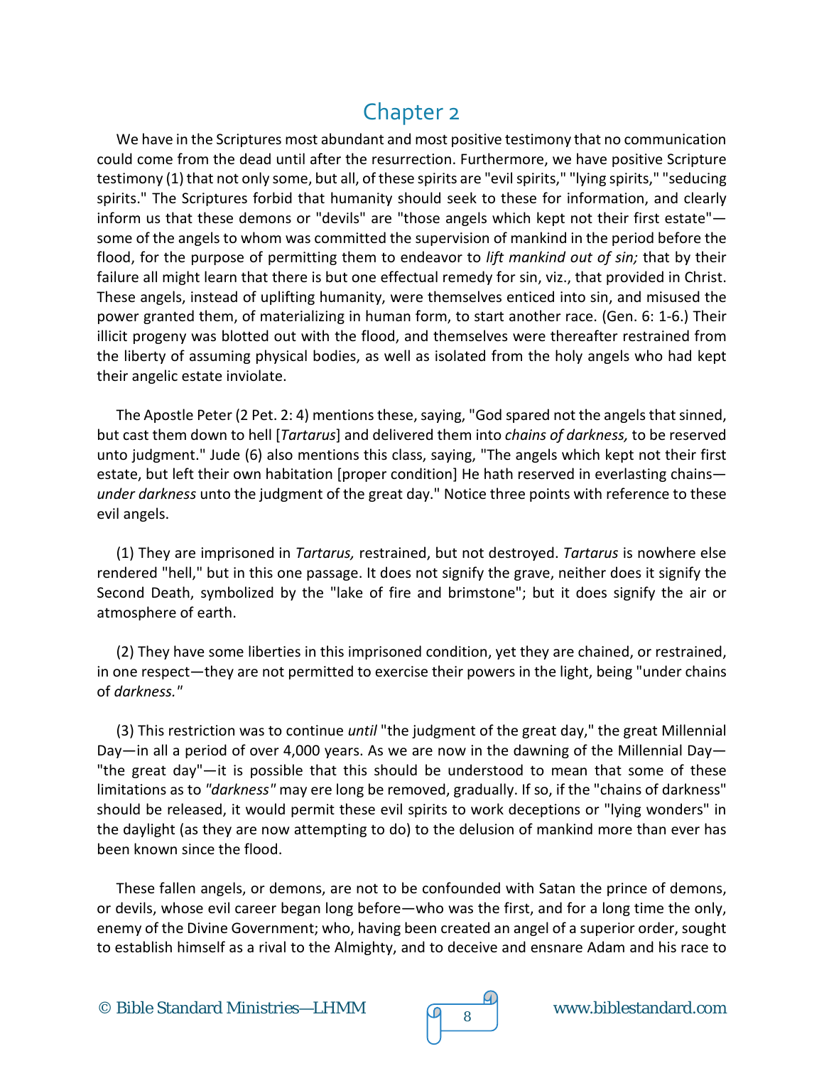# Chapter 2

We have in the Scriptures most abundant and most positive testimony that no communication could come from the dead until after the resurrection. Furthermore, we have positive Scripture testimony (1) that not only some, but all, of these spirits are "evil spirits," "lying spirits," "seducing spirits." The Scriptures forbid that humanity should seek to these for information, and clearly inform us that these demons or "devils" are "those angels which kept not their first estate"—some of the angels to whom was committed the supervision of mankind in the period before the flood, for the purpose of permitting them to endeavor to *lift mankind out of sin;* that by their failure all might learn that there is but one effectual remedy for sin, viz., that provided in Christ. These angels, instead of uplifting humanity, were themselves enticed into sin, and misused the power granted them, of materializing in human form, to start another race. (Gen. 6: 1-6.) Their illicit progeny was blotted out with the flood, and themselves were thereafter restrained from the liberty of assuming physical bodies, as well as isolated from the holy angels who had kept their angelic estate inviolate.

The Apostle Peter (2 Pet. 2: 4) mentions these, saying, "God spared not the angels that sinned, but cast them down to hell [*Tartarus*] and delivered them into *chains of darkness,* to be reserved unto judgment." Jude (6) also mentions this class, saying, "The angels which kept not their first estate, but left their own habitation [proper condition] He hath reserved in everlasting chains—*under darkness* unto the judgment of the great day." Notice three points with reference to these evil angels.

(1) They are imprisoned in *Tartarus,* restrained, but not destroyed. *Tartarus* is nowhere else rendered "hell," but in this one passage. It does not signify the grave, neither does it signify the Second Death, symbolized by the "lake of fire and brimstone"; but it does signify the air or atmosphere of earth.

(2) They have some liberties in this imprisoned condition, yet they are chained, or restrained, in one respect—they are not permitted to exercise their powers in the light, being "under chains of *darkness."*

(3) This restriction was to continue *until* "the judgment of the great day," the great Millennial Day—in all a period of over 4,000 years. As we are now in the dawning of the Millennial Day—"the great day"—it is possible that this should be understood to mean that some of these limitations as to *"darkness"* may ere long be removed, gradually. If so, if the "chains of darkness" should be released, it would permit these evil spirits to work deceptions or "lying wonders" in the daylight (as they are now attempting to do) to the delusion of mankind more than ever has been known since the flood.

These fallen angels, or demons, are not to be confounded with Satan the prince of demons, or devils, whose evil career began long before—who was the first, and for a long time the only, enemy of the Divine Government; who, having been created an angel of a superior order, sought to establish himself as a rival to the Almighty, and to deceive and ensnare Adam and his race to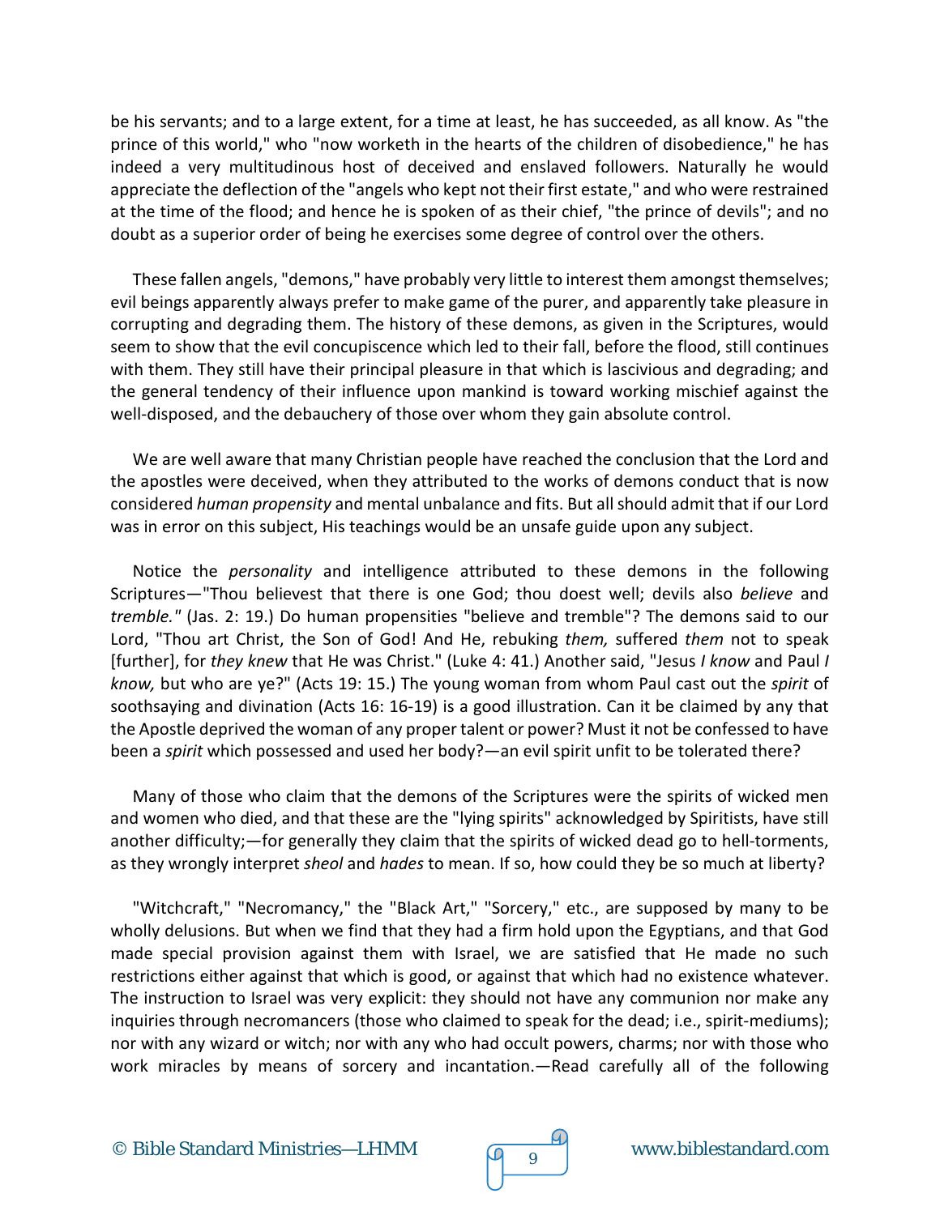be his servants; and to a large extent, for a time at least, he has succeeded, as all know. As "the prince of this world," who "now worketh in the hearts of the children of disobedience," he has indeed a very multitudinous host of deceived and enslaved followers. Naturally he would appreciate the deflection of the "angels who kept not their first estate," and who were restrained at the time of the flood; and hence he is spoken of as their chief, "the prince of devils"; and no doubt as a superior order of being he exercises some degree of control over the others.

These fallen angels, "demons," have probably very little to interest them amongst themselves; evil beings apparently always prefer to make game of the purer, and apparently take pleasure in corrupting and degrading them. The history of these demons, as given in the Scriptures, would seem to show that the evil concupiscence which led to their fall, before the flood, still continues with them. They still have their principal pleasure in that which is lascivious and degrading; and the general tendency of their influence upon mankind is toward working mischief against the well-disposed, and the debauchery of those over whom they gain absolute control.

We are well aware that many Christian people have reached the conclusion that the Lord and the apostles were deceived, when they attributed to the works of demons conduct that is now considered *human propensity* and mental unbalance and fits. But all should admit that if our Lord was in error on this subject, His teachings would be an unsafe guide upon any subject.

Notice the *personality* and intelligence attributed to these demons in the following Scriptures—"Thou believest that there is one God; thou doest well; devils also *believe* and *tremble."* (Jas. 2: 19.) Do human propensities "believe and tremble"? The demons said to our Lord, "Thou art Christ, the Son of God! And He, rebuking *them,* suffered *them* not to speak [further], for *they knew* that He was Christ." (Luke 4: 41.) Another said, "Jesus *I know* and Paul *I know,* but who are ye?" (Acts 19: 15.) The young woman from whom Paul cast out the *spirit* of soothsaying and divination (Acts 16: 16-19) is a good illustration. Can it be claimed by any that the Apostle deprived the woman of any proper talent or power? Must it not be confessed to have been a *spirit* which possessed and used her body?—an evil spirit unfit to be tolerated there?

Many of those who claim that the demons of the Scriptures were the spirits of wicked men and women who died, and that these are the "lying spirits" acknowledged by Spiritists, have still another difficulty;—for generally they claim that the spirits of wicked dead go to hell-torments, as they wrongly interpret *sheol* and *hades* to mean. If so, how could they be so much at liberty?

"Witchcraft," "Necromancy," the "Black Art," "Sorcery," etc., are supposed by many to be wholly delusions. But when we find that they had a firm hold upon the Egyptians, and that God made special provision against them with Israel, we are satisfied that He made no such restrictions either against that which is good, or against that which had no existence whatever. The instruction to Israel was very explicit: they should not have any communion nor make any inquiries through necromancers (those who claimed to speak for the dead; i.e., spirit-mediums); nor with any wizard or witch; nor with any who had occult powers, charms; nor with those who work miracles by means of sorcery and incantation.—Read carefully all of the following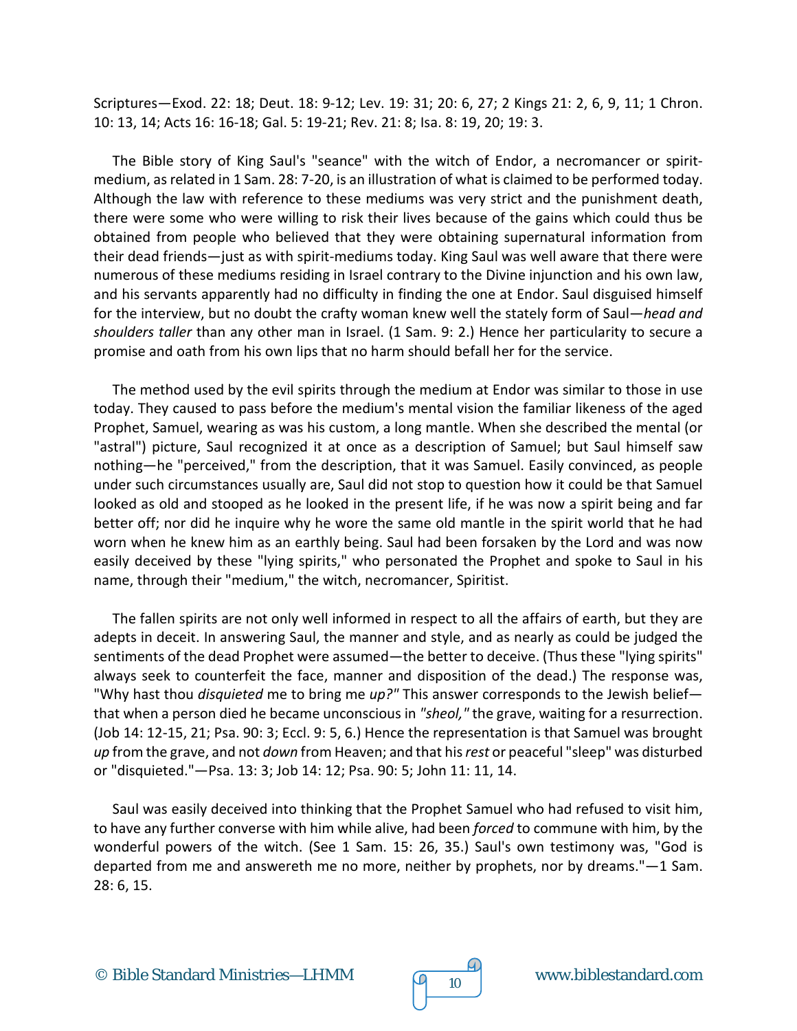Scriptures—Exod. 22: 18; Deut. 18: 9-12; Lev. 19: 31; 20: 6, 27; 2 Kings 21: 2, 6, 9, 11; 1 Chron. 10: 13, 14; Acts 16: 16-18; Gal. 5: 19-21; Rev. 21: 8; Isa. 8: 19, 20; 19: 3.

The Bible story of King Saul's "seance" with the witch of Endor, a necromancer or spirit-medium, as related in 1 Sam. 28: 7-20, is an illustration of what is claimed to be performed today. Although the law with reference to these mediums was very strict and the punishment death, there were some who were willing to risk their lives because of the gains which could thus be obtained from people who believed that they were obtaining supernatural information from their dead friends—just as with spirit-mediums today. King Saul was well aware that there were numerous of these mediums residing in Israel contrary to the Divine injunction and his own law, and his servants apparently had no difficulty in finding the one at Endor. Saul disguised himself for the interview, but no doubt the crafty woman knew well the stately form of Saul—*head and shoulders taller* than any other man in Israel. (1 Sam. 9: 2.) Hence her particularity to secure a promise and oath from his own lips that no harm should befall her for the service.

The method used by the evil spirits through the medium at Endor was similar to those in use today. They caused to pass before the medium's mental vision the familiar likeness of the aged Prophet, Samuel, wearing as was his custom, a long mantle. When she described the mental (or "astral") picture, Saul recognized it at once as a description of Samuel; but Saul himself saw nothing—he "perceived," from the description, that it was Samuel. Easily convinced, as people under such circumstances usually are, Saul did not stop to question how it could be that Samuel looked as old and stooped as he looked in the present life, if he was now a spirit being and far better off; nor did he inquire why he wore the same old mantle in the spirit world that he had worn when he knew him as an earthly being. Saul had been forsaken by the Lord and was now easily deceived by these "lying spirits," who personated the Prophet and spoke to Saul in his name, through their "medium," the witch, necromancer, Spiritist.

The fallen spirits are not only well informed in respect to all the affairs of earth, but they are adepts in deceit. In answering Saul, the manner and style, and as nearly as could be judged the sentiments of the dead Prophet were assumed—the better to deceive. (Thus these "lying spirits" always seek to counterfeit the face, manner and disposition of the dead.) The response was, "Why hast thou *disquieted* me to bring me *up?"* This answer corresponds to the Jewish belief—that when a person died he became unconscious in *"sheol,"* the grave, waiting for a resurrection. (Job 14: 12-15, 21; Psa. 90: 3; Eccl. 9: 5, 6.) Hence the representation is that Samuel was brought *up* from the grave, and not *down* from Heaven; and that his *rest* or peaceful "sleep" was disturbed or "disquieted."—Psa. 13: 3; Job 14: 12; Psa. 90: 5; John 11: 11, 14.

Saul was easily deceived into thinking that the Prophet Samuel who had refused to visit him, to have any further converse with him while alive, had been *forced* to commune with him, by the wonderful powers of the witch. (See 1 Sam. 15: 26, 35.) Saul's own testimony was, "God is departed from me and answereth me no more, neither by prophets, nor by dreams."—1 Sam. 28: 6, 15.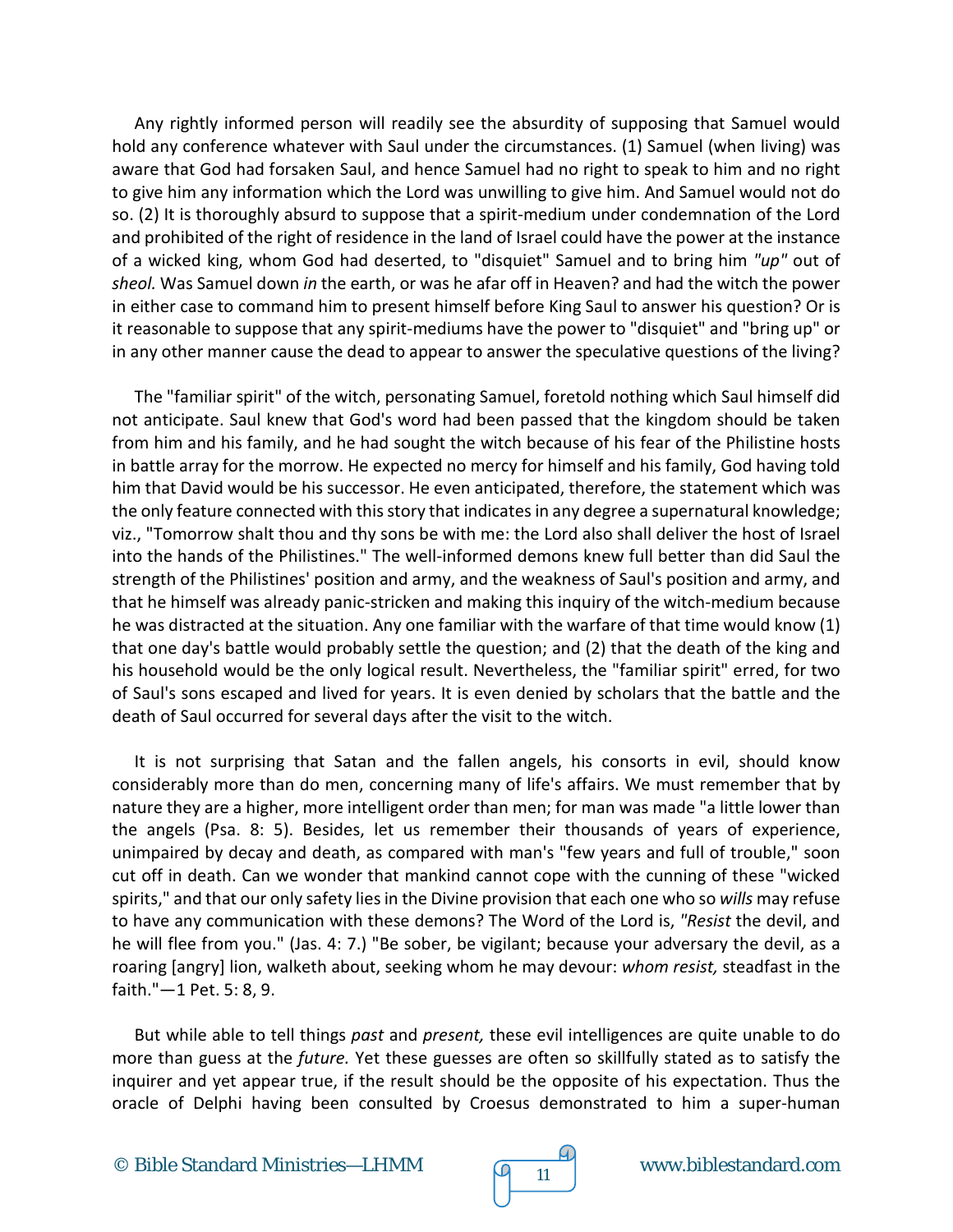Any rightly informed person will readily see the absurdity of supposing that Samuel would hold any conference whatever with Saul under the circumstances. (1) Samuel (when living) was aware that God had forsaken Saul, and hence Samuel had no right to speak to him and no right to give him any information which the Lord was unwilling to give him. And Samuel would not do so. (2) It is thoroughly absurd to suppose that a spirit-medium under condemnation of the Lord and prohibited of the right of residence in the land of Israel could have the power at the instance of a wicked king, whom God had deserted, to "disquiet" Samuel and to bring him *"up"* out of *sheol.* Was Samuel down *in* the earth, or was he afar off in Heaven? and had the witch the power in either case to command him to present himself before King Saul to answer his question? Or is it reasonable to suppose that any spirit-mediums have the power to "disquiet" and "bring up" or in any other manner cause the dead to appear to answer the speculative questions of the living?

The "familiar spirit" of the witch, personating Samuel, foretold nothing which Saul himself did not anticipate. Saul knew that God's word had been passed that the kingdom should be taken from him and his family, and he had sought the witch because of his fear of the Philistine hosts in battle array for the morrow. He expected no mercy for himself and his family, God having told him that David would be his successor. He even anticipated, therefore, the statement which was the only feature connected with this story that indicates in any degree a supernatural knowledge; viz., "Tomorrow shalt thou and thy sons be with me: the Lord also shall deliver the host of Israel into the hands of the Philistines." The well-informed demons knew full better than did Saul the strength of the Philistines' position and army, and the weakness of Saul's position and army, and that he himself was already panic-stricken and making this inquiry of the witch-medium because he was distracted at the situation. Any one familiar with the warfare of that time would know (1) that one day's battle would probably settle the question; and (2) that the death of the king and his household would be the only logical result. Nevertheless, the "familiar spirit" erred, for two of Saul's sons escaped and lived for years. It is even denied by scholars that the battle and the death of Saul occurred for several days after the visit to the witch.

It is not surprising that Satan and the fallen angels, his consorts in evil, should know considerably more than do men, concerning many of life's affairs. We must remember that by nature they are a higher, more intelligent order than men; for man was made "a little lower than the angels (Psa. 8: 5). Besides, let us remember their thousands of years of experience, unimpaired by decay and death, as compared with man's "few years and full of trouble," soon cut off in death. Can we wonder that mankind cannot cope with the cunning of these "wicked spirits," and that our only safety lies in the Divine provision that each one who so *wills* may refuse to have any communication with these demons? The Word of the Lord is, *"Resist* the devil, and he will flee from you." (Jas. 4: 7.) "Be sober, be vigilant; because your adversary the devil, as a roaring [angry] lion, walketh about, seeking whom he may devour: *whom resist,* steadfast in the faith."—1 Pet. 5: 8, 9.

But while able to tell things *past* and *present,* these evil intelligences are quite unable to do more than guess at the *future.* Yet these guesses are often so skillfully stated as to satisfy the inquirer and yet appear true, if the result should be the opposite of his expectation. Thus the oracle of Delphi having been consulted by Croesus demonstrated to him a super-human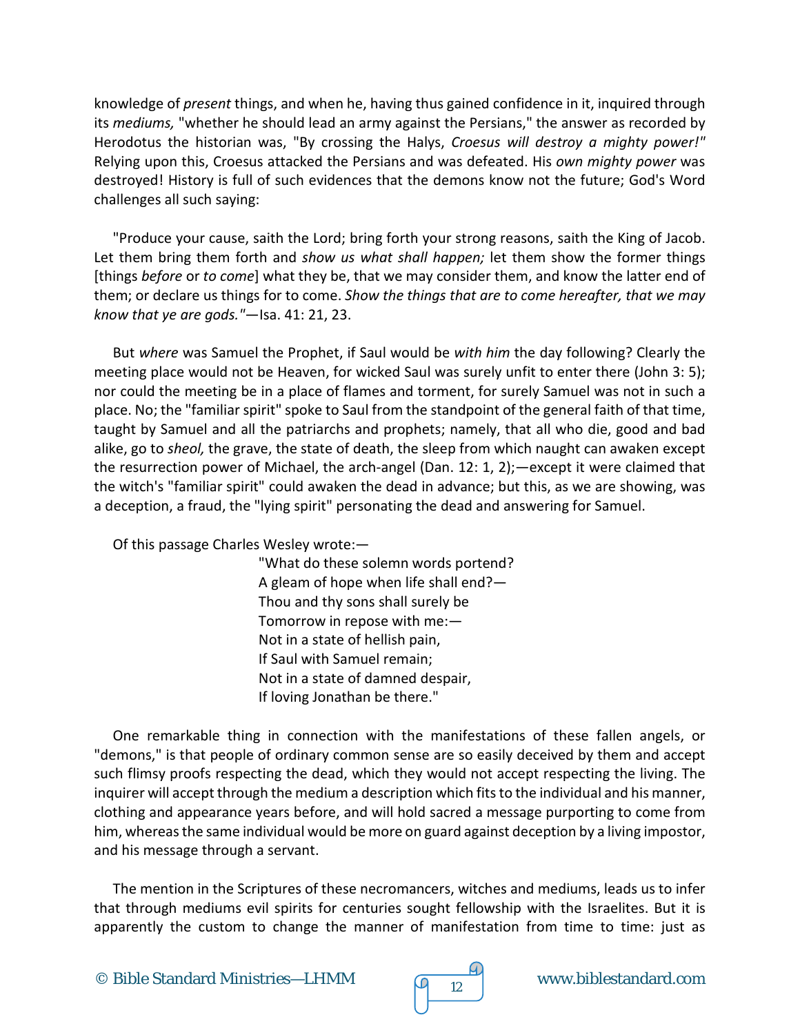knowledge of *present* things, and when he, having thus gained confidence in it, inquired through its *mediums,* "whether he should lead an army against the Persians," the answer as recorded by Herodotus the historian was, "By crossing the Halys, *Croesus will destroy a mighty power!"* Relying upon this, Croesus attacked the Persians and was defeated. His *own mighty power* was destroyed! History is full of such evidences that the demons know not the future; God's Word challenges all such saying:

"Produce your cause, saith the Lord; bring forth your strong reasons, saith the King of Jacob. Let them bring them forth and *show us what shall happen;* let them show the former things [things *before* or *to come*] what they be, that we may consider them, and know the latter end of them; or declare us things for to come. *Show the things that are to come hereafter, that we may know that ye are gods."*—Isa. 41: 21, 23.

But *where* was Samuel the Prophet, if Saul would be *with him* the day following? Clearly the meeting place would not be Heaven, for wicked Saul was surely unfit to enter there (John 3: 5); nor could the meeting be in a place of flames and torment, for surely Samuel was not in such a place. No; the "familiar spirit" spoke to Saul from the standpoint of the general faith of that time, taught by Samuel and all the patriarchs and prophets; namely, that all who die, good and bad alike, go to *sheol,* the grave, the state of death, the sleep from which naught can awaken except the resurrection power of Michael, the arch-angel (Dan. 12: 1, 2);—except it were claimed that the witch's "familiar spirit" could awaken the dead in advance; but this, as we are showing, was a deception, a fraud, the "lying spirit" personating the dead and answering for Samuel.

Of this passage Charles Wesley wrote:—

> "What do these solemn words portend?
> A gleam of hope when life shall end?—
> Thou and thy sons shall surely be
> Tomorrow in repose with me:—
> Not in a state of hellish pain,
> If Saul with Samuel remain;
> Not in a state of damned despair,
> If loving Jonathan be there."

One remarkable thing in connection with the manifestations of these fallen angels, or "demons," is that people of ordinary common sense are so easily deceived by them and accept such flimsy proofs respecting the dead, which they would not accept respecting the living. The inquirer will accept through the medium a description which fits to the individual and his manner, clothing and appearance years before, and will hold sacred a message purporting to come from him, whereas the same individual would be more on guard against deception by a living impostor, and his message through a servant.

The mention in the Scriptures of these necromancers, witches and mediums, leads us to infer that through mediums evil spirits for centuries sought fellowship with the Israelites. But it is apparently the custom to change the manner of manifestation from time to time: just as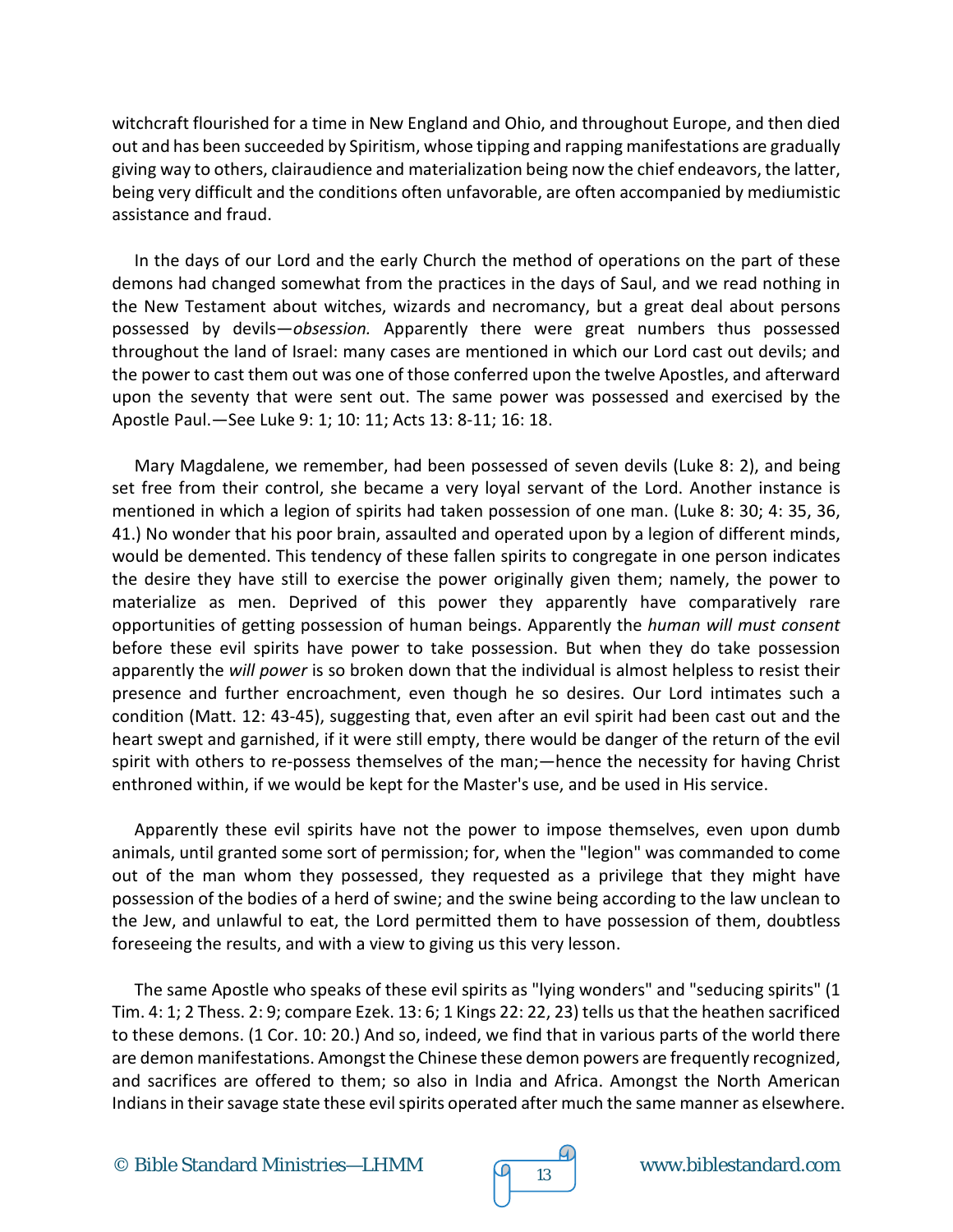witchcraft flourished for a time in New England and Ohio, and throughout Europe, and then died out and has been succeeded by Spiritism, whose tipping and rapping manifestations are gradually giving way to others, clairaudience and materialization being now the chief endeavors, the latter, being very difficult and the conditions often unfavorable, are often accompanied by mediumistic assistance and fraud.

In the days of our Lord and the early Church the method of operations on the part of these demons had changed somewhat from the practices in the days of Saul, and we read nothing in the New Testament about witches, wizards and necromancy, but a great deal about persons possessed by devils—*obsession.* Apparently there were great numbers thus possessed throughout the land of Israel: many cases are mentioned in which our Lord cast out devils; and the power to cast them out was one of those conferred upon the twelve Apostles, and afterward upon the seventy that were sent out. The same power was possessed and exercised by the Apostle Paul.—See Luke 9: 1; 10: 11; Acts 13: 8-11; 16: 18.

Mary Magdalene, we remember, had been possessed of seven devils (Luke 8: 2), and being set free from their control, she became a very loyal servant of the Lord. Another instance is mentioned in which a legion of spirits had taken possession of one man. (Luke 8: 30; 4: 35, 36, 41.) No wonder that his poor brain, assaulted and operated upon by a legion of different minds, would be demented. This tendency of these fallen spirits to congregate in one person indicates the desire they have still to exercise the power originally given them; namely, the power to materialize as men. Deprived of this power they apparently have comparatively rare opportunities of getting possession of human beings. Apparently the *human will must consent* before these evil spirits have power to take possession. But when they do take possession apparently the *will power* is so broken down that the individual is almost helpless to resist their presence and further encroachment, even though he so desires. Our Lord intimates such a condition (Matt. 12: 43-45), suggesting that, even after an evil spirit had been cast out and the heart swept and garnished, if it were still empty, there would be danger of the return of the evil spirit with others to re-possess themselves of the man;—hence the necessity for having Christ enthroned within, if we would be kept for the Master's use, and be used in His service.

Apparently these evil spirits have not the power to impose themselves, even upon dumb animals, until granted some sort of permission; for, when the "legion" was commanded to come out of the man whom they possessed, they requested as a privilege that they might have possession of the bodies of a herd of swine; and the swine being according to the law unclean to the Jew, and unlawful to eat, the Lord permitted them to have possession of them, doubtless foreseeing the results, and with a view to giving us this very lesson.

The same Apostle who speaks of these evil spirits as "lying wonders" and "seducing spirits" (1 Tim. 4: 1; 2 Thess. 2: 9; compare Ezek. 13: 6; 1 Kings 22: 22, 23) tells us that the heathen sacrificed to these demons. (1 Cor. 10: 20.) And so, indeed, we find that in various parts of the world there are demon manifestations. Amongst the Chinese these demon powers are frequently recognized, and sacrifices are offered to them; so also in India and Africa. Amongst the North American Indians in their savage state these evil spirits operated after much the same manner as elsewhere.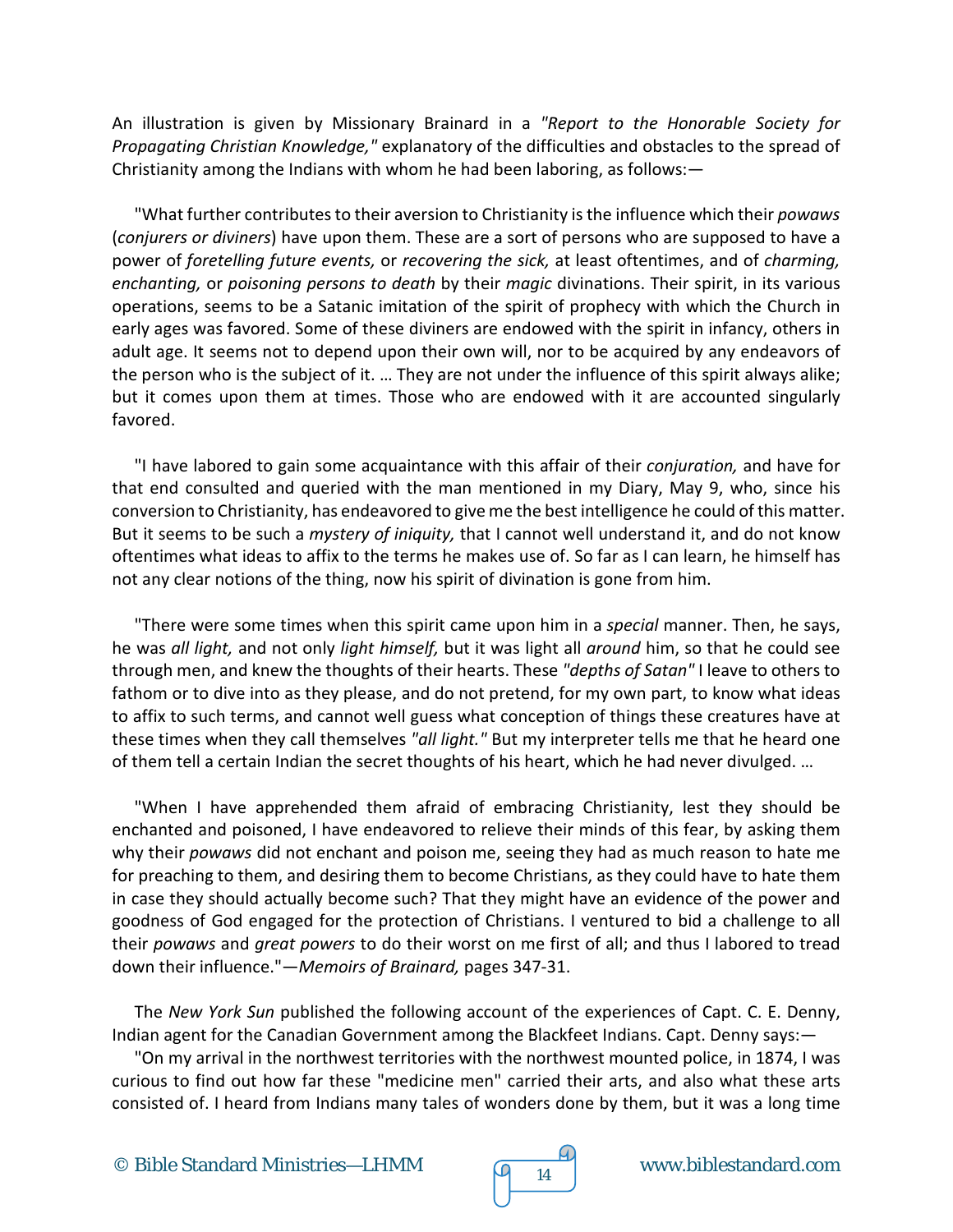An illustration is given by Missionary Brainard in a *"Report to the Honorable Society for Propagating Christian Knowledge,"* explanatory of the difficulties and obstacles to the spread of Christianity among the Indians with whom he had been laboring, as follows:—

"What further contributes to their aversion to Christianity is the influence which their *powaws* (*conjurers or diviners*) have upon them. These are a sort of persons who are supposed to have a power of *foretelling future events,* or *recovering the sick,* at least oftentimes, and of *charming, enchanting,* or *poisoning persons to death* by their *magic* divinations. Their spirit, in its various operations, seems to be a Satanic imitation of the spirit of prophecy with which the Church in early ages was favored. Some of these diviners are endowed with the spirit in infancy, others in adult age. It seems not to depend upon their own will, nor to be acquired by any endeavors of the person who is the subject of it. … They are not under the influence of this spirit always alike; but it comes upon them at times. Those who are endowed with it are accounted singularly favored.

"I have labored to gain some acquaintance with this affair of their *conjuration,* and have for that end consulted and queried with the man mentioned in my Diary, May 9, who, since his conversion to Christianity, has endeavored to give me the best intelligence he could of this matter. But it seems to be such a *mystery of iniquity,* that I cannot well understand it, and do not know oftentimes what ideas to affix to the terms he makes use of. So far as I can learn, he himself has not any clear notions of the thing, now his spirit of divination is gone from him.

"There were some times when this spirit came upon him in a *special* manner. Then, he says, he was *all light,* and not only *light himself,* but it was light all *around* him, so that he could see through men, and knew the thoughts of their hearts. These *"depths of Satan"* I leave to others to fathom or to dive into as they please, and do not pretend, for my own part, to know what ideas to affix to such terms, and cannot well guess what conception of things these creatures have at these times when they call themselves *"all light."* But my interpreter tells me that he heard one of them tell a certain Indian the secret thoughts of his heart, which he had never divulged. …

"When I have apprehended them afraid of embracing Christianity, lest they should be enchanted and poisoned, I have endeavored to relieve their minds of this fear, by asking them why their *powaws* did not enchant and poison me, seeing they had as much reason to hate me for preaching to them, and desiring them to become Christians, as they could have to hate them in case they should actually become such? That they might have an evidence of the power and goodness of God engaged for the protection of Christians. I ventured to bid a challenge to all their *powaws* and *great powers* to do their worst on me first of all; and thus I labored to tread down their influence."—*Memoirs of Brainard,* pages 347-31.

The *New York Sun* published the following account of the experiences of Capt. C. E. Denny, Indian agent for the Canadian Government among the Blackfeet Indians. Capt. Denny says:—

"On my arrival in the northwest territories with the northwest mounted police, in 1874, I was curious to find out how far these "medicine men" carried their arts, and also what these arts consisted of. I heard from Indians many tales of wonders done by them, but it was a long time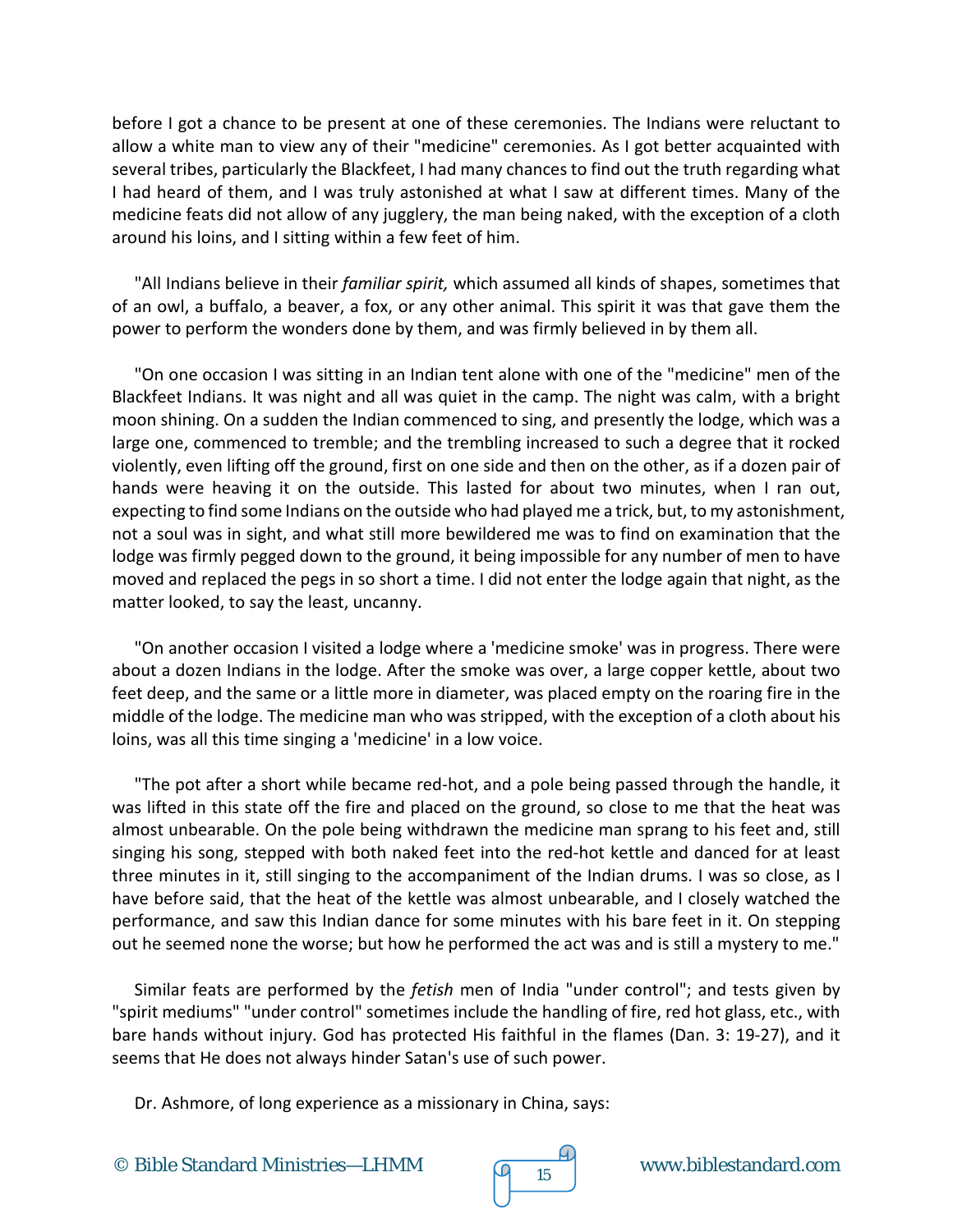before I got a chance to be present at one of these ceremonies. The Indians were reluctant to allow a white man to view any of their "medicine" ceremonies. As I got better acquainted with several tribes, particularly the Blackfeet, I had many chances to find out the truth regarding what I had heard of them, and I was truly astonished at what I saw at different times. Many of the medicine feats did not allow of any jugglery, the man being naked, with the exception of a cloth around his loins, and I sitting within a few feet of him.

"All Indians believe in their *familiar spirit,* which assumed all kinds of shapes, sometimes that of an owl, a buffalo, a beaver, a fox, or any other animal. This spirit it was that gave them the power to perform the wonders done by them, and was firmly believed in by them all.

"On one occasion I was sitting in an Indian tent alone with one of the "medicine" men of the Blackfeet Indians. It was night and all was quiet in the camp. The night was calm, with a bright moon shining. On a sudden the Indian commenced to sing, and presently the lodge, which was a large one, commenced to tremble; and the trembling increased to such a degree that it rocked violently, even lifting off the ground, first on one side and then on the other, as if a dozen pair of hands were heaving it on the outside. This lasted for about two minutes, when I ran out, expecting to find some Indians on the outside who had played me a trick, but, to my astonishment, not a soul was in sight, and what still more bewildered me was to find on examination that the lodge was firmly pegged down to the ground, it being impossible for any number of men to have moved and replaced the pegs in so short a time. I did not enter the lodge again that night, as the matter looked, to say the least, uncanny.

"On another occasion I visited a lodge where a 'medicine smoke' was in progress. There were about a dozen Indians in the lodge. After the smoke was over, a large copper kettle, about two feet deep, and the same or a little more in diameter, was placed empty on the roaring fire in the middle of the lodge. The medicine man who was stripped, with the exception of a cloth about his loins, was all this time singing a 'medicine' in a low voice.

"The pot after a short while became red-hot, and a pole being passed through the handle, it was lifted in this state off the fire and placed on the ground, so close to me that the heat was almost unbearable. On the pole being withdrawn the medicine man sprang to his feet and, still singing his song, stepped with both naked feet into the red-hot kettle and danced for at least three minutes in it, still singing to the accompaniment of the Indian drums. I was so close, as I have before said, that the heat of the kettle was almost unbearable, and I closely watched the performance, and saw this Indian dance for some minutes with his bare feet in it. On stepping out he seemed none the worse; but how he performed the act was and is still a mystery to me."

Similar feats are performed by the *fetish* men of India "under control"; and tests given by "spirit mediums" "under control" sometimes include the handling of fire, red hot glass, etc., with bare hands without injury. God has protected His faithful in the flames (Dan. 3: 19-27), and it seems that He does not always hinder Satan's use of such power.

Dr. Ashmore, of long experience as a missionary in China, says: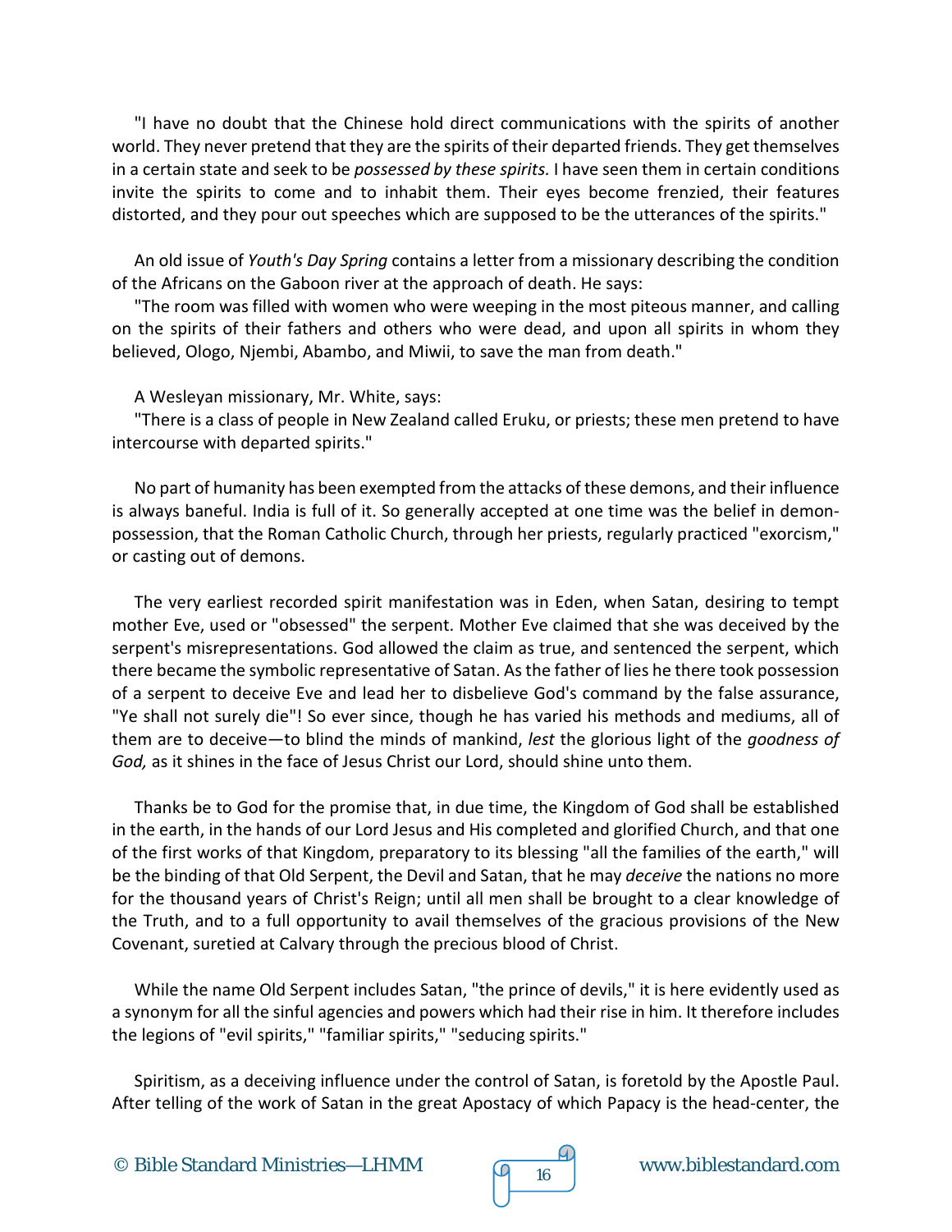"I have no doubt that the Chinese hold direct communications with the spirits of another world. They never pretend that they are the spirits of their departed friends. They get themselves in a certain state and seek to be *possessed by these spirits.* I have seen them in certain conditions invite the spirits to come and to inhabit them. Their eyes become frenzied, their features distorted, and they pour out speeches which are supposed to be the utterances of the spirits."

An old issue of *Youth's Day Spring* contains a letter from a missionary describing the condition of the Africans on the Gaboon river at the approach of death. He says:

"The room was filled with women who were weeping in the most piteous manner, and calling on the spirits of their fathers and others who were dead, and upon all spirits in whom they believed, Ologo, Njembi, Abambo, and Miwii, to save the man from death."

A Wesleyan missionary, Mr. White, says:

"There is a class of people in New Zealand called Eruku, or priests; these men pretend to have intercourse with departed spirits."

No part of humanity has been exempted from the attacks of these demons, and their influence is always baneful. India is full of it. So generally accepted at one time was the belief in demon-possession, that the Roman Catholic Church, through her priests, regularly practiced "exorcism," or casting out of demons.

The very earliest recorded spirit manifestation was in Eden, when Satan, desiring to tempt mother Eve, used or "obsessed" the serpent. Mother Eve claimed that she was deceived by the serpent's misrepresentations. God allowed the claim as true, and sentenced the serpent, which there became the symbolic representative of Satan. As the father of lies he there took possession of a serpent to deceive Eve and lead her to disbelieve God's command by the false assurance, "Ye shall not surely die"! So ever since, though he has varied his methods and mediums, all of them are to deceive—to blind the minds of mankind, *lest* the glorious light of the *goodness of God,* as it shines in the face of Jesus Christ our Lord, should shine unto them.

Thanks be to God for the promise that, in due time, the Kingdom of God shall be established in the earth, in the hands of our Lord Jesus and His completed and glorified Church, and that one of the first works of that Kingdom, preparatory to its blessing "all the families of the earth," will be the binding of that Old Serpent, the Devil and Satan, that he may *deceive* the nations no more for the thousand years of Christ's Reign; until all men shall be brought to a clear knowledge of the Truth, and to a full opportunity to avail themselves of the gracious provisions of the New Covenant, suretied at Calvary through the precious blood of Christ.

While the name Old Serpent includes Satan, "the prince of devils," it is here evidently used as a synonym for all the sinful agencies and powers which had their rise in him. It therefore includes the legions of "evil spirits," "familiar spirits," "seducing spirits."

Spiritism, as a deceiving influence under the control of Satan, is foretold by the Apostle Paul. After telling of the work of Satan in the great Apostacy of which Papacy is the head-center, the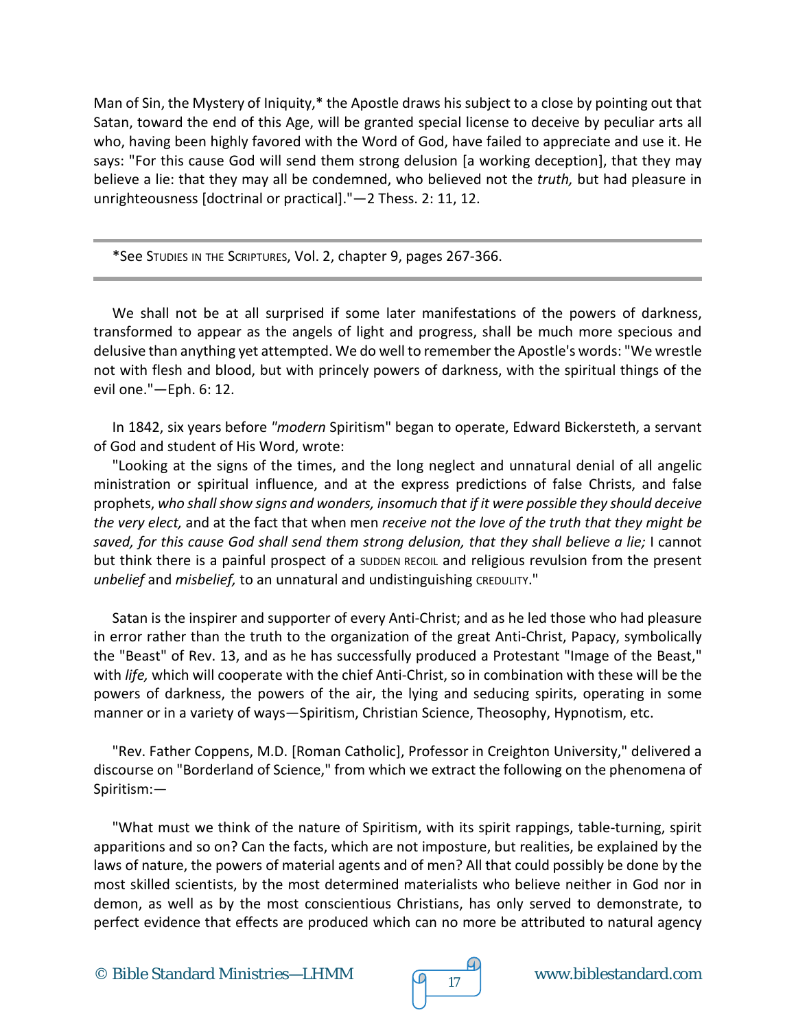Man of Sin, the Mystery of Iniquity,* the Apostle draws his subject to a close by pointing out that Satan, toward the end of this Age, will be granted special license to deceive by peculiar arts all who, having been highly favored with the Word of God, have failed to appreciate and use it. He says: "For this cause God will send them strong delusion [a working deception], that they may believe a lie: that they may all be condemned, who believed not the *truth,* but had pleasure in unrighteousness [doctrinal or practical]."—2 Thess. 2: 11, 12.

---

*See Studies in the Scriptures, Vol. 2, chapter 9, pages 267-366.

---

We shall not be at all surprised if some later manifestations of the powers of darkness, transformed to appear as the angels of light and progress, shall be much more specious and delusive than anything yet attempted. We do well to remember the Apostle's words: "We wrestle not with flesh and blood, but with princely powers of darkness, with the spiritual things of the evil one."—Eph. 6: 12.

In 1842, six years before *"modern* Spiritism" began to operate, Edward Bickersteth, a servant of God and student of His Word, wrote:

"Looking at the signs of the times, and the long neglect and unnatural denial of all angelic ministration or spiritual influence, and at the express predictions of false Christs, and false prophets, *who shall show signs and wonders, insomuch that if it were possible they should deceive the very elect,* and at the fact that when men *receive not the love of the truth that they might be saved, for this cause God shall send them strong delusion, that they shall believe a lie;* I cannot but think there is a painful prospect of a SUDDEN RECOIL and religious revulsion from the present *unbelief* and *misbelief,* to an unnatural and undistinguishing CREDULITY."

Satan is the inspirer and supporter of every Anti-Christ; and as he led those who had pleasure in error rather than the truth to the organization of the great Anti-Christ, Papacy, symbolically the "Beast" of Rev. 13, and as he has successfully produced a Protestant "Image of the Beast," with *life,* which will cooperate with the chief Anti-Christ, so in combination with these will be the powers of darkness, the powers of the air, the lying and seducing spirits, operating in some manner or in a variety of ways—Spiritism, Christian Science, Theosophy, Hypnotism, etc.

"Rev. Father Coppens, M.D. [Roman Catholic], Professor in Creighton University," delivered a discourse on "Borderland of Science," from which we extract the following on the phenomena of Spiritism:—

"What must we think of the nature of Spiritism, with its spirit rappings, table-turning, spirit apparitions and so on? Can the facts, which are not imposture, but realities, be explained by the laws of nature, the powers of material agents and of men? All that could possibly be done by the most skilled scientists, by the most determined materialists who believe neither in God nor in demon, as well as by the most conscientious Christians, has only served to demonstrate, to perfect evidence that effects are produced which can no more be attributed to natural agency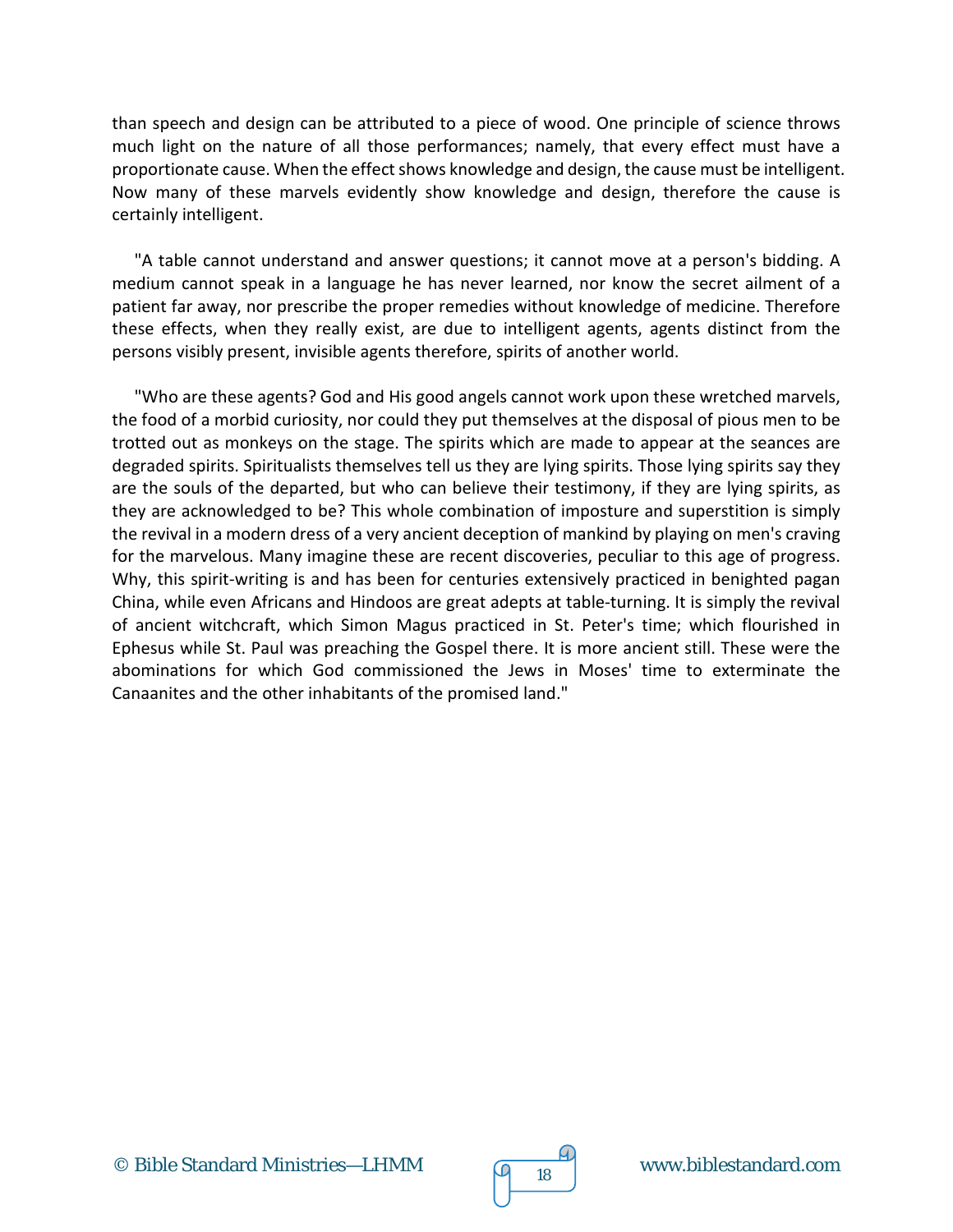than speech and design can be attributed to a piece of wood. One principle of science throws much light on the nature of all those performances; namely, that every effect must have a proportionate cause. When the effect shows knowledge and design, the cause must be intelligent. Now many of these marvels evidently show knowledge and design, therefore the cause is certainly intelligent.

"A table cannot understand and answer questions; it cannot move at a person's bidding. A medium cannot speak in a language he has never learned, nor know the secret ailment of a patient far away, nor prescribe the proper remedies without knowledge of medicine. Therefore these effects, when they really exist, are due to intelligent agents, agents distinct from the persons visibly present, invisible agents therefore, spirits of another world.

"Who are these agents? God and His good angels cannot work upon these wretched marvels, the food of a morbid curiosity, nor could they put themselves at the disposal of pious men to be trotted out as monkeys on the stage. The spirits which are made to appear at the seances are degraded spirits. Spiritualists themselves tell us they are lying spirits. Those lying spirits say they are the souls of the departed, but who can believe their testimony, if they are lying spirits, as they are acknowledged to be? This whole combination of imposture and superstition is simply the revival in a modern dress of a very ancient deception of mankind by playing on men's craving for the marvelous. Many imagine these are recent discoveries, peculiar to this age of progress. Why, this spirit-writing is and has been for centuries extensively practiced in benighted pagan China, while even Africans and Hindoos are great adepts at table-turning. It is simply the revival of ancient witchcraft, which Simon Magus practiced in St. Peter's time; which flourished in Ephesus while St. Paul was preaching the Gospel there. It is more ancient still. These were the abominations for which God commissioned the Jews in Moses' time to exterminate the Canaanites and the other inhabitants of the promised land."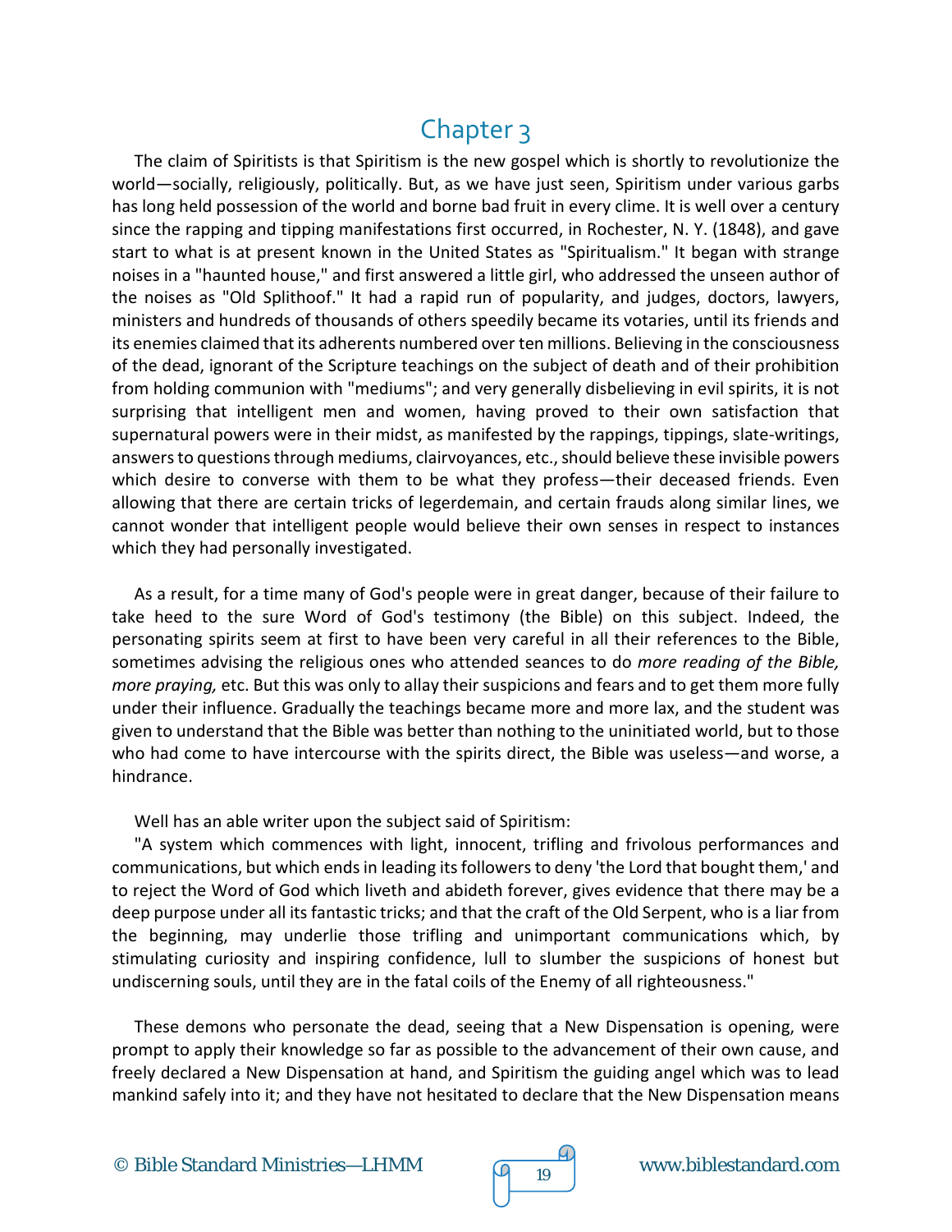# Chapter 3

The claim of Spiritists is that Spiritism is the new gospel which is shortly to revolutionize the world—socially, religiously, politically. But, as we have just seen, Spiritism under various garbs has long held possession of the world and borne bad fruit in every clime. It is well over a century since the rapping and tipping manifestations first occurred, in Rochester, N. Y. (1848), and gave start to what is at present known in the United States as "Spiritualism." It began with strange noises in a "haunted house," and first answered a little girl, who addressed the unseen author of the noises as "Old Splithoof." It had a rapid run of popularity, and judges, doctors, lawyers, ministers and hundreds of thousands of others speedily became its votaries, until its friends and its enemies claimed that its adherents numbered over ten millions. Believing in the consciousness of the dead, ignorant of the Scripture teachings on the subject of death and of their prohibition from holding communion with "mediums"; and very generally disbelieving in evil spirits, it is not surprising that intelligent men and women, having proved to their own satisfaction that supernatural powers were in their midst, as manifested by the rappings, tippings, slate-writings, answers to questions through mediums, clairvoyances, etc., should believe these invisible powers which desire to converse with them to be what they profess—their deceased friends. Even allowing that there are certain tricks of legerdemain, and certain frauds along similar lines, we cannot wonder that intelligent people would believe their own senses in respect to instances which they had personally investigated.

As a result, for a time many of God's people were in great danger, because of their failure to take heed to the sure Word of God's testimony (the Bible) on this subject. Indeed, the personating spirits seem at first to have been very careful in all their references to the Bible, sometimes advising the religious ones who attended seances to do *more reading of the Bible, more praying,* etc. But this was only to allay their suspicions and fears and to get them more fully under their influence. Gradually the teachings became more and more lax, and the student was given to understand that the Bible was better than nothing to the uninitiated world, but to those who had come to have intercourse with the spirits direct, the Bible was useless—and worse, a hindrance.

Well has an able writer upon the subject said of Spiritism:

"A system which commences with light, innocent, trifling and frivolous performances and communications, but which ends in leading its followers to deny 'the Lord that bought them,' and to reject the Word of God which liveth and abideth forever, gives evidence that there may be a deep purpose under all its fantastic tricks; and that the craft of the Old Serpent, who is a liar from the beginning, may underlie those trifling and unimportant communications which, by stimulating curiosity and inspiring confidence, lull to slumber the suspicions of honest but undiscerning souls, until they are in the fatal coils of the Enemy of all righteousness."

These demons who personate the dead, seeing that a New Dispensation is opening, were prompt to apply their knowledge so far as possible to the advancement of their own cause, and freely declared a New Dispensation at hand, and Spiritism the guiding angel which was to lead mankind safely into it; and they have not hesitated to declare that the New Dispensation means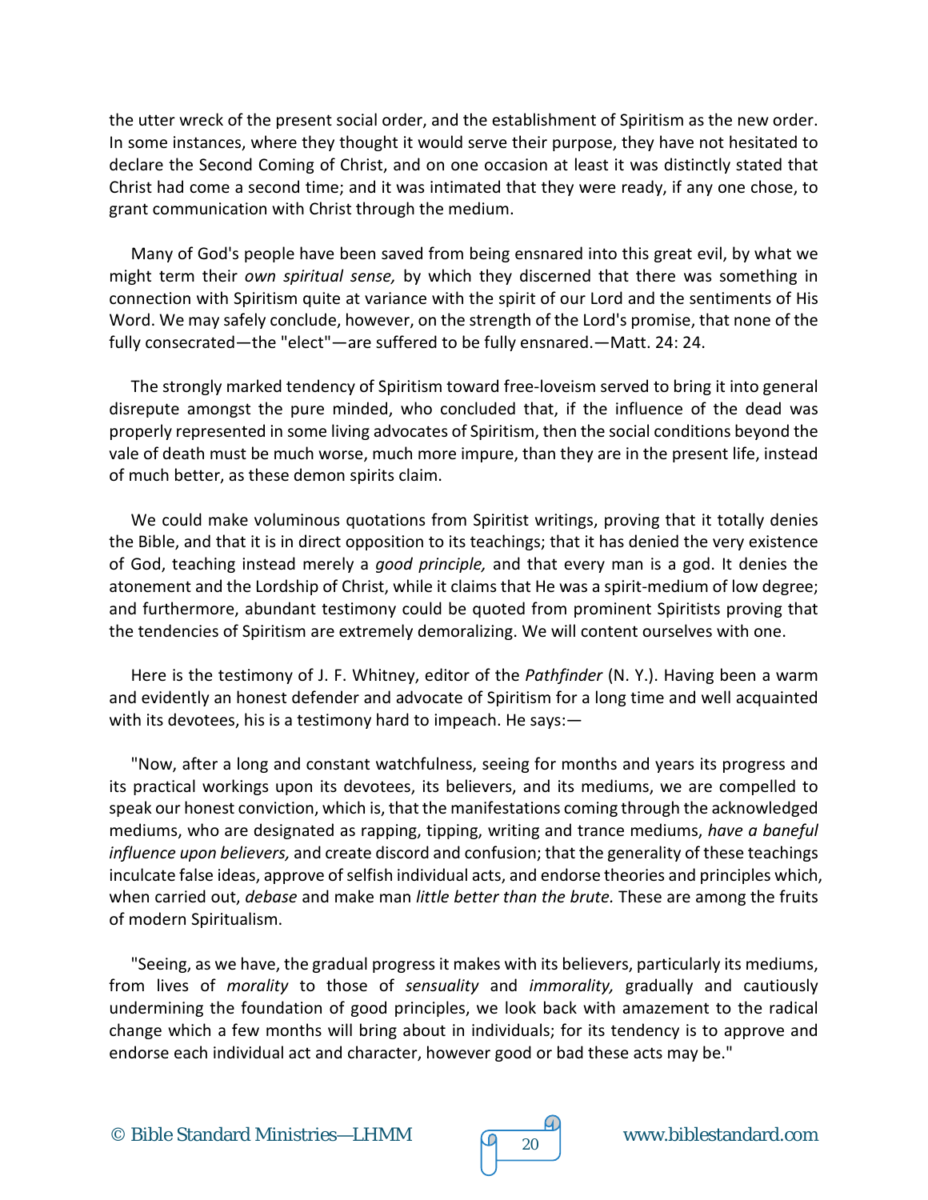the utter wreck of the present social order, and the establishment of Spiritism as the new order. In some instances, where they thought it would serve their purpose, they have not hesitated to declare the Second Coming of Christ, and on one occasion at least it was distinctly stated that Christ had come a second time; and it was intimated that they were ready, if any one chose, to grant communication with Christ through the medium.

Many of God's people have been saved from being ensnared into this great evil, by what we might term their *own spiritual sense,* by which they discerned that there was something in connection with Spiritism quite at variance with the spirit of our Lord and the sentiments of His Word. We may safely conclude, however, on the strength of the Lord's promise, that none of the fully consecrated—the "elect"—are suffered to be fully ensnared.—Matt. 24: 24.

The strongly marked tendency of Spiritism toward free-loveism served to bring it into general disrepute amongst the pure minded, who concluded that, if the influence of the dead was properly represented in some living advocates of Spiritism, then the social conditions beyond the vale of death must be much worse, much more impure, than they are in the present life, instead of much better, as these demon spirits claim.

We could make voluminous quotations from Spiritist writings, proving that it totally denies the Bible, and that it is in direct opposition to its teachings; that it has denied the very existence of God, teaching instead merely a *good principle,* and that every man is a god. It denies the atonement and the Lordship of Christ, while it claims that He was a spirit-medium of low degree; and furthermore, abundant testimony could be quoted from prominent Spiritists proving that the tendencies of Spiritism are extremely demoralizing. We will content ourselves with one.

Here is the testimony of J. F. Whitney, editor of the *Pathfinder* (N. Y.). Having been a warm and evidently an honest defender and advocate of Spiritism for a long time and well acquainted with its devotees, his is a testimony hard to impeach. He says:—

"Now, after a long and constant watchfulness, seeing for months and years its progress and its practical workings upon its devotees, its believers, and its mediums, we are compelled to speak our honest conviction, which is, that the manifestations coming through the acknowledged mediums, who are designated as rapping, tipping, writing and trance mediums, *have a baneful influence upon believers,* and create discord and confusion; that the generality of these teachings inculcate false ideas, approve of selfish individual acts, and endorse theories and principles which, when carried out, *debase* and make man *little better than the brute.* These are among the fruits of modern Spiritualism.

"Seeing, as we have, the gradual progress it makes with its believers, particularly its mediums, from lives of *morality* to those of *sensuality* and *immorality,* gradually and cautiously undermining the foundation of good principles, we look back with amazement to the radical change which a few months will bring about in individuals; for its tendency is to approve and endorse each individual act and character, however good or bad these acts may be."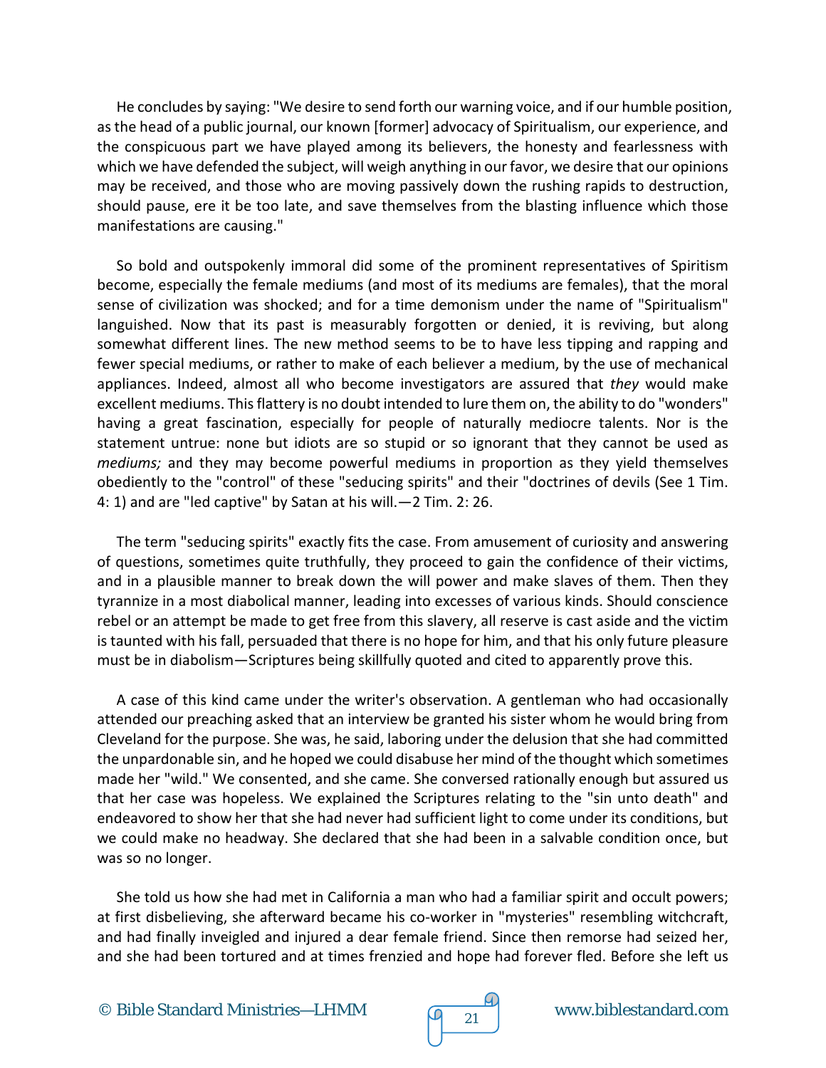He concludes by saying: "We desire to send forth our warning voice, and if our humble position, as the head of a public journal, our known [former] advocacy of Spiritualism, our experience, and the conspicuous part we have played among its believers, the honesty and fearlessness with which we have defended the subject, will weigh anything in our favor, we desire that our opinions may be received, and those who are moving passively down the rushing rapids to destruction, should pause, ere it be too late, and save themselves from the blasting influence which those manifestations are causing."

So bold and outspokenly immoral did some of the prominent representatives of Spiritism become, especially the female mediums (and most of its mediums are females), that the moral sense of civilization was shocked; and for a time demonism under the name of "Spiritualism" languished. Now that its past is measurably forgotten or denied, it is reviving, but along somewhat different lines. The new method seems to be to have less tipping and rapping and fewer special mediums, or rather to make of each believer a medium, by the use of mechanical appliances. Indeed, almost all who become investigators are assured that *they* would make excellent mediums. This flattery is no doubt intended to lure them on, the ability to do "wonders" having a great fascination, especially for people of naturally mediocre talents. Nor is the statement untrue: none but idiots are so stupid or so ignorant that they cannot be used as *mediums;* and they may become powerful mediums in proportion as they yield themselves obediently to the "control" of these "seducing spirits" and their "doctrines of devils (See 1 Tim. 4: 1) and are "led captive" by Satan at his will.—2 Tim. 2: 26.

The term "seducing spirits" exactly fits the case. From amusement of curiosity and answering of questions, sometimes quite truthfully, they proceed to gain the confidence of their victims, and in a plausible manner to break down the will power and make slaves of them. Then they tyrannize in a most diabolical manner, leading into excesses of various kinds. Should conscience rebel or an attempt be made to get free from this slavery, all reserve is cast aside and the victim is taunted with his fall, persuaded that there is no hope for him, and that his only future pleasure must be in diabolism—Scriptures being skillfully quoted and cited to apparently prove this.

A case of this kind came under the writer's observation. A gentleman who had occasionally attended our preaching asked that an interview be granted his sister whom he would bring from Cleveland for the purpose. She was, he said, laboring under the delusion that she had committed the unpardonable sin, and he hoped we could disabuse her mind of the thought which sometimes made her "wild." We consented, and she came. She conversed rationally enough but assured us that her case was hopeless. We explained the Scriptures relating to the "sin unto death" and endeavored to show her that she had never had sufficient light to come under its conditions, but we could make no headway. She declared that she had been in a salvable condition once, but was so no longer.

She told us how she had met in California a man who had a familiar spirit and occult powers; at first disbelieving, she afterward became his co-worker in "mysteries" resembling witchcraft, and had finally inveigled and injured a dear female friend. Since then remorse had seized her, and she had been tortured and at times frenzied and hope had forever fled. Before she left us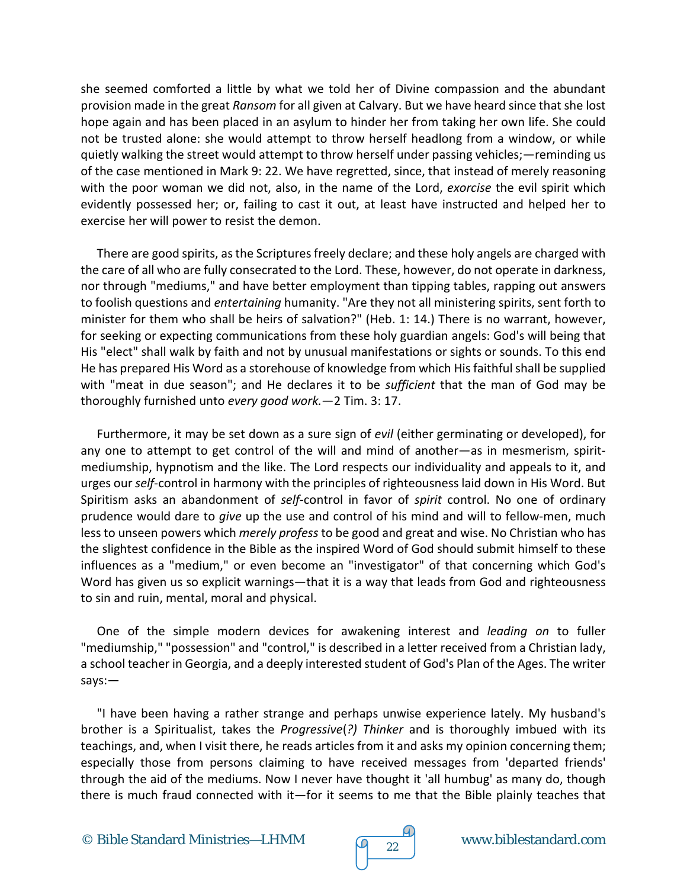she seemed comforted a little by what we told her of Divine compassion and the abundant provision made in the great *Ransom* for all given at Calvary. But we have heard since that she lost hope again and has been placed in an asylum to hinder her from taking her own life. She could not be trusted alone: she would attempt to throw herself headlong from a window, or while quietly walking the street would attempt to throw herself under passing vehicles;—reminding us of the case mentioned in Mark 9: 22. We have regretted, since, that instead of merely reasoning with the poor woman we did not, also, in the name of the Lord, *exorcise* the evil spirit which evidently possessed her; or, failing to cast it out, at least have instructed and helped her to exercise her will power to resist the demon.

There are good spirits, as the Scriptures freely declare; and these holy angels are charged with the care of all who are fully consecrated to the Lord. These, however, do not operate in darkness, nor through "mediums," and have better employment than tipping tables, rapping out answers to foolish questions and *entertaining* humanity. "Are they not all ministering spirits, sent forth to minister for them who shall be heirs of salvation?" (Heb. 1: 14.) There is no warrant, however, for seeking or expecting communications from these holy guardian angels: God's will being that His "elect" shall walk by faith and not by unusual manifestations or sights or sounds. To this end He has prepared His Word as a storehouse of knowledge from which His faithful shall be supplied with "meat in due season"; and He declares it to be *sufficient* that the man of God may be thoroughly furnished unto *every good work.*—2 Tim. 3: 17.

Furthermore, it may be set down as a sure sign of *evil* (either germinating or developed), for any one to attempt to get control of the will and mind of another—as in mesmerism, spirit-mediumship, hypnotism and the like. The Lord respects our individuality and appeals to it, and urges our *self*-control in harmony with the principles of righteousness laid down in His Word. But Spiritism asks an abandonment of *self*-control in favor of *spirit* control. No one of ordinary prudence would dare to *give* up the use and control of his mind and will to fellow-men, much less to unseen powers which *merely profess* to be good and great and wise. No Christian who has the slightest confidence in the Bible as the inspired Word of God should submit himself to these influences as a "medium," or even become an "investigator" of that concerning which God's Word has given us so explicit warnings—that it is a way that leads from God and righteousness to sin and ruin, mental, moral and physical.

One of the simple modern devices for awakening interest and *leading on* to fuller "mediumship," "possession" and "control," is described in a letter received from a Christian lady, a school teacher in Georgia, and a deeply interested student of God's Plan of the Ages. The writer says:—

"I have been having a rather strange and perhaps unwise experience lately. My husband's brother is a Spiritualist, takes the *Progressive(?) Thinker* and is thoroughly imbued with its teachings, and, when I visit there, he reads articles from it and asks my opinion concerning them; especially those from persons claiming to have received messages from 'departed friends' through the aid of the mediums. Now I never have thought it 'all humbug' as many do, though there is much fraud connected with it—for it seems to me that the Bible plainly teaches that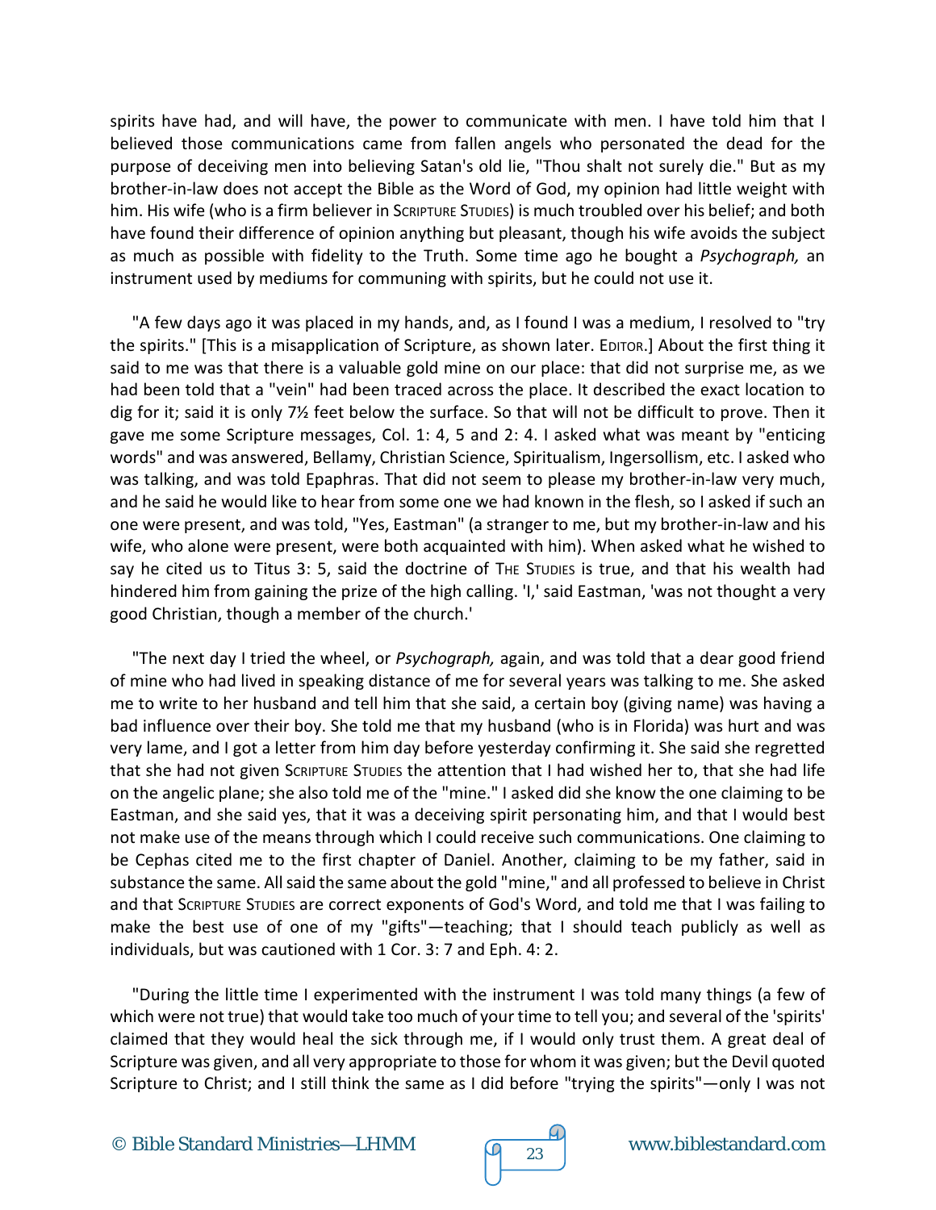spirits have had, and will have, the power to communicate with men. I have told him that I believed those communications came from fallen angels who personated the dead for the purpose of deceiving men into believing Satan's old lie, "Thou shalt not surely die." But as my brother-in-law does not accept the Bible as the Word of God, my opinion had little weight with him. His wife (who is a firm believer in SCRIPTURE STUDIES) is much troubled over his belief; and both have found their difference of opinion anything but pleasant, though his wife avoids the subject as much as possible with fidelity to the Truth. Some time ago he bought a *Psychograph,* an instrument used by mediums for communing with spirits, but he could not use it.

"A few days ago it was placed in my hands, and, as I found I was a medium, I resolved to "try the spirits." [This is a misapplication of Scripture, as shown later. EDITOR.] About the first thing it said to me was that there is a valuable gold mine on our place: that did not surprise me, as we had been told that a "vein" had been traced across the place. It described the exact location to dig for it; said it is only 7½ feet below the surface. So that will not be difficult to prove. Then it gave me some Scripture messages, Col. 1: 4, 5 and 2: 4. I asked what was meant by "enticing words" and was answered, Bellamy, Christian Science, Spiritualism, Ingersollism, etc. I asked who was talking, and was told Epaphras. That did not seem to please my brother-in-law very much, and he said he would like to hear from some one we had known in the flesh, so I asked if such an one were present, and was told, "Yes, Eastman" (a stranger to me, but my brother-in-law and his wife, who alone were present, were both acquainted with him). When asked what he wished to say he cited us to Titus 3: 5, said the doctrine of THE STUDIES is true, and that his wealth had hindered him from gaining the prize of the high calling. 'I,' said Eastman, 'was not thought a very good Christian, though a member of the church.'

"The next day I tried the wheel, or *Psychograph,* again, and was told that a dear good friend of mine who had lived in speaking distance of me for several years was talking to me. She asked me to write to her husband and tell him that she said, a certain boy (giving name) was having a bad influence over their boy. She told me that my husband (who is in Florida) was hurt and was very lame, and I got a letter from him day before yesterday confirming it. She said she regretted that she had not given SCRIPTURE STUDIES the attention that I had wished her to, that she had life on the angelic plane; she also told me of the "mine." I asked did she know the one claiming to be Eastman, and she said yes, that it was a deceiving spirit personating him, and that I would best not make use of the means through which I could receive such communications. One claiming to be Cephas cited me to the first chapter of Daniel. Another, claiming to be my father, said in substance the same. All said the same about the gold "mine," and all professed to believe in Christ and that SCRIPTURE STUDIES are correct exponents of God's Word, and told me that I was failing to make the best use of one of my "gifts"—teaching; that I should teach publicly as well as individuals, but was cautioned with 1 Cor. 3: 7 and Eph. 4: 2.

"During the little time I experimented with the instrument I was told many things (a few of which were not true) that would take too much of your time to tell you; and several of the 'spirits' claimed that they would heal the sick through me, if I would only trust them. A great deal of Scripture was given, and all very appropriate to those for whom it was given; but the Devil quoted Scripture to Christ; and I still think the same as I did before "trying the spirits"—only I was not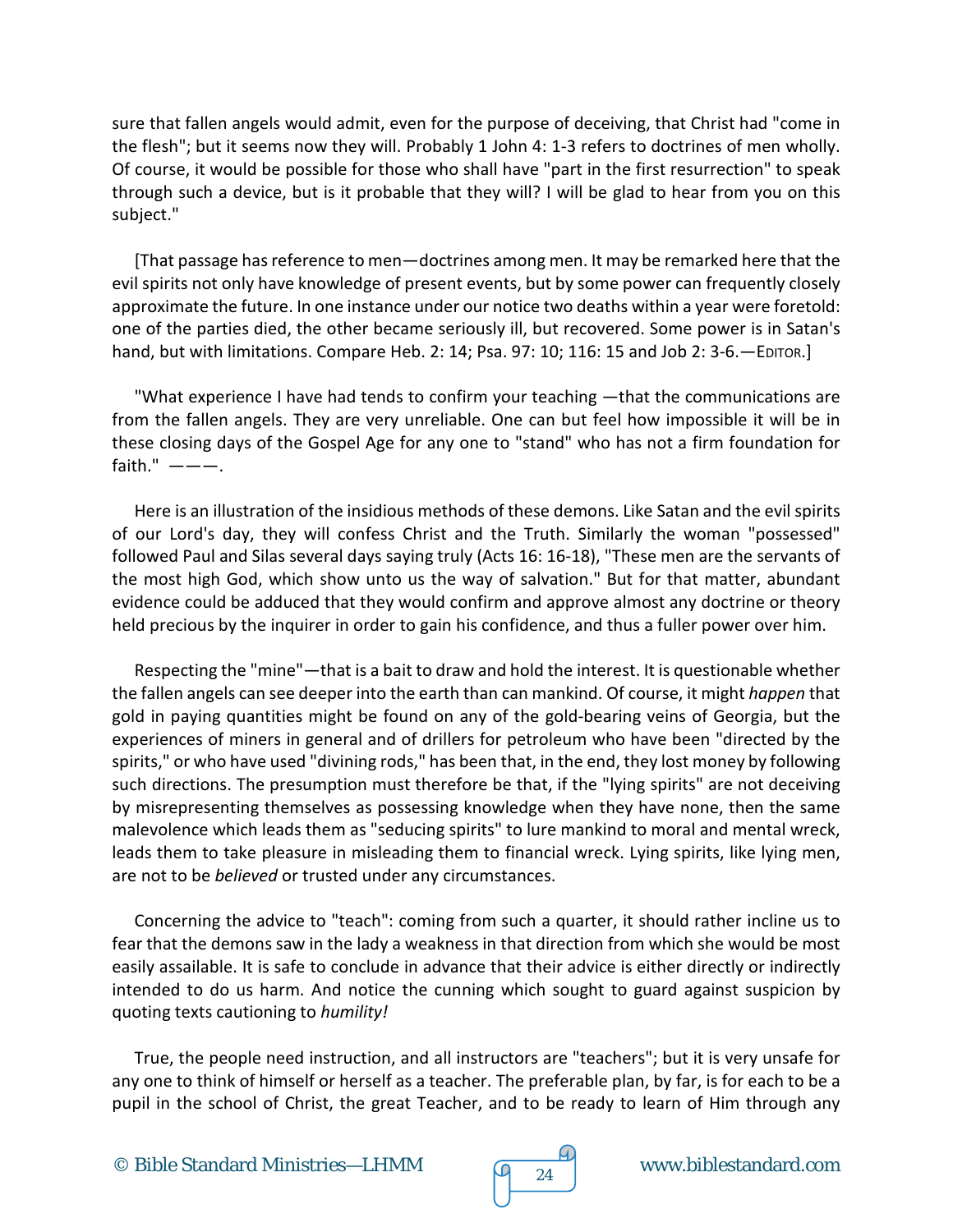sure that fallen angels would admit, even for the purpose of deceiving, that Christ had "come in the flesh"; but it seems now they will. Probably 1 John 4: 1-3 refers to doctrines of men wholly. Of course, it would be possible for those who shall have "part in the first resurrection" to speak through such a device, but is it probable that they will? I will be glad to hear from you on this subject."

[That passage has reference to men—doctrines among men. It may be remarked here that the evil spirits not only have knowledge of present events, but by some power can frequently closely approximate the future. In one instance under our notice two deaths within a year were foretold: one of the parties died, the other became seriously ill, but recovered. Some power is in Satan's hand, but with limitations. Compare Heb. 2: 14; Psa. 97: 10; 116: 15 and Job 2: 3-6.—EDITOR.]

"What experience I have had tends to confirm your teaching —that the communications are from the fallen angels. They are very unreliable. One can but feel how impossible it will be in these closing days of the Gospel Age for any one to "stand" who has not a firm foundation for faith." ———.

Here is an illustration of the insidious methods of these demons. Like Satan and the evil spirits of our Lord's day, they will confess Christ and the Truth. Similarly the woman "possessed" followed Paul and Silas several days saying truly (Acts 16: 16-18), "These men are the servants of the most high God, which show unto us the way of salvation." But for that matter, abundant evidence could be adduced that they would confirm and approve almost any doctrine or theory held precious by the inquirer in order to gain his confidence, and thus a fuller power over him.

Respecting the "mine"—that is a bait to draw and hold the interest. It is questionable whether the fallen angels can see deeper into the earth than can mankind. Of course, it might *happen* that gold in paying quantities might be found on any of the gold-bearing veins of Georgia, but the experiences of miners in general and of drillers for petroleum who have been "directed by the spirits," or who have used "divining rods," has been that, in the end, they lost money by following such directions. The presumption must therefore be that, if the "lying spirits" are not deceiving by misrepresenting themselves as possessing knowledge when they have none, then the same malevolence which leads them as "seducing spirits" to lure mankind to moral and mental wreck, leads them to take pleasure in misleading them to financial wreck. Lying spirits, like lying men, are not to be *believed* or trusted under any circumstances.

Concerning the advice to "teach": coming from such a quarter, it should rather incline us to fear that the demons saw in the lady a weakness in that direction from which she would be most easily assailable. It is safe to conclude in advance that their advice is either directly or indirectly intended to do us harm. And notice the cunning which sought to guard against suspicion by quoting texts cautioning to *humility!*

True, the people need instruction, and all instructors are "teachers"; but it is very unsafe for any one to think of himself or herself as a teacher. The preferable plan, by far, is for each to be a pupil in the school of Christ, the great Teacher, and to be ready to learn of Him through any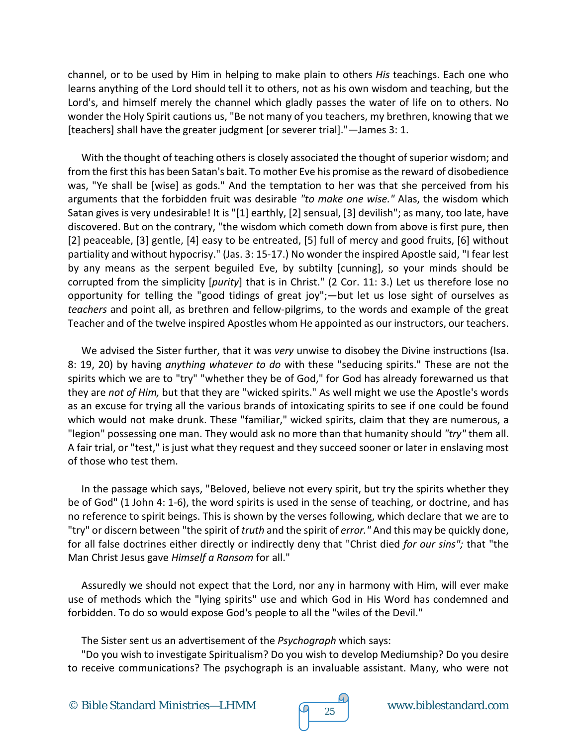channel, or to be used by Him in helping to make plain to others *His* teachings. Each one who learns anything of the Lord should tell it to others, not as his own wisdom and teaching, but the Lord's, and himself merely the channel which gladly passes the water of life on to others. No wonder the Holy Spirit cautions us, "Be not many of you teachers, my brethren, knowing that we [teachers] shall have the greater judgment [or severer trial]."—James 3: 1.

With the thought of teaching others is closely associated the thought of superior wisdom; and from the first this has been Satan's bait. To mother Eve his promise as the reward of disobedience was, "Ye shall be [wise] as gods." And the temptation to her was that she perceived from his arguments that the forbidden fruit was desirable *"to make one wise."* Alas, the wisdom which Satan gives is very undesirable! It is "[1] earthly, [2] sensual, [3] devilish"; as many, too late, have discovered. But on the contrary, "the wisdom which cometh down from above is first pure, then [2] peaceable, [3] gentle, [4] easy to be entreated, [5] full of mercy and good fruits, [6] without partiality and without hypocrisy." (Jas. 3: 15-17.) No wonder the inspired Apostle said, "I fear lest by any means as the serpent beguiled Eve, by subtilty [cunning], so your minds should be corrupted from the simplicity [*purity*] that is in Christ." (2 Cor. 11: 3.) Let us therefore lose no opportunity for telling the "good tidings of great joy";—but let us lose sight of ourselves as *teachers* and point all, as brethren and fellow-pilgrims, to the words and example of the great Teacher and of the twelve inspired Apostles whom He appointed as our instructors, our teachers.

We advised the Sister further, that it was *very* unwise to disobey the Divine instructions (Isa. 8: 19, 20) by having *anything whatever to do* with these "seducing spirits." These are not the spirits which we are to "try" "whether they be of God," for God has already forewarned us that they are *not of Him,* but that they are "wicked spirits." As well might we use the Apostle's words as an excuse for trying all the various brands of intoxicating spirits to see if one could be found which would not make drunk. These "familiar," wicked spirits, claim that they are numerous, a "legion" possessing one man. They would ask no more than that humanity should *"try"* them all. A fair trial, or "test," is just what they request and they succeed sooner or later in enslaving most of those who test them.

In the passage which says, "Beloved, believe not every spirit, but try the spirits whether they be of God" (1 John 4: 1-6), the word spirits is used in the sense of teaching, or doctrine, and has no reference to spirit beings. This is shown by the verses following, which declare that we are to "try" or discern between "the spirit of *truth* and the spirit of *error."* And this may be quickly done, for all false doctrines either directly or indirectly deny that "Christ died *for our sins";* that "the Man Christ Jesus gave *Himself a Ransom* for all."

Assuredly we should not expect that the Lord, nor any in harmony with Him, will ever make use of methods which the "lying spirits" use and which God in His Word has condemned and forbidden. To do so would expose God's people to all the "wiles of the Devil."

The Sister sent us an advertisement of the *Psychograph* which says:

"Do you wish to investigate Spiritualism? Do you wish to develop Mediumship? Do you desire to receive communications? The psychograph is an invaluable assistant. Many, who were not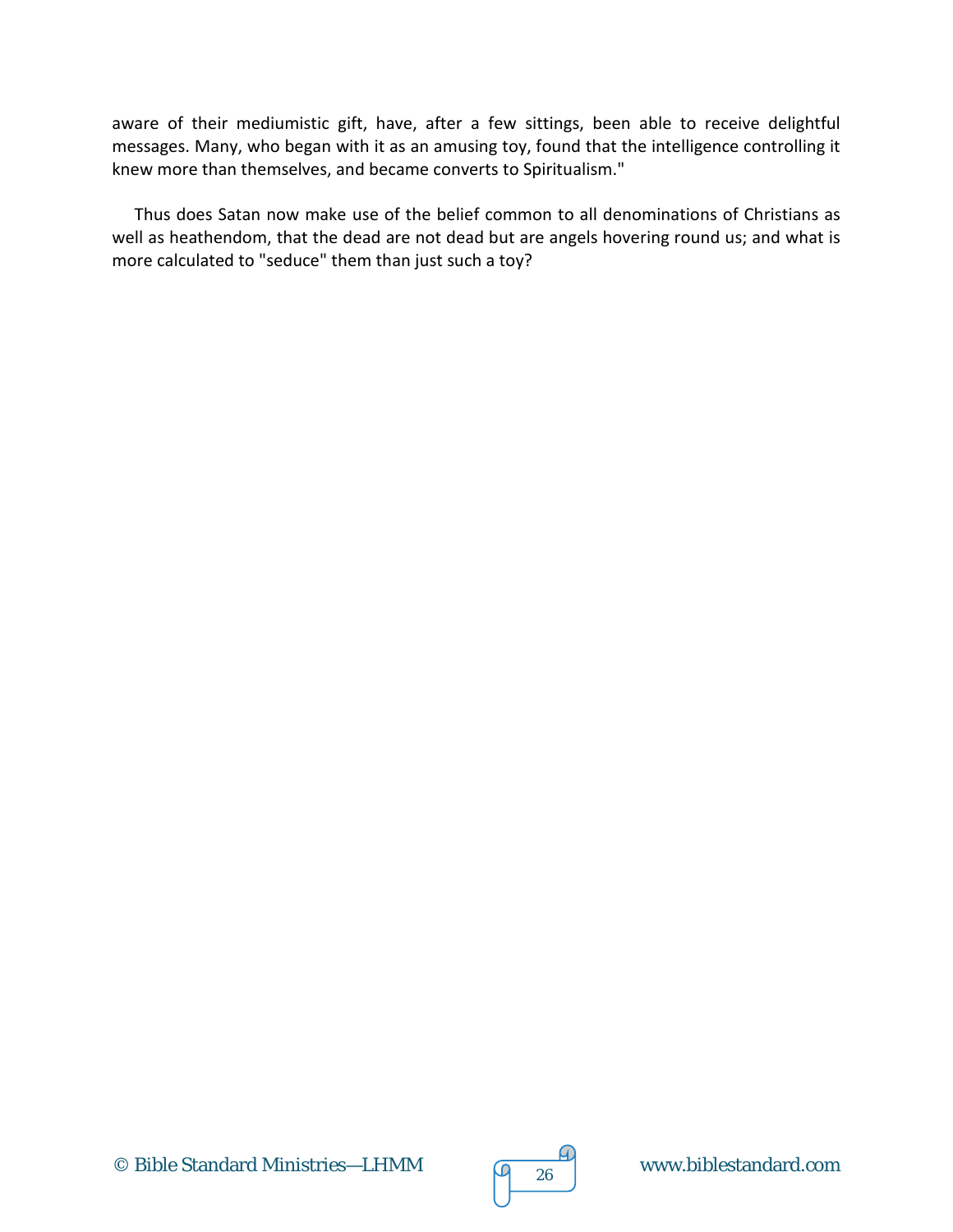aware of their mediumistic gift, have, after a few sittings, been able to receive delightful messages. Many, who began with it as an amusing toy, found that the intelligence controlling it knew more than themselves, and became converts to Spiritualism."

Thus does Satan now make use of the belief common to all denominations of Christians as well as heathendom, that the dead are not dead but are angels hovering round us; and what is more calculated to "seduce" them than just such a toy?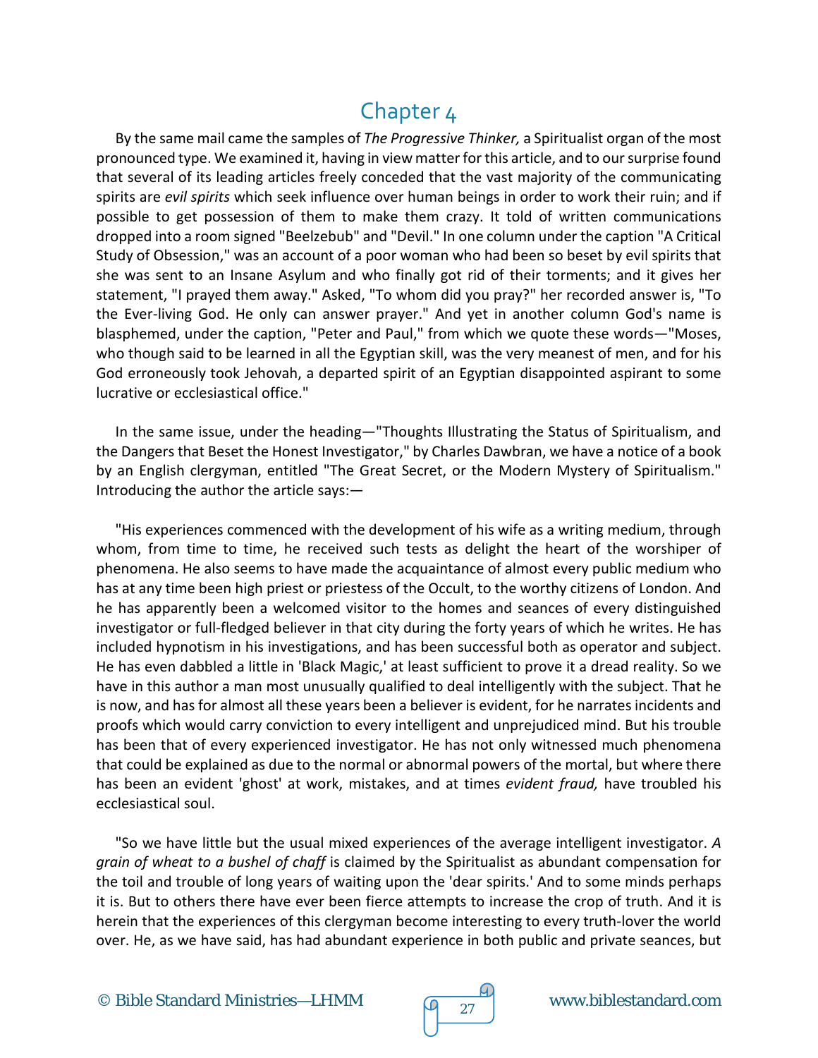# Chapter 4

By the same mail came the samples of *The Progressive Thinker,* a Spiritualist organ of the most pronounced type. We examined it, having in view matter for this article, and to our surprise found that several of its leading articles freely conceded that the vast majority of the communicating spirits are *evil spirits* which seek influence over human beings in order to work their ruin; and if possible to get possession of them to make them crazy. It told of written communications dropped into a room signed "Beelzebub" and "Devil." In one column under the caption "A Critical Study of Obsession," was an account of a poor woman who had been so beset by evil spirits that she was sent to an Insane Asylum and who finally got rid of their torments; and it gives her statement, "I prayed them away." Asked, "To whom did you pray?" her recorded answer is, "To the Ever-living God. He only can answer prayer." And yet in another column God's name is blasphemed, under the caption, "Peter and Paul," from which we quote these words—"Moses, who though said to be learned in all the Egyptian skill, was the very meanest of men, and for his God erroneously took Jehovah, a departed spirit of an Egyptian disappointed aspirant to some lucrative or ecclesiastical office."

In the same issue, under the heading—"Thoughts Illustrating the Status of Spiritualism, and the Dangers that Beset the Honest Investigator," by Charles Dawbran, we have a notice of a book by an English clergyman, entitled "The Great Secret, or the Modern Mystery of Spiritualism." Introducing the author the article says:—

"His experiences commenced with the development of his wife as a writing medium, through whom, from time to time, he received such tests as delight the heart of the worshiper of phenomena. He also seems to have made the acquaintance of almost every public medium who has at any time been high priest or priestess of the Occult, to the worthy citizens of London. And he has apparently been a welcomed visitor to the homes and seances of every distinguished investigator or full-fledged believer in that city during the forty years of which he writes. He has included hypnotism in his investigations, and has been successful both as operator and subject. He has even dabbled a little in 'Black Magic,' at least sufficient to prove it a dread reality. So we have in this author a man most unusually qualified to deal intelligently with the subject. That he is now, and has for almost all these years been a believer is evident, for he narrates incidents and proofs which would carry conviction to every intelligent and unprejudiced mind. But his trouble has been that of every experienced investigator. He has not only witnessed much phenomena that could be explained as due to the normal or abnormal powers of the mortal, but where there has been an evident 'ghost' at work, mistakes, and at times *evident fraud,* have troubled his ecclesiastical soul.

"So we have little but the usual mixed experiences of the average intelligent investigator. *A grain of wheat to a bushel of chaff* is claimed by the Spiritualist as abundant compensation for the toil and trouble of long years of waiting upon the 'dear spirits.' And to some minds perhaps it is. But to others there have ever been fierce attempts to increase the crop of truth. And it is herein that the experiences of this clergyman become interesting to every truth-lover the world over. He, as we have said, has had abundant experience in both public and private seances, but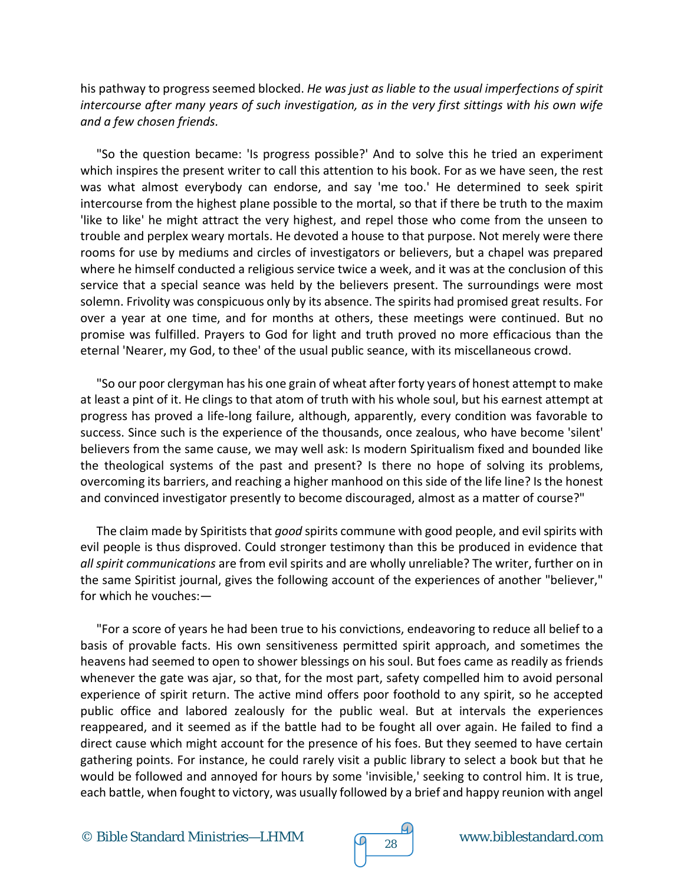his pathway to progress seemed blocked. *He was just as liable to the usual imperfections of spirit intercourse after many years of such investigation, as in the very first sittings with his own wife and a few chosen friends.*

"So the question became: 'Is progress possible?' And to solve this he tried an experiment which inspires the present writer to call this attention to his book. For as we have seen, the rest was what almost everybody can endorse, and say 'me too.' He determined to seek spirit intercourse from the highest plane possible to the mortal, so that if there be truth to the maxim 'like to like' he might attract the very highest, and repel those who come from the unseen to trouble and perplex weary mortals. He devoted a house to that purpose. Not merely were there rooms for use by mediums and circles of investigators or believers, but a chapel was prepared where he himself conducted a religious service twice a week, and it was at the conclusion of this service that a special seance was held by the believers present. The surroundings were most solemn. Frivolity was conspicuous only by its absence. The spirits had promised great results. For over a year at one time, and for months at others, these meetings were continued. But no promise was fulfilled. Prayers to God for light and truth proved no more efficacious than the eternal 'Nearer, my God, to thee' of the usual public seance, with its miscellaneous crowd.

"So our poor clergyman has his one grain of wheat after forty years of honest attempt to make at least a pint of it. He clings to that atom of truth with his whole soul, but his earnest attempt at progress has proved a life-long failure, although, apparently, every condition was favorable to success. Since such is the experience of the thousands, once zealous, who have become 'silent' believers from the same cause, we may well ask: Is modern Spiritualism fixed and bounded like the theological systems of the past and present? Is there no hope of solving its problems, overcoming its barriers, and reaching a higher manhood on this side of the life line? Is the honest and convinced investigator presently to become discouraged, almost as a matter of course?"

The claim made by Spiritists that *good* spirits commune with good people, and evil spirits with evil people is thus disproved. Could stronger testimony than this be produced in evidence that *all spirit communications* are from evil spirits and are wholly unreliable? The writer, further on in the same Spiritist journal, gives the following account of the experiences of another "believer," for which he vouches:—

"For a score of years he had been true to his convictions, endeavoring to reduce all belief to a basis of provable facts. His own sensitiveness permitted spirit approach, and sometimes the heavens had seemed to open to shower blessings on his soul. But foes came as readily as friends whenever the gate was ajar, so that, for the most part, safety compelled him to avoid personal experience of spirit return. The active mind offers poor foothold to any spirit, so he accepted public office and labored zealously for the public weal. But at intervals the experiences reappeared, and it seemed as if the battle had to be fought all over again. He failed to find a direct cause which might account for the presence of his foes. But they seemed to have certain gathering points. For instance, he could rarely visit a public library to select a book but that he would be followed and annoyed for hours by some 'invisible,' seeking to control him. It is true, each battle, when fought to victory, was usually followed by a brief and happy reunion with angel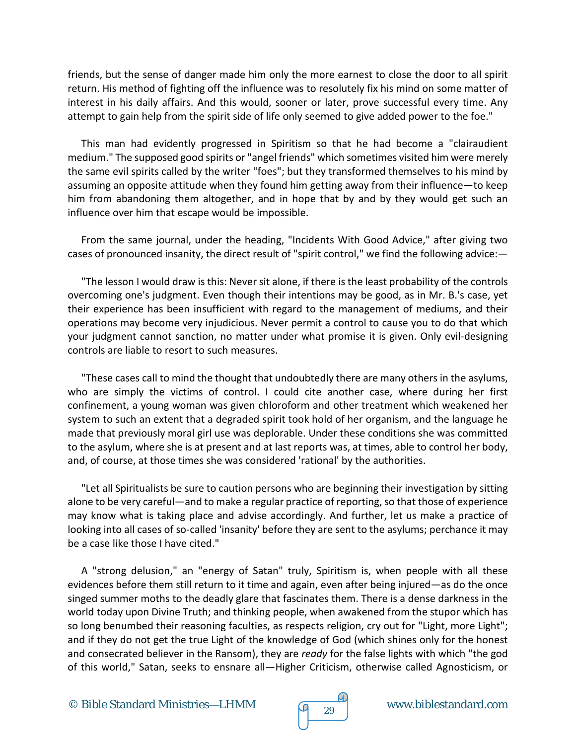friends, but the sense of danger made him only the more earnest to close the door to all spirit return. His method of fighting off the influence was to resolutely fix his mind on some matter of interest in his daily affairs. And this would, sooner or later, prove successful every time. Any attempt to gain help from the spirit side of life only seemed to give added power to the foe."

This man had evidently progressed in Spiritism so that he had become a "clairaudient medium." The supposed good spirits or "angel friends" which sometimes visited him were merely the same evil spirits called by the writer "foes"; but they transformed themselves to his mind by assuming an opposite attitude when they found him getting away from their influence—to keep him from abandoning them altogether, and in hope that by and by they would get such an influence over him that escape would be impossible.

From the same journal, under the heading, "Incidents With Good Advice," after giving two cases of pronounced insanity, the direct result of "spirit control," we find the following advice:—

"The lesson I would draw is this: Never sit alone, if there is the least probability of the controls overcoming one's judgment. Even though their intentions may be good, as in Mr. B.'s case, yet their experience has been insufficient with regard to the management of mediums, and their operations may become very injudicious. Never permit a control to cause you to do that which your judgment cannot sanction, no matter under what promise it is given. Only evil-designing controls are liable to resort to such measures.

"These cases call to mind the thought that undoubtedly there are many others in the asylums, who are simply the victims of control. I could cite another case, where during her first confinement, a young woman was given chloroform and other treatment which weakened her system to such an extent that a degraded spirit took hold of her organism, and the language he made that previously moral girl use was deplorable. Under these conditions she was committed to the asylum, where she is at present and at last reports was, at times, able to control her body, and, of course, at those times she was considered 'rational' by the authorities.

"Let all Spiritualists be sure to caution persons who are beginning their investigation by sitting alone to be very careful—and to make a regular practice of reporting, so that those of experience may know what is taking place and advise accordingly. And further, let us make a practice of looking into all cases of so-called 'insanity' before they are sent to the asylums; perchance it may be a case like those I have cited."

A "strong delusion," an "energy of Satan" truly, Spiritism is, when people with all these evidences before them still return to it time and again, even after being injured—as do the once singed summer moths to the deadly glare that fascinates them. There is a dense darkness in the world today upon Divine Truth; and thinking people, when awakened from the stupor which has so long benumbed their reasoning faculties, as respects religion, cry out for "Light, more Light"; and if they do not get the true Light of the knowledge of God (which shines only for the honest and consecrated believer in the Ransom), they are *ready* for the false lights with which "the god of this world," Satan, seeks to ensnare all—Higher Criticism, otherwise called Agnosticism, or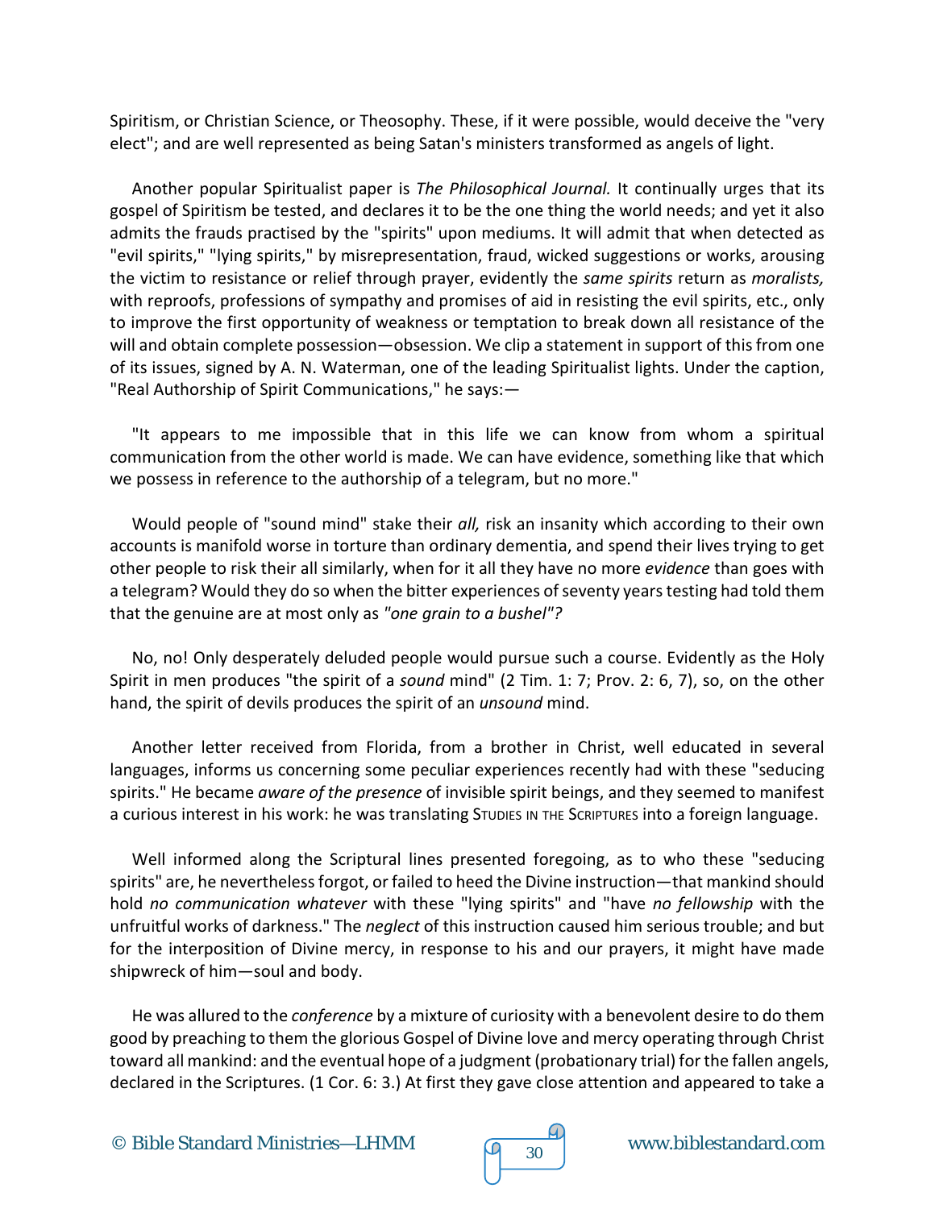Spiritism, or Christian Science, or Theosophy. These, if it were possible, would deceive the "very elect"; and are well represented as being Satan's ministers transformed as angels of light.

Another popular Spiritualist paper is *The Philosophical Journal.* It continually urges that its gospel of Spiritism be tested, and declares it to be the one thing the world needs; and yet it also admits the frauds practised by the "spirits" upon mediums. It will admit that when detected as "evil spirits," "lying spirits," by misrepresentation, fraud, wicked suggestions or works, arousing the victim to resistance or relief through prayer, evidently the *same spirits* return as *moralists,* with reproofs, professions of sympathy and promises of aid in resisting the evil spirits, etc., only to improve the first opportunity of weakness or temptation to break down all resistance of the will and obtain complete possession—obsession. We clip a statement in support of this from one of its issues, signed by A. N. Waterman, one of the leading Spiritualist lights. Under the caption, "Real Authorship of Spirit Communications," he says:—

"It appears to me impossible that in this life we can know from whom a spiritual communication from the other world is made. We can have evidence, something like that which we possess in reference to the authorship of a telegram, but no more."

Would people of "sound mind" stake their *all,* risk an insanity which according to their own accounts is manifold worse in torture than ordinary dementia, and spend their lives trying to get other people to risk their all similarly, when for it all they have no more *evidence* than goes with a telegram? Would they do so when the bitter experiences of seventy years testing had told them that the genuine are at most only as *"one grain to a bushel"?*

No, no! Only desperately deluded people would pursue such a course. Evidently as the Holy Spirit in men produces "the spirit of a *sound* mind" (2 Tim. 1: 7; Prov. 2: 6, 7), so, on the other hand, the spirit of devils produces the spirit of an *unsound* mind.

Another letter received from Florida, from a brother in Christ, well educated in several languages, informs us concerning some peculiar experiences recently had with these "seducing spirits." He became *aware of the presence* of invisible spirit beings, and they seemed to manifest a curious interest in his work: he was translating Studies in the Scriptures into a foreign language.

Well informed along the Scriptural lines presented foregoing, as to who these "seducing spirits" are, he nevertheless forgot, or failed to heed the Divine instruction—that mankind should hold *no communication whatever* with these "lying spirits" and "have *no fellowship* with the unfruitful works of darkness." The *neglect* of this instruction caused him serious trouble; and but for the interposition of Divine mercy, in response to his and our prayers, it might have made shipwreck of him—soul and body.

He was allured to the *conference* by a mixture of curiosity with a benevolent desire to do them good by preaching to them the glorious Gospel of Divine love and mercy operating through Christ toward all mankind: and the eventual hope of a judgment (probationary trial) for the fallen angels, declared in the Scriptures. (1 Cor. 6: 3.) At first they gave close attention and appeared to take a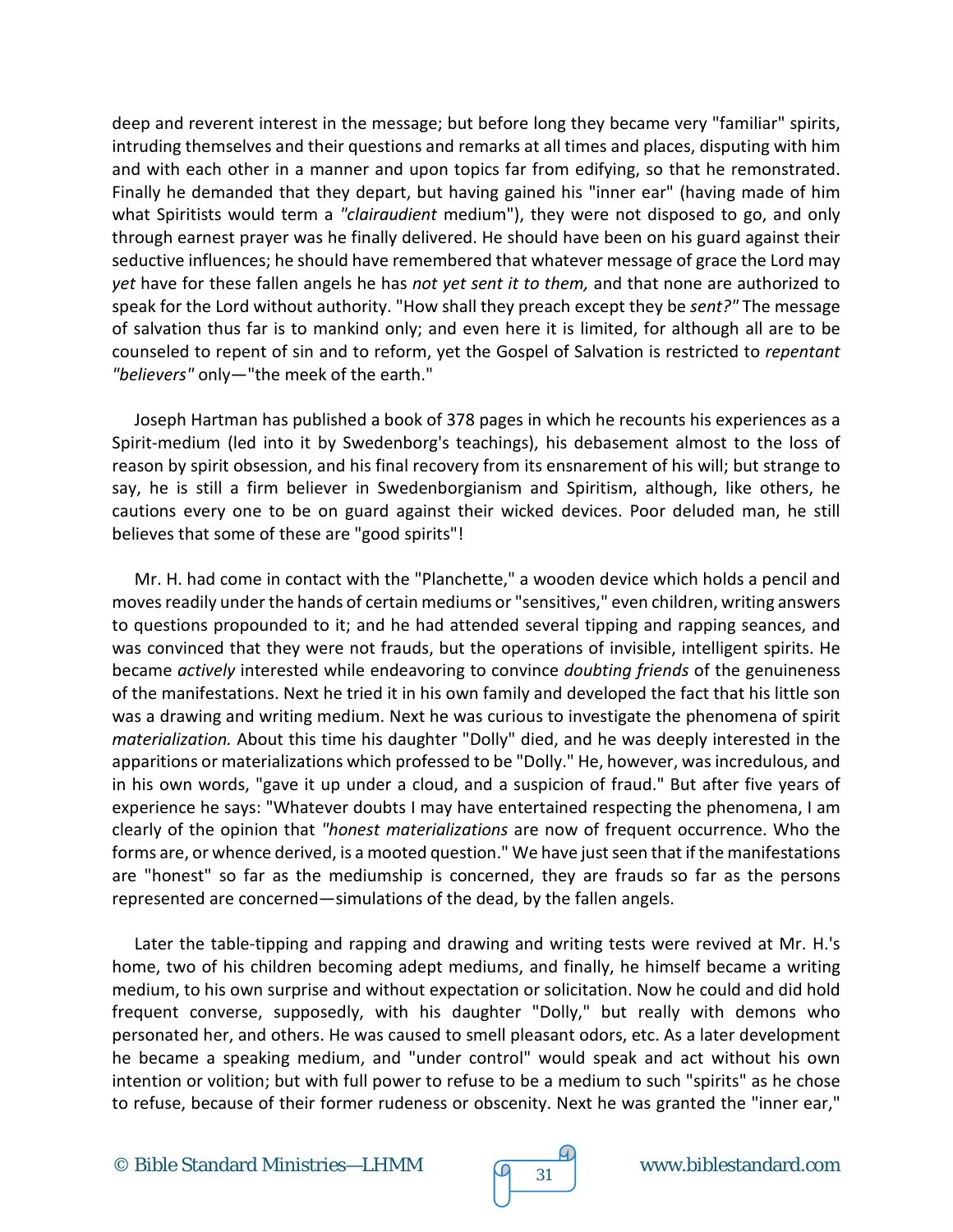deep and reverent interest in the message; but before long they became very "familiar" spirits, intruding themselves and their questions and remarks at all times and places, disputing with him and with each other in a manner and upon topics far from edifying, so that he remonstrated. Finally he demanded that they depart, but having gained his "inner ear" (having made of him what Spiritists would term a *"clairaudient* medium"), they were not disposed to go, and only through earnest prayer was he finally delivered. He should have been on his guard against their seductive influences; he should have remembered that whatever message of grace the Lord may *yet* have for these fallen angels he has *not yet sent it to them,* and that none are authorized to speak for the Lord without authority. "How shall they preach except they be *sent?"* The message of salvation thus far is to mankind only; and even here it is limited, for although all are to be counseled to repent of sin and to reform, yet the Gospel of Salvation is restricted to *repentant "believers"* only—"the meek of the earth."

Joseph Hartman has published a book of 378 pages in which he recounts his experiences as a Spirit-medium (led into it by Swedenborg's teachings), his debasement almost to the loss of reason by spirit obsession, and his final recovery from its ensnarement of his will; but strange to say, he is still a firm believer in Swedenborgianism and Spiritism, although, like others, he cautions every one to be on guard against their wicked devices. Poor deluded man, he still believes that some of these are "good spirits"!

Mr. H. had come in contact with the "Planchette," a wooden device which holds a pencil and moves readily under the hands of certain mediums or "sensitives," even children, writing answers to questions propounded to it; and he had attended several tipping and rapping seances, and was convinced that they were not frauds, but the operations of invisible, intelligent spirits. He became *actively* interested while endeavoring to convince *doubting friends* of the genuineness of the manifestations. Next he tried it in his own family and developed the fact that his little son was a drawing and writing medium. Next he was curious to investigate the phenomena of spirit *materialization.* About this time his daughter "Dolly" died, and he was deeply interested in the apparitions or materializations which professed to be "Dolly." He, however, was incredulous, and in his own words, "gave it up under a cloud, and a suspicion of fraud." But after five years of experience he says: "Whatever doubts I may have entertained respecting the phenomena, I am clearly of the opinion that *"honest materializations* are now of frequent occurrence. Who the forms are, or whence derived, is a mooted question." We have just seen that if the manifestations are "honest" so far as the mediumship is concerned, they are frauds so far as the persons represented are concerned—simulations of the dead, by the fallen angels.

Later the table-tipping and rapping and drawing and writing tests were revived at Mr. H.'s home, two of his children becoming adept mediums, and finally, he himself became a writing medium, to his own surprise and without expectation or solicitation. Now he could and did hold frequent converse, supposedly, with his daughter "Dolly," but really with demons who personated her, and others. He was caused to smell pleasant odors, etc. As a later development he became a speaking medium, and "under control" would speak and act without his own intention or volition; but with full power to refuse to be a medium to such "spirits" as he chose to refuse, because of their former rudeness or obscenity. Next he was granted the "inner ear,"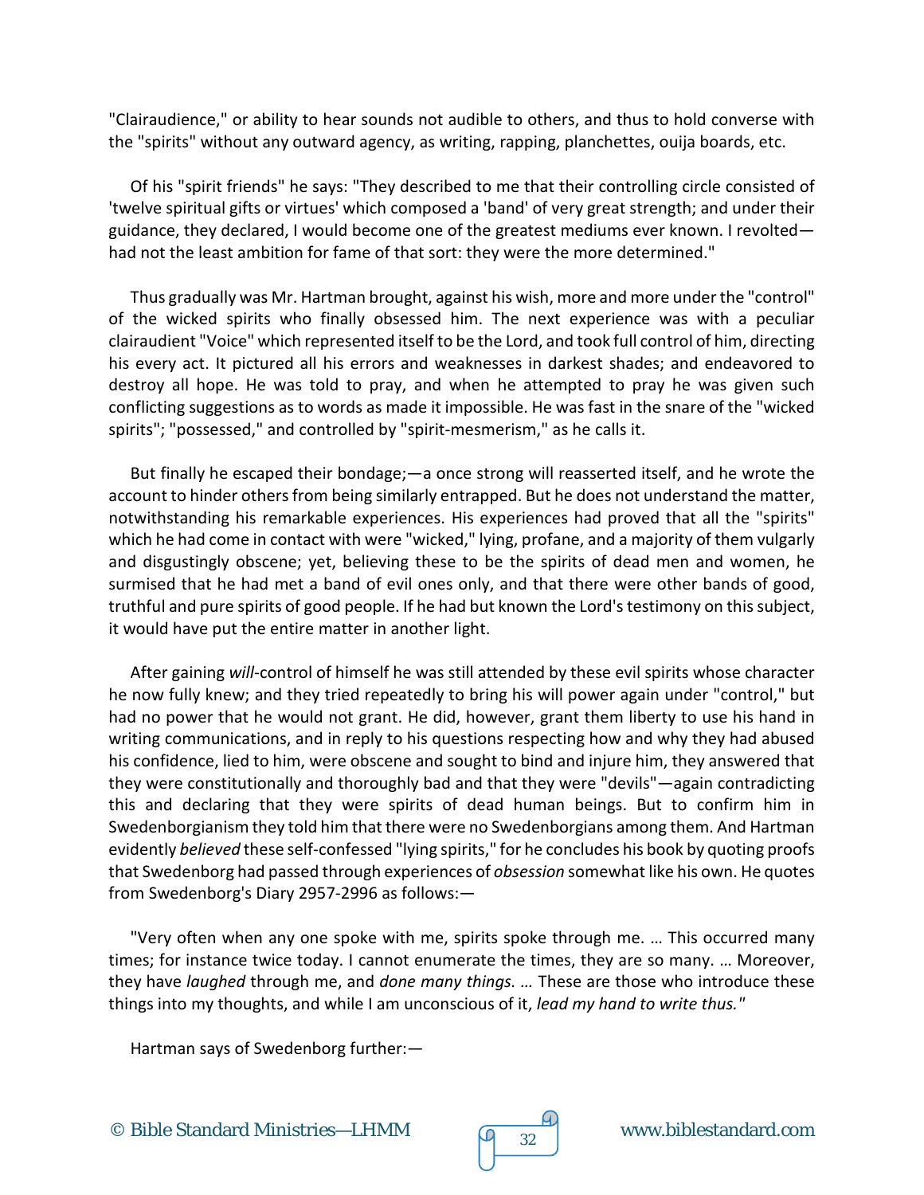"Clairaudience," or ability to hear sounds not audible to others, and thus to hold converse with the "spirits" without any outward agency, as writing, rapping, planchettes, ouija boards, etc.

Of his "spirit friends" he says: "They described to me that their controlling circle consisted of 'twelve spiritual gifts or virtues' which composed a 'band' of very great strength; and under their guidance, they declared, I would become one of the greatest mediums ever known. I revolted—had not the least ambition for fame of that sort: they were the more determined."

Thus gradually was Mr. Hartman brought, against his wish, more and more under the "control" of the wicked spirits who finally obsessed him. The next experience was with a peculiar clairaudient "Voice" which represented itself to be the Lord, and took full control of him, directing his every act. It pictured all his errors and weaknesses in darkest shades; and endeavored to destroy all hope. He was told to pray, and when he attempted to pray he was given such conflicting suggestions as to words as made it impossible. He was fast in the snare of the "wicked spirits"; "possessed," and controlled by "spirit-mesmerism," as he calls it.

But finally he escaped their bondage;—a once strong will reasserted itself, and he wrote the account to hinder others from being similarly entrapped. But he does not understand the matter, notwithstanding his remarkable experiences. His experiences had proved that all the "spirits" which he had come in contact with were "wicked," lying, profane, and a majority of them vulgarly and disgustingly obscene; yet, believing these to be the spirits of dead men and women, he surmised that he had met a band of evil ones only, and that there were other bands of good, truthful and pure spirits of good people. If he had but known the Lord's testimony on this subject, it would have put the entire matter in another light.

After gaining *will*-control of himself he was still attended by these evil spirits whose character he now fully knew; and they tried repeatedly to bring his will power again under "control," but had no power that he would not grant. He did, however, grant them liberty to use his hand in writing communications, and in reply to his questions respecting how and why they had abused his confidence, lied to him, were obscene and sought to bind and injure him, they answered that they were constitutionally and thoroughly bad and that they were "devils"—again contradicting this and declaring that they were spirits of dead human beings. But to confirm him in Swedenborgianism they told him that there were no Swedenborgians among them. And Hartman evidently *believed* these self-confessed "lying spirits," for he concludes his book by quoting proofs that Swedenborg had passed through experiences of *obsession* somewhat like his own. He quotes from Swedenborg's Diary 2957-2996 as follows:—

"Very often when any one spoke with me, spirits spoke through me. … This occurred many times; for instance twice today. I cannot enumerate the times, they are so many. … Moreover, they have *laughed* through me, and *done many things. …* These are those who introduce these things into my thoughts, and while I am unconscious of it, *lead my hand to write thus."*

Hartman says of Swedenborg further:—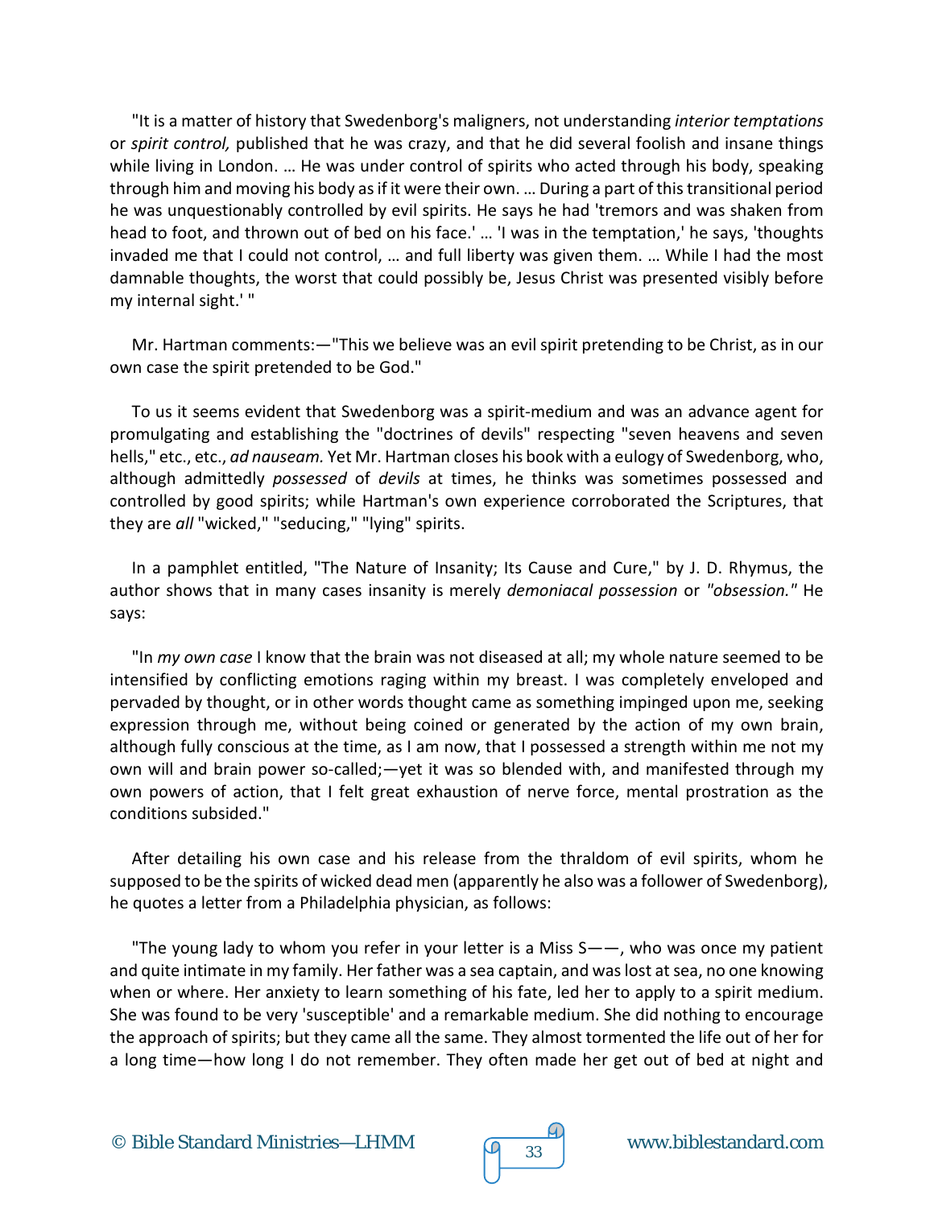"It is a matter of history that Swedenborg's maligners, not understanding *interior temptations* or *spirit control,* published that he was crazy, and that he did several foolish and insane things while living in London. … He was under control of spirits who acted through his body, speaking through him and moving his body as if it were their own. … During a part of this transitional period he was unquestionably controlled by evil spirits. He says he had 'tremors and was shaken from head to foot, and thrown out of bed on his face.' … 'I was in the temptation,' he says, 'thoughts invaded me that I could not control, … and full liberty was given them. … While I had the most damnable thoughts, the worst that could possibly be, Jesus Christ was presented visibly before my internal sight.' "

Mr. Hartman comments:—"This we believe was an evil spirit pretending to be Christ, as in our own case the spirit pretended to be God."

To us it seems evident that Swedenborg was a spirit-medium and was an advance agent for promulgating and establishing the "doctrines of devils" respecting "seven heavens and seven hells," etc., etc., *ad nauseam.* Yet Mr. Hartman closes his book with a eulogy of Swedenborg, who, although admittedly *possessed* of *devils* at times, he thinks was sometimes possessed and controlled by good spirits; while Hartman's own experience corroborated the Scriptures, that they are *all* "wicked," "seducing," "lying" spirits.

In a pamphlet entitled, "The Nature of Insanity; Its Cause and Cure," by J. D. Rhymus, the author shows that in many cases insanity is merely *demoniacal possession* or *"obsession."* He says:

"In *my own case* I know that the brain was not diseased at all; my whole nature seemed to be intensified by conflicting emotions raging within my breast. I was completely enveloped and pervaded by thought, or in other words thought came as something impinged upon me, seeking expression through me, without being coined or generated by the action of my own brain, although fully conscious at the time, as I am now, that I possessed a strength within me not my own will and brain power so-called;—yet it was so blended with, and manifested through my own powers of action, that I felt great exhaustion of nerve force, mental prostration as the conditions subsided."

After detailing his own case and his release from the thraldom of evil spirits, whom he supposed to be the spirits of wicked dead men (apparently he also was a follower of Swedenborg), he quotes a letter from a Philadelphia physician, as follows:

"The young lady to whom you refer in your letter is a Miss S——, who was once my patient and quite intimate in my family. Her father was a sea captain, and was lost at sea, no one knowing when or where. Her anxiety to learn something of his fate, led her to apply to a spirit medium. She was found to be very 'susceptible' and a remarkable medium. She did nothing to encourage the approach of spirits; but they came all the same. They almost tormented the life out of her for a long time—how long I do not remember. They often made her get out of bed at night and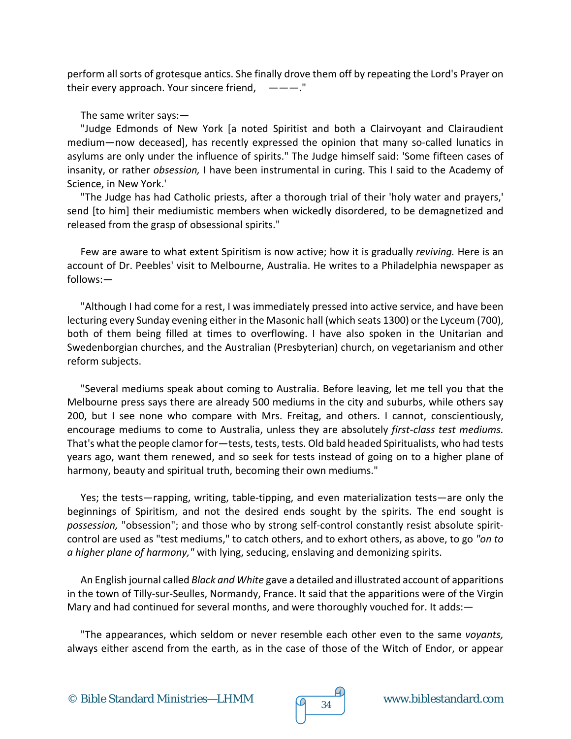perform all sorts of grotesque antics. She finally drove them off by repeating the Lord's Prayer on their every approach. Your sincere friend, ———."

The same writer says:—

"Judge Edmonds of New York [a noted Spiritist and both a Clairvoyant and Clairaudient medium—now deceased], has recently expressed the opinion that many so-called lunatics in asylums are only under the influence of spirits." The Judge himself said: 'Some fifteen cases of insanity, or rather *obsession,* I have been instrumental in curing. This I said to the Academy of Science, in New York.'

"The Judge has had Catholic priests, after a thorough trial of their 'holy water and prayers,' send [to him] their mediumistic members when wickedly disordered, to be demagnetized and released from the grasp of obsessional spirits."

Few are aware to what extent Spiritism is now active; how it is gradually *reviving.* Here is an account of Dr. Peebles' visit to Melbourne, Australia. He writes to a Philadelphia newspaper as follows:—

"Although I had come for a rest, I was immediately pressed into active service, and have been lecturing every Sunday evening either in the Masonic hall (which seats 1300) or the Lyceum (700), both of them being filled at times to overflowing. I have also spoken in the Unitarian and Swedenborgian churches, and the Australian (Presbyterian) church, on vegetarianism and other reform subjects.

"Several mediums speak about coming to Australia. Before leaving, let me tell you that the Melbourne press says there are already 500 mediums in the city and suburbs, while others say 200, but I see none who compare with Mrs. Freitag, and others. I cannot, conscientiously, encourage mediums to come to Australia, unless they are absolutely *first-class test mediums.* That's what the people clamor for—tests, tests, tests. Old bald headed Spiritualists, who had tests years ago, want them renewed, and so seek for tests instead of going on to a higher plane of harmony, beauty and spiritual truth, becoming their own mediums."

Yes; the tests—rapping, writing, table-tipping, and even materialization tests—are only the beginnings of Spiritism, and not the desired ends sought by the spirits. The end sought is *possession,* "obsession"; and those who by strong self-control constantly resist absolute spirit-control are used as "test mediums," to catch others, and to exhort others, as above, to go *"on to a higher plane of harmony,"* with lying, seducing, enslaving and demonizing spirits.

An English journal called *Black and White* gave a detailed and illustrated account of apparitions in the town of Tilly-sur-Seulles, Normandy, France. It said that the apparitions were of the Virgin Mary and had continued for several months, and were thoroughly vouched for. It adds:—

"The appearances, which seldom or never resemble each other even to the same *voyants,* always either ascend from the earth, as in the case of those of the Witch of Endor, or appear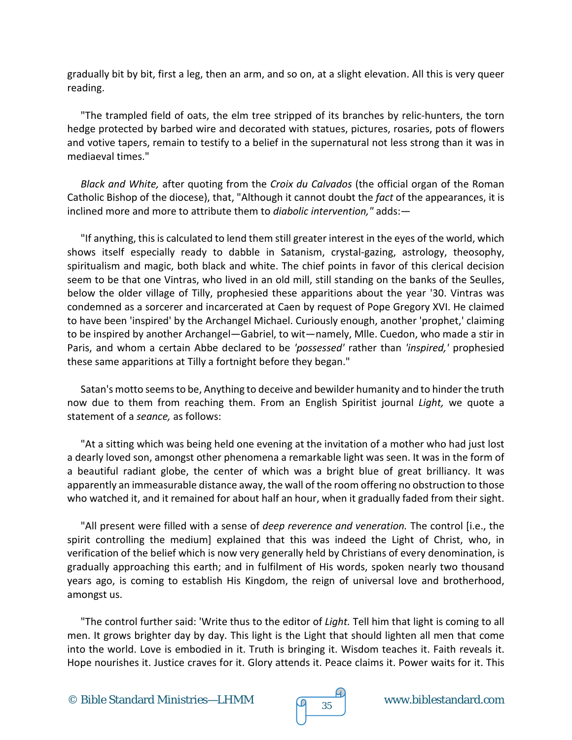gradually bit by bit, first a leg, then an arm, and so on, at a slight elevation. All this is very queer reading.

"The trampled field of oats, the elm tree stripped of its branches by relic-hunters, the torn hedge protected by barbed wire and decorated with statues, pictures, rosaries, pots of flowers and votive tapers, remain to testify to a belief in the supernatural not less strong than it was in mediaeval times."

*Black and White,* after quoting from the *Croix du Calvados* (the official organ of the Roman Catholic Bishop of the diocese), that, "Although it cannot doubt the *fact* of the appearances, it is inclined more and more to attribute them to *diabolic intervention,"* adds:—

"If anything, this is calculated to lend them still greater interest in the eyes of the world, which shows itself especially ready to dabble in Satanism, crystal-gazing, astrology, theosophy, spiritualism and magic, both black and white. The chief points in favor of this clerical decision seem to be that one Vintras, who lived in an old mill, still standing on the banks of the Seulles, below the older village of Tilly, prophesied these apparitions about the year '30. Vintras was condemned as a sorcerer and incarcerated at Caen by request of Pope Gregory XVI. He claimed to have been 'inspired' by the Archangel Michael. Curiously enough, another 'prophet,' claiming to be inspired by another Archangel—Gabriel, to wit—namely, Mlle. Cuedon, who made a stir in Paris, and whom a certain Abbe declared to be *'possessed'* rather than *'inspired,'* prophesied these same apparitions at Tilly a fortnight before they began."

Satan's motto seems to be, Anything to deceive and bewilder humanity and to hinder the truth now due to them from reaching them. From an English Spiritist journal *Light,* we quote a statement of a *seance,* as follows:

"At a sitting which was being held one evening at the invitation of a mother who had just lost a dearly loved son, amongst other phenomena a remarkable light was seen. It was in the form of a beautiful radiant globe, the center of which was a bright blue of great brilliancy. It was apparently an immeasurable distance away, the wall of the room offering no obstruction to those who watched it, and it remained for about half an hour, when it gradually faded from their sight.

"All present were filled with a sense of *deep reverence and veneration.* The control [i.e., the spirit controlling the medium] explained that this was indeed the Light of Christ, who, in verification of the belief which is now very generally held by Christians of every denomination, is gradually approaching this earth; and in fulfilment of His words, spoken nearly two thousand years ago, is coming to establish His Kingdom, the reign of universal love and brotherhood, amongst us.

"The control further said: 'Write thus to the editor of *Light.* Tell him that light is coming to all men. It grows brighter day by day. This light is the Light that should lighten all men that come into the world. Love is embodied in it. Truth is bringing it. Wisdom teaches it. Faith reveals it. Hope nourishes it. Justice craves for it. Glory attends it. Peace claims it. Power waits for it. This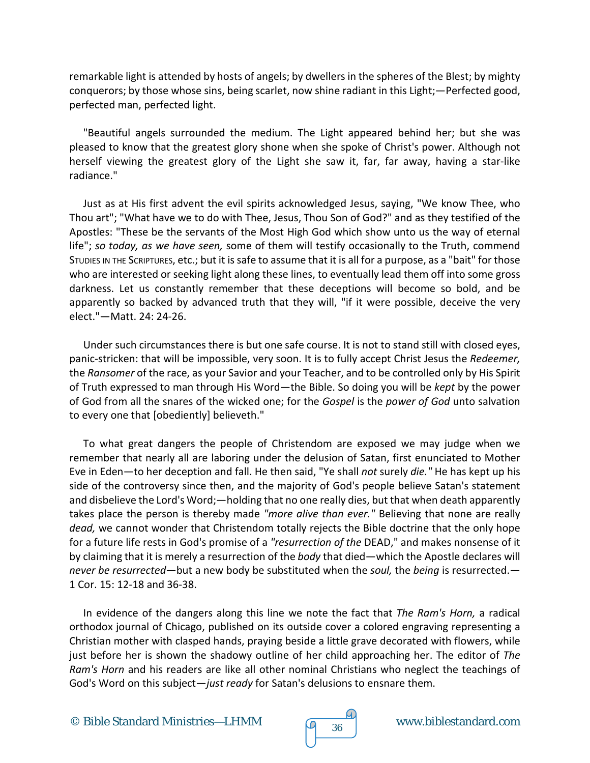remarkable light is attended by hosts of angels; by dwellers in the spheres of the Blest; by mighty conquerors; by those whose sins, being scarlet, now shine radiant in this Light;—Perfected good, perfected man, perfected light.

"Beautiful angels surrounded the medium. The Light appeared behind her; but she was pleased to know that the greatest glory shone when she spoke of Christ's power. Although not herself viewing the greatest glory of the Light she saw it, far, far away, having a star-like radiance."

Just as at His first advent the evil spirits acknowledged Jesus, saying, "We know Thee, who Thou art"; "What have we to do with Thee, Jesus, Thou Son of God?" and as they testified of the Apostles: "These be the servants of the Most High God which show unto us the way of eternal life"; *so today, as we have seen,* some of them will testify occasionally to the Truth, commend STUDIES IN THE SCRIPTURES, etc.; but it is safe to assume that it is all for a purpose, as a "bait" for those who are interested or seeking light along these lines, to eventually lead them off into some gross darkness. Let us constantly remember that these deceptions will become so bold, and be apparently so backed by advanced truth that they will, "if it were possible, deceive the very elect."—Matt. 24: 24-26.

Under such circumstances there is but one safe course. It is not to stand still with closed eyes, panic-stricken: that will be impossible, very soon. It is to fully accept Christ Jesus the *Redeemer,* the *Ransomer* of the race, as your Savior and your Teacher, and to be controlled only by His Spirit of Truth expressed to man through His Word—the Bible. So doing you will be *kept* by the power of God from all the snares of the wicked one; for the *Gospel* is the *power of God* unto salvation to every one that [obediently] believeth."

To what great dangers the people of Christendom are exposed we may judge when we remember that nearly all are laboring under the delusion of Satan, first enunciated to Mother Eve in Eden—to her deception and fall. He then said, "Ye shall *not* surely *die."* He has kept up his side of the controversy since then, and the majority of God's people believe Satan's statement and disbelieve the Lord's Word;—holding that no one really dies, but that when death apparently takes place the person is thereby made *"more alive than ever."* Believing that none are really *dead,* we cannot wonder that Christendom totally rejects the Bible doctrine that the only hope for a future life rests in God's promise of a *"resurrection of the* DEAD," and makes nonsense of it by claiming that it is merely a resurrection of the *body* that died—which the Apostle declares will *never be resurrected*—but a new body be substituted when the *soul,* the *being* is resurrected.—1 Cor. 15: 12-18 and 36-38.

In evidence of the dangers along this line we note the fact that *The Ram's Horn,* a radical orthodox journal of Chicago, published on its outside cover a colored engraving representing a Christian mother with clasped hands, praying beside a little grave decorated with flowers, while just before her is shown the shadowy outline of her child approaching her. The editor of *The Ram's Horn* and his readers are like all other nominal Christians who neglect the teachings of God's Word on this subject—*just ready* for Satan's delusions to ensnare them.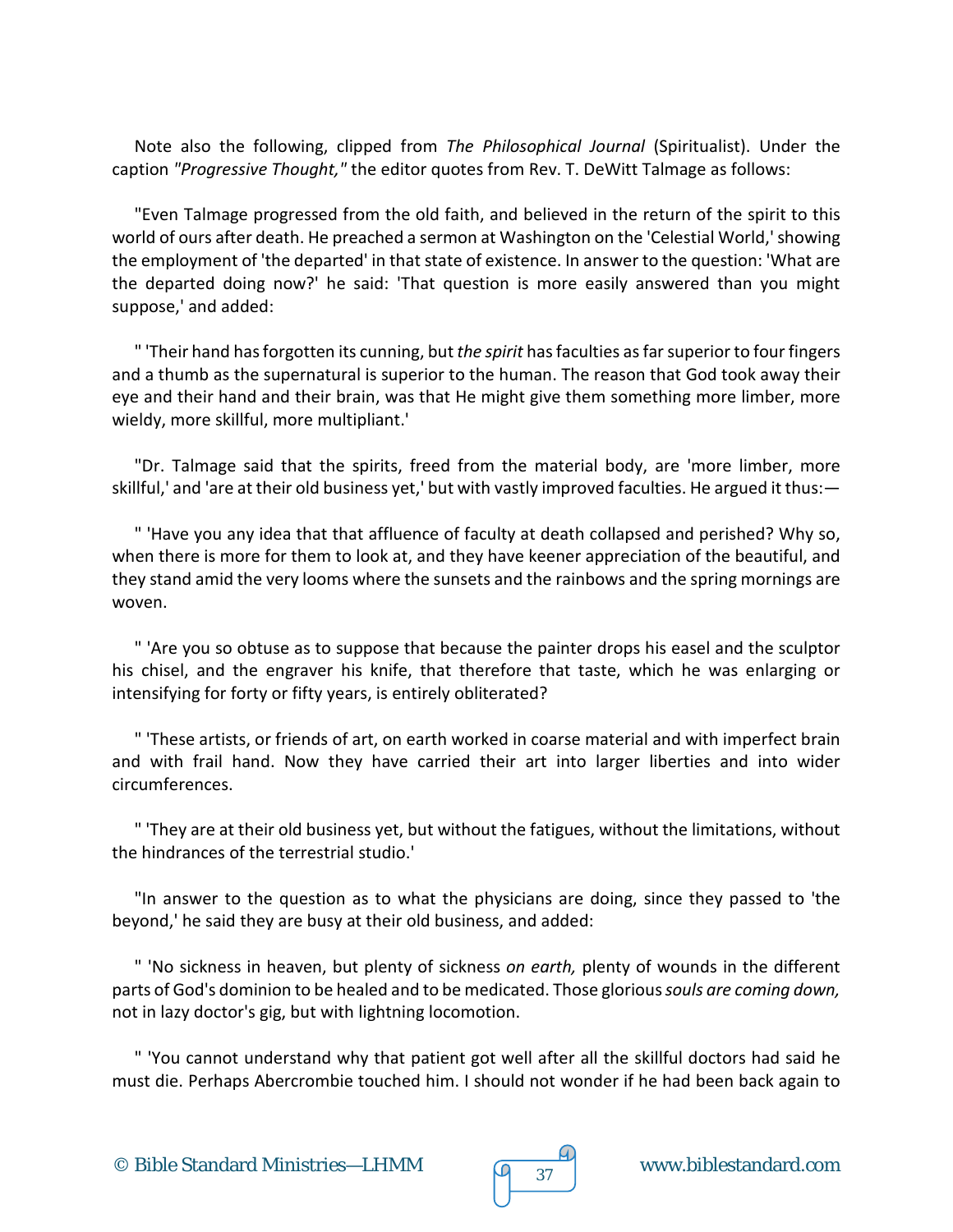Note also the following, clipped from *The Philosophical Journal* (Spiritualist). Under the caption *"Progressive Thought,"* the editor quotes from Rev. T. DeWitt Talmage as follows:

"Even Talmage progressed from the old faith, and believed in the return of the spirit to this world of ours after death. He preached a sermon at Washington on the 'Celestial World,' showing the employment of 'the departed' in that state of existence. In answer to the question: 'What are the departed doing now?' he said: 'That question is more easily answered than you might suppose,' and added:

" 'Their hand has forgotten its cunning, but *the spirit* has faculties as far superior to four fingers and a thumb as the supernatural is superior to the human. The reason that God took away their eye and their hand and their brain, was that He might give them something more limber, more wieldy, more skillful, more multipliant.'

"Dr. Talmage said that the spirits, freed from the material body, are 'more limber, more skillful,' and 'are at their old business yet,' but with vastly improved faculties. He argued it thus:—

" 'Have you any idea that that affluence of faculty at death collapsed and perished? Why so, when there is more for them to look at, and they have keener appreciation of the beautiful, and they stand amid the very looms where the sunsets and the rainbows and the spring mornings are woven.

" 'Are you so obtuse as to suppose that because the painter drops his easel and the sculptor his chisel, and the engraver his knife, that therefore that taste, which he was enlarging or intensifying for forty or fifty years, is entirely obliterated?

" 'These artists, or friends of art, on earth worked in coarse material and with imperfect brain and with frail hand. Now they have carried their art into larger liberties and into wider circumferences.

" 'They are at their old business yet, but without the fatigues, without the limitations, without the hindrances of the terrestrial studio.'

"In answer to the question as to what the physicians are doing, since they passed to 'the beyond,' he said they are busy at their old business, and added:

" 'No sickness in heaven, but plenty of sickness *on earth,* plenty of wounds in the different parts of God's dominion to be healed and to be medicated. Those glorious *souls are coming down,* not in lazy doctor's gig, but with lightning locomotion.

" 'You cannot understand why that patient got well after all the skillful doctors had said he must die. Perhaps Abercrombie touched him. I should not wonder if he had been back again to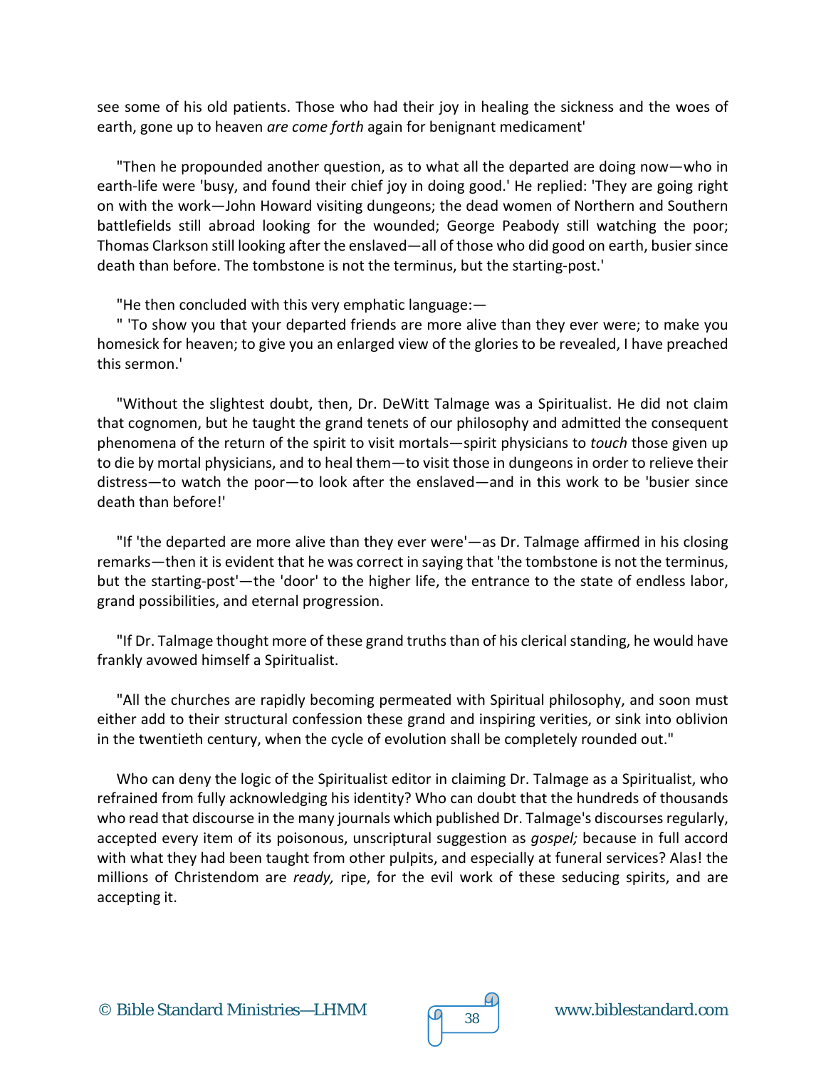see some of his old patients. Those who had their joy in healing the sickness and the woes of earth, gone up to heaven *are come forth* again for benignant medicament'

"Then he propounded another question, as to what all the departed are doing now—who in earth-life were 'busy, and found their chief joy in doing good.' He replied: 'They are going right on with the work—John Howard visiting dungeons; the dead women of Northern and Southern battlefields still abroad looking for the wounded; George Peabody still watching the poor; Thomas Clarkson still looking after the enslaved—all of those who did good on earth, busier since death than before. The tombstone is not the terminus, but the starting-post.'

"He then concluded with this very emphatic language:—

" 'To show you that your departed friends are more alive than they ever were; to make you homesick for heaven; to give you an enlarged view of the glories to be revealed, I have preached this sermon.'

"Without the slightest doubt, then, Dr. DeWitt Talmage was a Spiritualist. He did not claim that cognomen, but he taught the grand tenets of our philosophy and admitted the consequent phenomena of the return of the spirit to visit mortals—spirit physicians to *touch* those given up to die by mortal physicians, and to heal them—to visit those in dungeons in order to relieve their distress—to watch the poor—to look after the enslaved—and in this work to be 'busier since death than before!'

"If 'the departed are more alive than they ever were'—as Dr. Talmage affirmed in his closing remarks—then it is evident that he was correct in saying that 'the tombstone is not the terminus, but the starting-post'—the 'door' to the higher life, the entrance to the state of endless labor, grand possibilities, and eternal progression.

"If Dr. Talmage thought more of these grand truths than of his clerical standing, he would have frankly avowed himself a Spiritualist.

"All the churches are rapidly becoming permeated with Spiritual philosophy, and soon must either add to their structural confession these grand and inspiring verities, or sink into oblivion in the twentieth century, when the cycle of evolution shall be completely rounded out."

Who can deny the logic of the Spiritualist editor in claiming Dr. Talmage as a Spiritualist, who refrained from fully acknowledging his identity? Who can doubt that the hundreds of thousands who read that discourse in the many journals which published Dr. Talmage's discourses regularly, accepted every item of its poisonous, unscriptural suggestion as *gospel;* because in full accord with what they had been taught from other pulpits, and especially at funeral services? Alas! the millions of Christendom are *ready,* ripe, for the evil work of these seducing spirits, and are accepting it.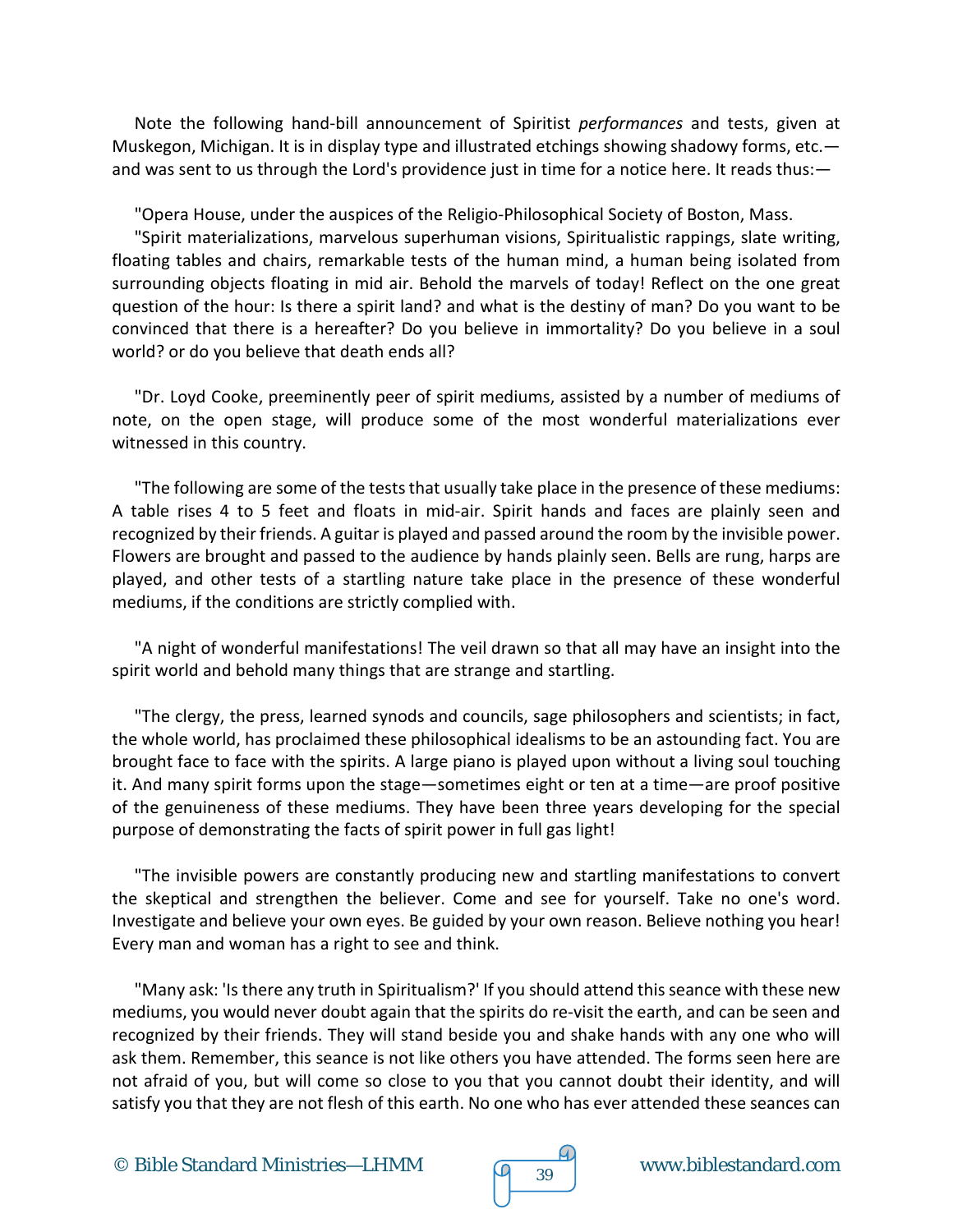Note the following hand-bill announcement of Spiritist *performances* and tests, given at Muskegon, Michigan. It is in display type and illustrated etchings showing shadowy forms, etc.—and was sent to us through the Lord's providence just in time for a notice here. It reads thus:—

"Opera House, under the auspices of the Religio-Philosophical Society of Boston, Mass.

"Spirit materializations, marvelous superhuman visions, Spiritualistic rappings, slate writing, floating tables and chairs, remarkable tests of the human mind, a human being isolated from surrounding objects floating in mid air. Behold the marvels of today! Reflect on the one great question of the hour: Is there a spirit land? and what is the destiny of man? Do you want to be convinced that there is a hereafter? Do you believe in immortality? Do you believe in a soul world? or do you believe that death ends all?

"Dr. Loyd Cooke, preeminently peer of spirit mediums, assisted by a number of mediums of note, on the open stage, will produce some of the most wonderful materializations ever witnessed in this country.

"The following are some of the tests that usually take place in the presence of these mediums: A table rises 4 to 5 feet and floats in mid-air. Spirit hands and faces are plainly seen and recognized by their friends. A guitar is played and passed around the room by the invisible power. Flowers are brought and passed to the audience by hands plainly seen. Bells are rung, harps are played, and other tests of a startling nature take place in the presence of these wonderful mediums, if the conditions are strictly complied with.

"A night of wonderful manifestations! The veil drawn so that all may have an insight into the spirit world and behold many things that are strange and startling.

"The clergy, the press, learned synods and councils, sage philosophers and scientists; in fact, the whole world, has proclaimed these philosophical idealisms to be an astounding fact. You are brought face to face with the spirits. A large piano is played upon without a living soul touching it. And many spirit forms upon the stage—sometimes eight or ten at a time—are proof positive of the genuineness of these mediums. They have been three years developing for the special purpose of demonstrating the facts of spirit power in full gas light!

"The invisible powers are constantly producing new and startling manifestations to convert the skeptical and strengthen the believer. Come and see for yourself. Take no one's word. Investigate and believe your own eyes. Be guided by your own reason. Believe nothing you hear! Every man and woman has a right to see and think.

"Many ask: 'Is there any truth in Spiritualism?' If you should attend this seance with these new mediums, you would never doubt again that the spirits do re-visit the earth, and can be seen and recognized by their friends. They will stand beside you and shake hands with any one who will ask them. Remember, this seance is not like others you have attended. The forms seen here are not afraid of you, but will come so close to you that you cannot doubt their identity, and will satisfy you that they are not flesh of this earth. No one who has ever attended these seances can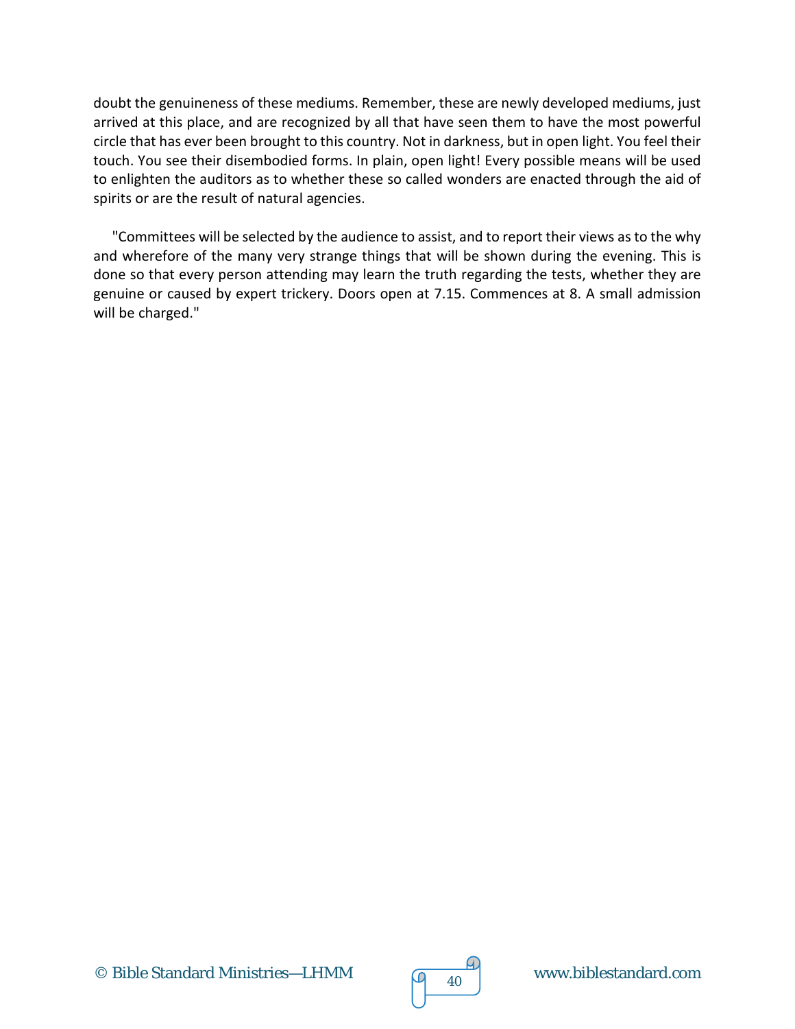doubt the genuineness of these mediums. Remember, these are newly developed mediums, just arrived at this place, and are recognized by all that have seen them to have the most powerful circle that has ever been brought to this country. Not in darkness, but in open light. You feel their touch. You see their disembodied forms. In plain, open light! Every possible means will be used to enlighten the auditors as to whether these so called wonders are enacted through the aid of spirits or are the result of natural agencies.

"Committees will be selected by the audience to assist, and to report their views as to the why and wherefore of the many very strange things that will be shown during the evening. This is done so that every person attending may learn the truth regarding the tests, whether they are genuine or caused by expert trickery. Doors open at 7.15. Commences at 8. A small admission will be charged."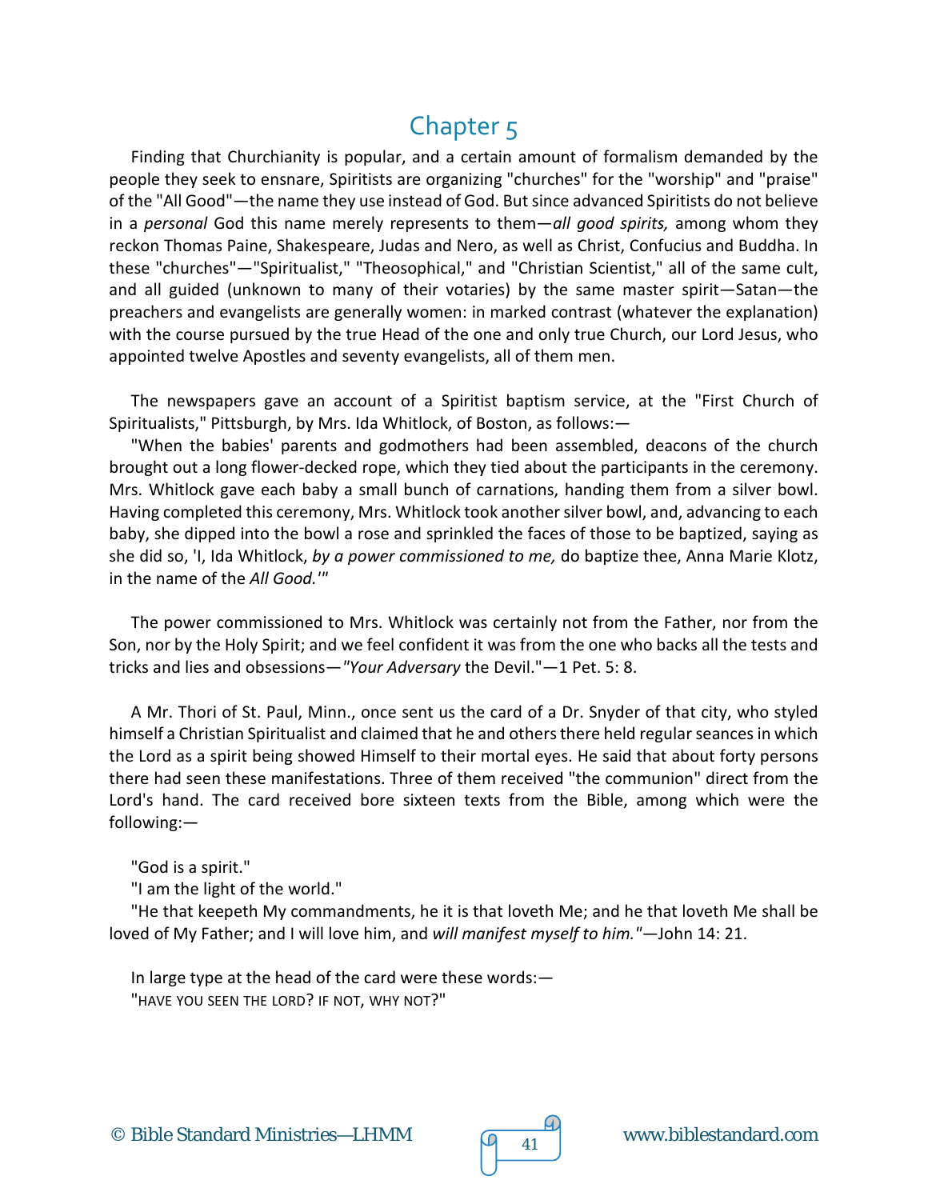# Chapter 5

Finding that Churchianity is popular, and a certain amount of formalism demanded by the people they seek to ensnare, Spiritists are organizing "churches" for the "worship" and "praise" of the "All Good"—the name they use instead of God. But since advanced Spiritists do not believe in a *personal* God this name merely represents to them—*all good spirits,* among whom they reckon Thomas Paine, Shakespeare, Judas and Nero, as well as Christ, Confucius and Buddha. In these "churches"—"Spiritualist," "Theosophical," and "Christian Scientist," all of the same cult, and all guided (unknown to many of their votaries) by the same master spirit—Satan—the preachers and evangelists are generally women: in marked contrast (whatever the explanation) with the course pursued by the true Head of the one and only true Church, our Lord Jesus, who appointed twelve Apostles and seventy evangelists, all of them men.

The newspapers gave an account of a Spiritist baptism service, at the "First Church of Spiritualists," Pittsburgh, by Mrs. Ida Whitlock, of Boston, as follows:—

"When the babies' parents and godmothers had been assembled, deacons of the church brought out a long flower-decked rope, which they tied about the participants in the ceremony. Mrs. Whitlock gave each baby a small bunch of carnations, handing them from a silver bowl. Having completed this ceremony, Mrs. Whitlock took another silver bowl, and, advancing to each baby, she dipped into the bowl a rose and sprinkled the faces of those to be baptized, saying as she did so, 'I, Ida Whitlock, *by a power commissioned to me,* do baptize thee, Anna Marie Klotz, in the name of the *All Good.*'"

The power commissioned to Mrs. Whitlock was certainly not from the Father, nor from the Son, nor by the Holy Spirit; and we feel confident it was from the one who backs all the tests and tricks and lies and obsessions—*"Your Adversary* the Devil."—1 Pet. 5: 8.

A Mr. Thori of St. Paul, Minn., once sent us the card of a Dr. Snyder of that city, who styled himself a Christian Spiritualist and claimed that he and others there held regular seances in which the Lord as a spirit being showed Himself to their mortal eyes. He said that about forty persons there had seen these manifestations. Three of them received "the communion" direct from the Lord's hand. The card received bore sixteen texts from the Bible, among which were the following:—

"God is a spirit."

"I am the light of the world."

"He that keepeth My commandments, he it is that loveth Me; and he that loveth Me shall be loved of My Father; and I will love him, and *will manifest myself to him."*—John 14: 21.

In large type at the head of the card were these words:—

"HAVE YOU SEEN THE LORD? IF NOT, WHY NOT?"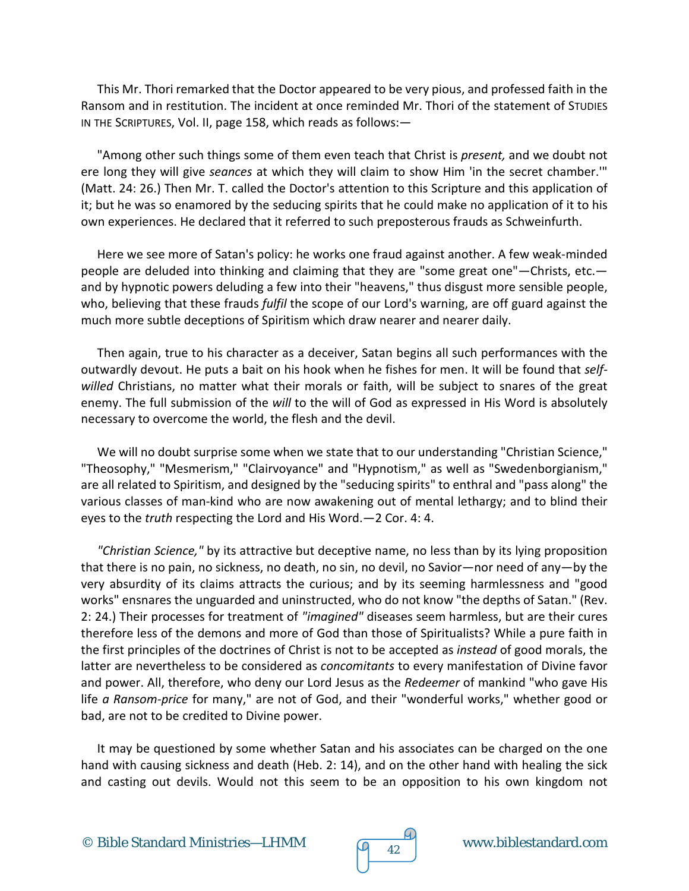This Mr. Thori remarked that the Doctor appeared to be very pious, and professed faith in the Ransom and in restitution. The incident at once reminded Mr. Thori of the statement of STUDIES IN THE SCRIPTURES, Vol. II, page 158, which reads as follows:—

"Among other such things some of them even teach that Christ is *present,* and we doubt not ere long they will give *seances* at which they will claim to show Him 'in the secret chamber.'" (Matt. 24: 26.) Then Mr. T. called the Doctor's attention to this Scripture and this application of it; but he was so enamored by the seducing spirits that he could make no application of it to his own experiences. He declared that it referred to such preposterous frauds as Schweinfurth.

Here we see more of Satan's policy: he works one fraud against another. A few weak-minded people are deluded into thinking and claiming that they are "some great one"—Christs, etc.—and by hypnotic powers deluding a few into their "heavens," thus disgust more sensible people, who, believing that these frauds *fulfil* the scope of our Lord's warning, are off guard against the much more subtle deceptions of Spiritism which draw nearer and nearer daily.

Then again, true to his character as a deceiver, Satan begins all such performances with the outwardly devout. He puts a bait on his hook when he fishes for men. It will be found that *self-willed* Christians, no matter what their morals or faith, will be subject to snares of the great enemy. The full submission of the *will* to the will of God as expressed in His Word is absolutely necessary to overcome the world, the flesh and the devil.

We will no doubt surprise some when we state that to our understanding "Christian Science," "Theosophy," "Mesmerism," "Clairvoyance" and "Hypnotism," as well as "Swedenborgianism," are all related to Spiritism, and designed by the "seducing spirits" to enthral and "pass along" the various classes of man-kind who are now awakening out of mental lethargy; and to blind their eyes to the *truth* respecting the Lord and His Word.—2 Cor. 4: 4.

*"Christian Science,"* by its attractive but deceptive name, no less than by its lying proposition that there is no pain, no sickness, no death, no sin, no devil, no Savior—nor need of any—by the very absurdity of its claims attracts the curious; and by its seeming harmlessness and "good works" ensnares the unguarded and uninstructed, who do not know "the depths of Satan." (Rev. 2: 24.) Their processes for treatment of *"imagined"* diseases seem harmless, but are their cures therefore less of the demons and more of God than those of Spiritualists? While a pure faith in the first principles of the doctrines of Christ is not to be accepted as *instead* of good morals, the latter are nevertheless to be considered as *concomitants* to every manifestation of Divine favor and power. All, therefore, who deny our Lord Jesus as the *Redeemer* of mankind "who gave His life *a Ransom-price* for many," are not of God, and their "wonderful works," whether good or bad, are not to be credited to Divine power.

It may be questioned by some whether Satan and his associates can be charged on the one hand with causing sickness and death (Heb. 2: 14), and on the other hand with healing the sick and casting out devils. Would not this seem to be an opposition to his own kingdom not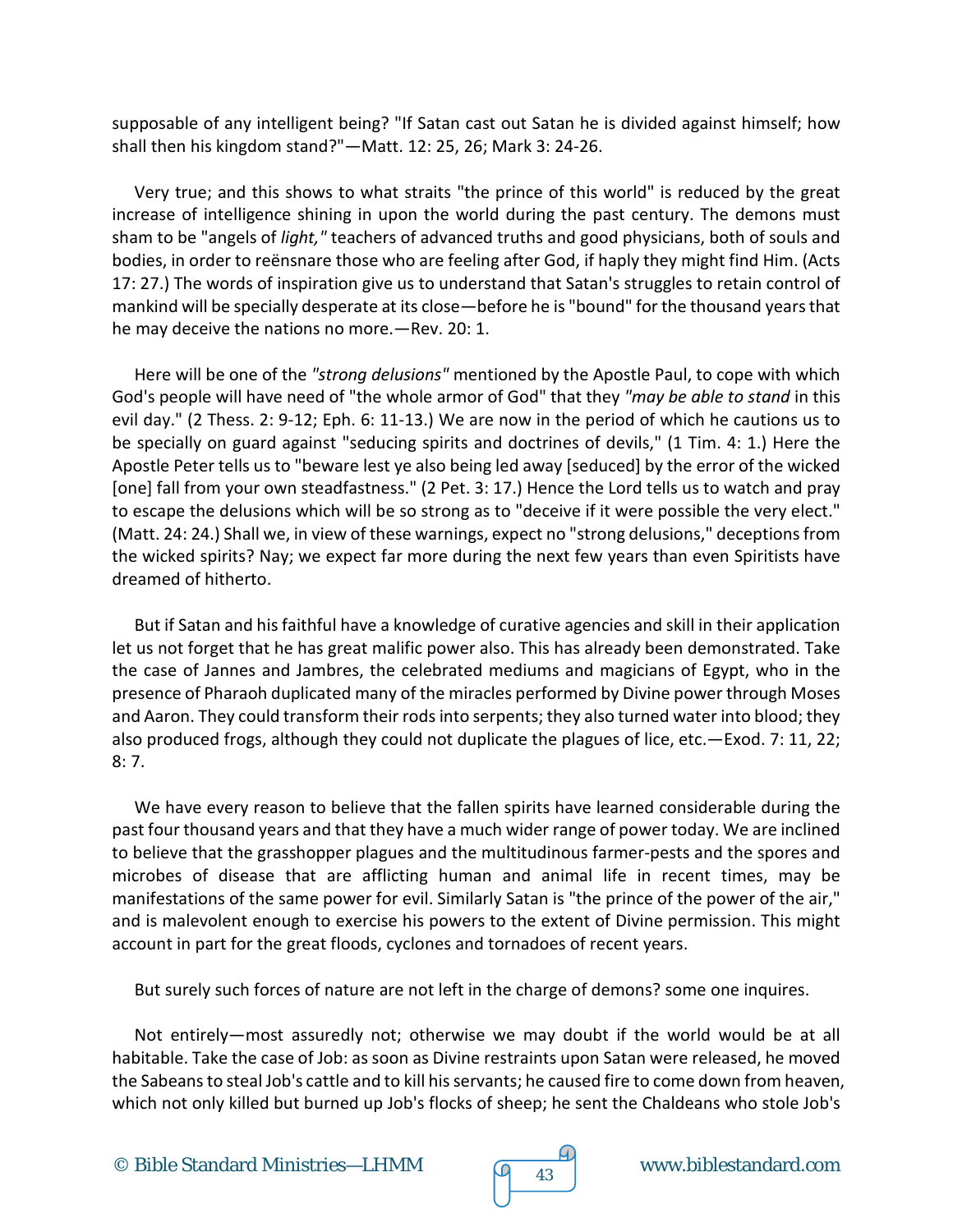supposable of any intelligent being? "If Satan cast out Satan he is divided against himself; how shall then his kingdom stand?"—Matt. 12: 25, 26; Mark 3: 24-26.

Very true; and this shows to what straits "the prince of this world" is reduced by the great increase of intelligence shining in upon the world during the past century. The demons must sham to be "angels of *light,"* teachers of advanced truths and good physicians, both of souls and bodies, in order to reënsnare those who are feeling after God, if haply they might find Him. (Acts 17: 27.) The words of inspiration give us to understand that Satan's struggles to retain control of mankind will be specially desperate at its close—before he is "bound" for the thousand years that he may deceive the nations no more.—Rev. 20: 1.

Here will be one of the *"strong delusions"* mentioned by the Apostle Paul, to cope with which God's people will have need of "the whole armor of God" that they *"may be able to stand* in this evil day." (2 Thess. 2: 9-12; Eph. 6: 11-13.) We are now in the period of which he cautions us to be specially on guard against "seducing spirits and doctrines of devils," (1 Tim. 4: 1.) Here the Apostle Peter tells us to "beware lest ye also being led away [seduced] by the error of the wicked [one] fall from your own steadfastness." (2 Pet. 3: 17.) Hence the Lord tells us to watch and pray to escape the delusions which will be so strong as to "deceive if it were possible the very elect." (Matt. 24: 24.) Shall we, in view of these warnings, expect no "strong delusions," deceptions from the wicked spirits? Nay; we expect far more during the next few years than even Spiritists have dreamed of hitherto.

But if Satan and his faithful have a knowledge of curative agencies and skill in their application let us not forget that he has great malific power also. This has already been demonstrated. Take the case of Jannes and Jambres, the celebrated mediums and magicians of Egypt, who in the presence of Pharaoh duplicated many of the miracles performed by Divine power through Moses and Aaron. They could transform their rods into serpents; they also turned water into blood; they also produced frogs, although they could not duplicate the plagues of lice, etc.—Exod. 7: 11, 22; 8: 7.

We have every reason to believe that the fallen spirits have learned considerable during the past four thousand years and that they have a much wider range of power today. We are inclined to believe that the grasshopper plagues and the multitudinous farmer-pests and the spores and microbes of disease that are afflicting human and animal life in recent times, may be manifestations of the same power for evil. Similarly Satan is "the prince of the power of the air," and is malevolent enough to exercise his powers to the extent of Divine permission. This might account in part for the great floods, cyclones and tornadoes of recent years.

But surely such forces of nature are not left in the charge of demons? some one inquires.

Not entirely—most assuredly not; otherwise we may doubt if the world would be at all habitable. Take the case of Job: as soon as Divine restraints upon Satan were released, he moved the Sabeans to steal Job's cattle and to kill his servants; he caused fire to come down from heaven, which not only killed but burned up Job's flocks of sheep; he sent the Chaldeans who stole Job's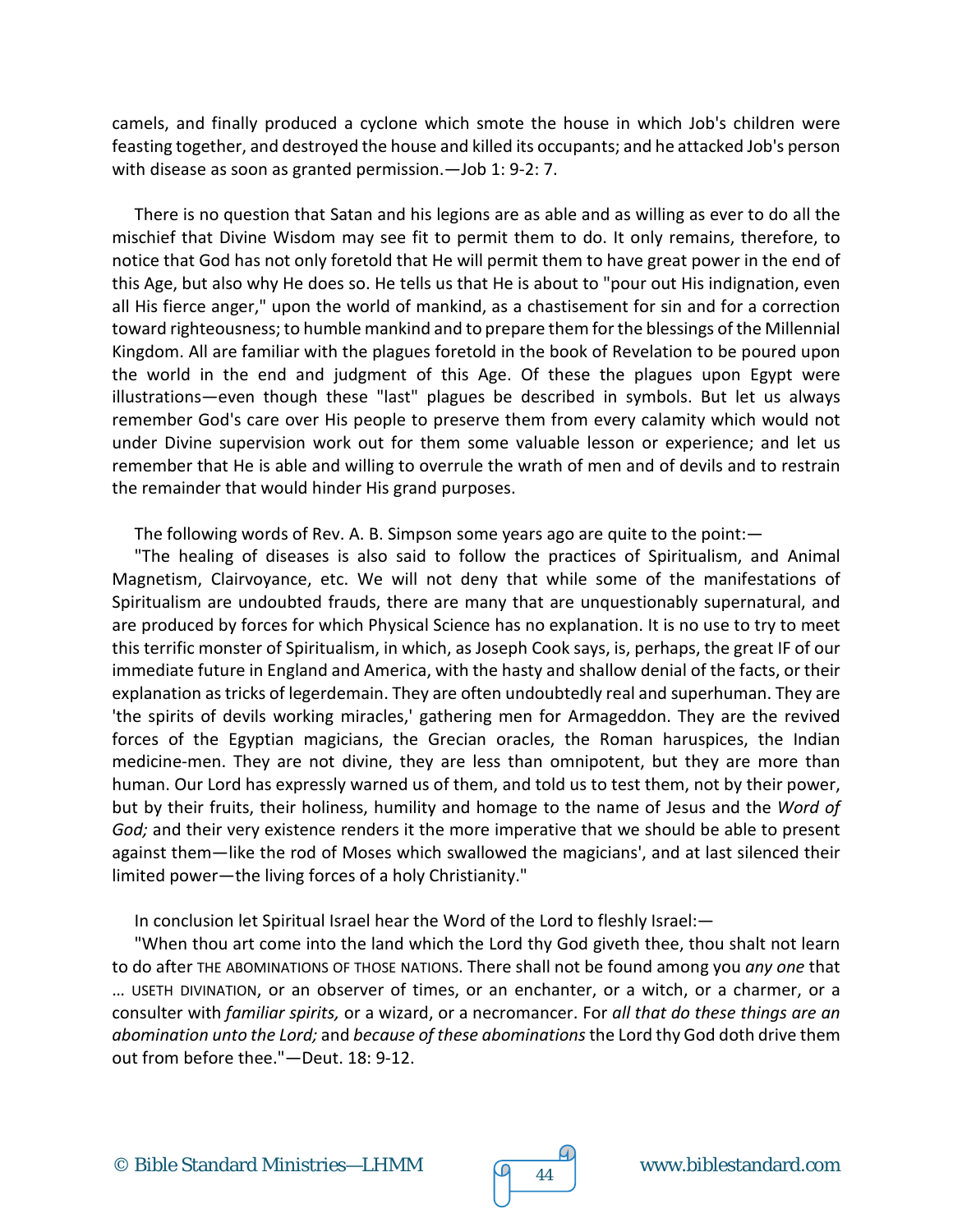camels, and finally produced a cyclone which smote the house in which Job's children were feasting together, and destroyed the house and killed its occupants; and he attacked Job's person with disease as soon as granted permission.—Job 1: 9-2: 7.

There is no question that Satan and his legions are as able and as willing as ever to do all the mischief that Divine Wisdom may see fit to permit them to do. It only remains, therefore, to notice that God has not only foretold that He will permit them to have great power in the end of this Age, but also why He does so. He tells us that He is about to "pour out His indignation, even all His fierce anger," upon the world of mankind, as a chastisement for sin and for a correction toward righteousness; to humble mankind and to prepare them for the blessings of the Millennial Kingdom. All are familiar with the plagues foretold in the book of Revelation to be poured upon the world in the end and judgment of this Age. Of these the plagues upon Egypt were illustrations—even though these "last" plagues be described in symbols. But let us always remember God's care over His people to preserve them from every calamity which would not under Divine supervision work out for them some valuable lesson or experience; and let us remember that He is able and willing to overrule the wrath of men and of devils and to restrain the remainder that would hinder His grand purposes.

The following words of Rev. A. B. Simpson some years ago are quite to the point:—

"The healing of diseases is also said to follow the practices of Spiritualism, and Animal Magnetism, Clairvoyance, etc. We will not deny that while some of the manifestations of Spiritualism are undoubted frauds, there are many that are unquestionably supernatural, and are produced by forces for which Physical Science has no explanation. It is no use to try to meet this terrific monster of Spiritualism, in which, as Joseph Cook says, is, perhaps, the great IF of our immediate future in England and America, with the hasty and shallow denial of the facts, or their explanation as tricks of legerdemain. They are often undoubtedly real and superhuman. They are 'the spirits of devils working miracles,' gathering men for Armageddon. They are the revived forces of the Egyptian magicians, the Grecian oracles, the Roman haruspices, the Indian medicine-men. They are not divine, they are less than omnipotent, but they are more than human. Our Lord has expressly warned us of them, and told us to test them, not by their power, but by their fruits, their holiness, humility and homage to the name of Jesus and the *Word of God;* and their very existence renders it the more imperative that we should be able to present against them—like the rod of Moses which swallowed the magicians', and at last silenced their limited power—the living forces of a holy Christianity."

In conclusion let Spiritual Israel hear the Word of the Lord to fleshly Israel:—

"When thou art come into the land which the Lord thy God giveth thee, thou shalt not learn to do after THE ABOMINATIONS OF THOSE NATIONS. There shall not be found among you *any one* that … USETH DIVINATION, or an observer of times, or an enchanter, or a witch, or a charmer, or a consulter with *familiar spirits,* or a wizard, or a necromancer. For *all that do these things are an abomination unto the Lord;* and *because of these abominations* the Lord thy God doth drive them out from before thee."—Deut. 18: 9-12.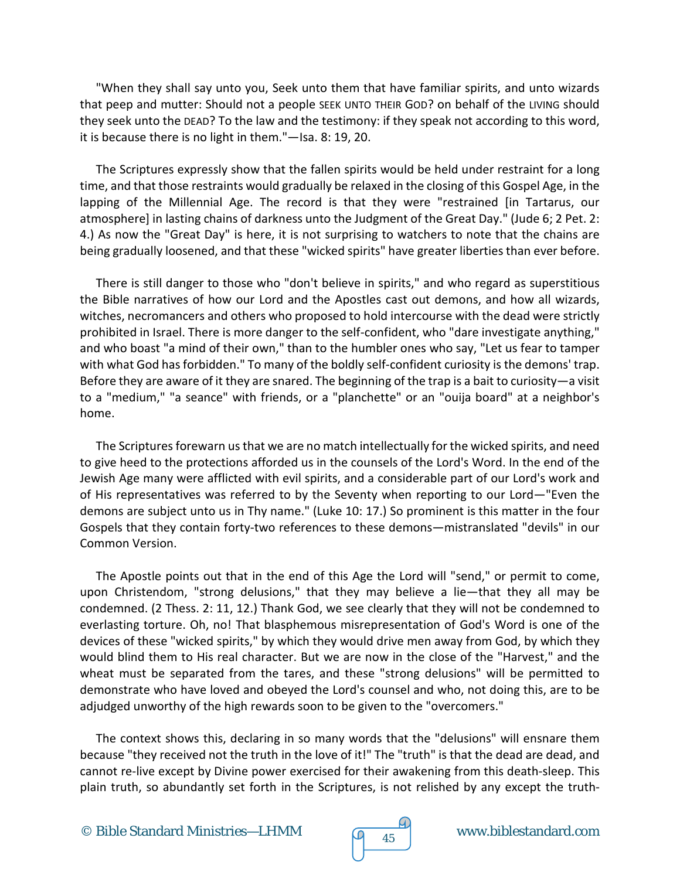"When they shall say unto you, Seek unto them that have familiar spirits, and unto wizards that peep and mutter: Should not a people SEEK UNTO THEIR GOD? on behalf of the LIVING should they seek unto the DEAD? To the law and the testimony: if they speak not according to this word, it is because there is no light in them."—Isa. 8: 19, 20.

The Scriptures expressly show that the fallen spirits would be held under restraint for a long time, and that those restraints would gradually be relaxed in the closing of this Gospel Age, in the lapping of the Millennial Age. The record is that they were "restrained [in Tartarus, our atmosphere] in lasting chains of darkness unto the Judgment of the Great Day." (Jude 6; 2 Pet. 2: 4.) As now the "Great Day" is here, it is not surprising to watchers to note that the chains are being gradually loosened, and that these "wicked spirits" have greater liberties than ever before.

There is still danger to those who "don't believe in spirits," and who regard as superstitious the Bible narratives of how our Lord and the Apostles cast out demons, and how all wizards, witches, necromancers and others who proposed to hold intercourse with the dead were strictly prohibited in Israel. There is more danger to the self-confident, who "dare investigate anything," and who boast "a mind of their own," than to the humbler ones who say, "Let us fear to tamper with what God has forbidden." To many of the boldly self-confident curiosity is the demons' trap. Before they are aware of it they are snared. The beginning of the trap is a bait to curiosity—a visit to a "medium," "a seance" with friends, or a "planchette" or an "ouija board" at a neighbor's home.

The Scriptures forewarn us that we are no match intellectually for the wicked spirits, and need to give heed to the protections afforded us in the counsels of the Lord's Word. In the end of the Jewish Age many were afflicted with evil spirits, and a considerable part of our Lord's work and of His representatives was referred to by the Seventy when reporting to our Lord—"Even the demons are subject unto us in Thy name." (Luke 10: 17.) So prominent is this matter in the four Gospels that they contain forty-two references to these demons—mistranslated "devils" in our Common Version.

The Apostle points out that in the end of this Age the Lord will "send," or permit to come, upon Christendom, "strong delusions," that they may believe a lie—that they all may be condemned. (2 Thess. 2: 11, 12.) Thank God, we see clearly that they will not be condemned to everlasting torture. Oh, no! That blasphemous misrepresentation of God's Word is one of the devices of these "wicked spirits," by which they would drive men away from God, by which they would blind them to His real character. But we are now in the close of the "Harvest," and the wheat must be separated from the tares, and these "strong delusions" will be permitted to demonstrate who have loved and obeyed the Lord's counsel and who, not doing this, are to be adjudged unworthy of the high rewards soon to be given to the "overcomers."

The context shows this, declaring in so many words that the "delusions" will ensnare them because "they received not the truth in the love of it!" The "truth" is that the dead are dead, and cannot re-live except by Divine power exercised for their awakening from this death-sleep. This plain truth, so abundantly set forth in the Scriptures, is not relished by any except the truth-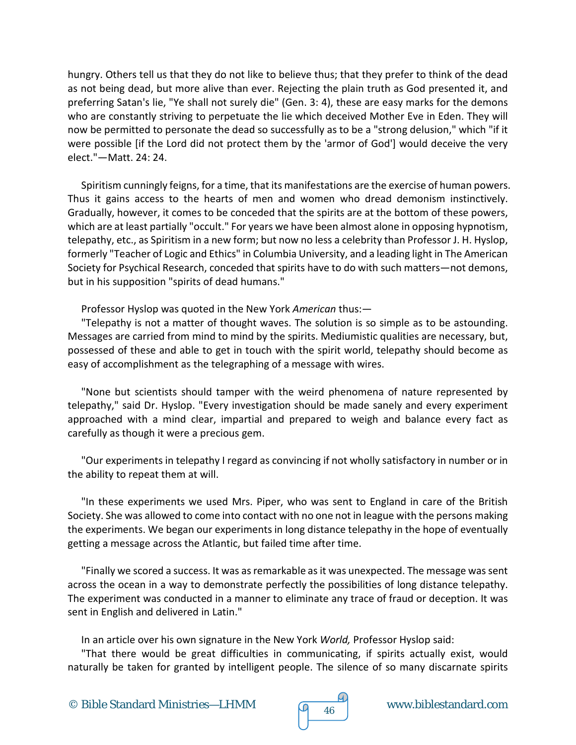hungry. Others tell us that they do not like to believe thus; that they prefer to think of the dead as not being dead, but more alive than ever. Rejecting the plain truth as God presented it, and preferring Satan's lie, "Ye shall not surely die" (Gen. 3: 4), these are easy marks for the demons who are constantly striving to perpetuate the lie which deceived Mother Eve in Eden. They will now be permitted to personate the dead so successfully as to be a "strong delusion," which "if it were possible [if the Lord did not protect them by the 'armor of God'] would deceive the very elect."—Matt. 24: 24.

Spiritism cunningly feigns, for a time, that its manifestations are the exercise of human powers. Thus it gains access to the hearts of men and women who dread demonism instinctively. Gradually, however, it comes to be conceded that the spirits are at the bottom of these powers, which are at least partially "occult." For years we have been almost alone in opposing hypnotism, telepathy, etc., as Spiritism in a new form; but now no less a celebrity than Professor J. H. Hyslop, formerly "Teacher of Logic and Ethics" in Columbia University, and a leading light in The American Society for Psychical Research, conceded that spirits have to do with such matters—not demons, but in his supposition "spirits of dead humans."

Professor Hyslop was quoted in the New York *American* thus:—

"Telepathy is not a matter of thought waves. The solution is so simple as to be astounding. Messages are carried from mind to mind by the spirits. Mediumistic qualities are necessary, but, possessed of these and able to get in touch with the spirit world, telepathy should become as easy of accomplishment as the telegraphing of a message with wires.

"None but scientists should tamper with the weird phenomena of nature represented by telepathy," said Dr. Hyslop. "Every investigation should be made sanely and every experiment approached with a mind clear, impartial and prepared to weigh and balance every fact as carefully as though it were a precious gem.

"Our experiments in telepathy I regard as convincing if not wholly satisfactory in number or in the ability to repeat them at will.

"In these experiments we used Mrs. Piper, who was sent to England in care of the British Society. She was allowed to come into contact with no one not in league with the persons making the experiments. We began our experiments in long distance telepathy in the hope of eventually getting a message across the Atlantic, but failed time after time.

"Finally we scored a success. It was as remarkable as it was unexpected. The message was sent across the ocean in a way to demonstrate perfectly the possibilities of long distance telepathy. The experiment was conducted in a manner to eliminate any trace of fraud or deception. It was sent in English and delivered in Latin."

In an article over his own signature in the New York *World,* Professor Hyslop said:

"That there would be great difficulties in communicating, if spirits actually exist, would naturally be taken for granted by intelligent people. The silence of so many discarnate spirits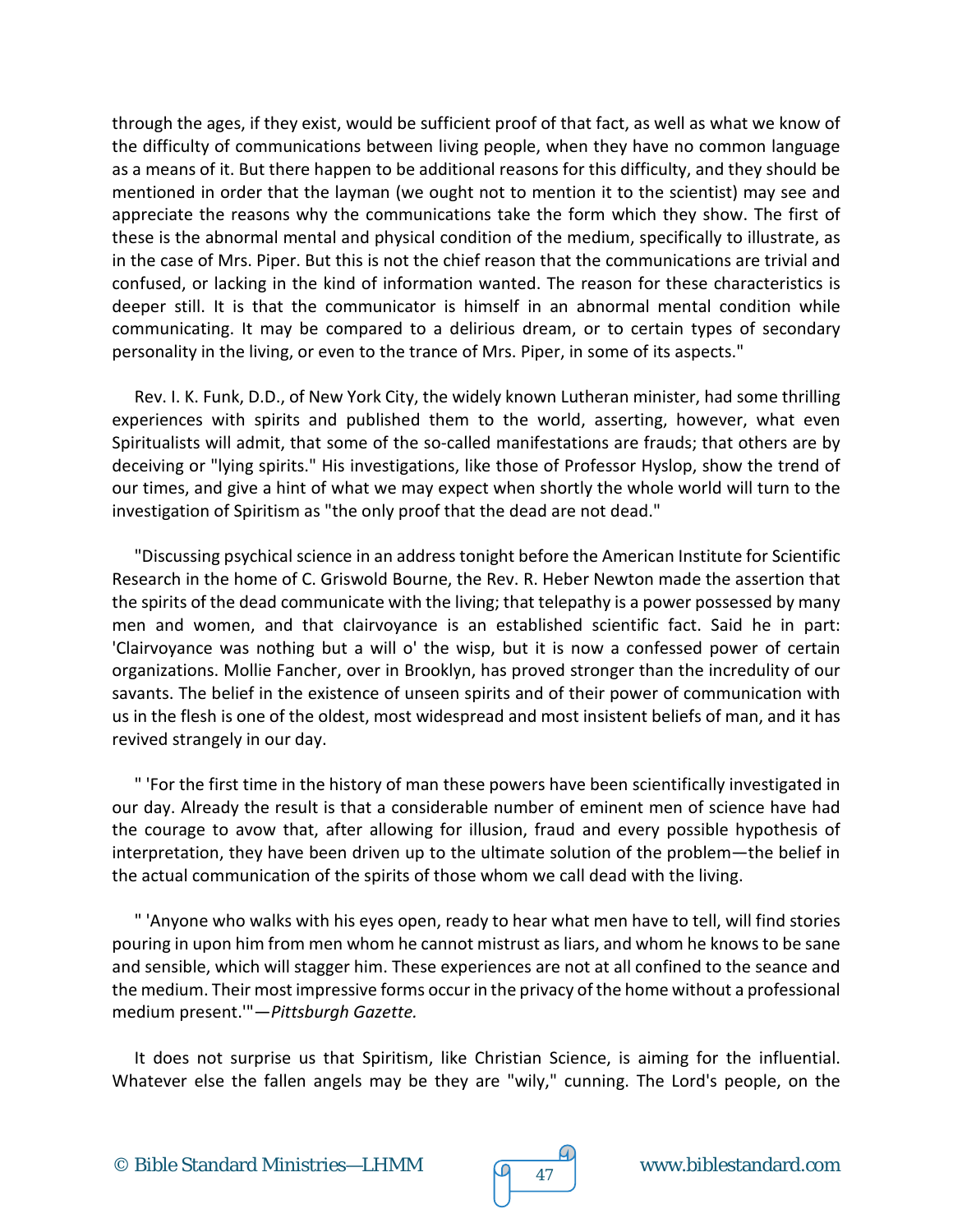through the ages, if they exist, would be sufficient proof of that fact, as well as what we know of the difficulty of communications between living people, when they have no common language as a means of it. But there happen to be additional reasons for this difficulty, and they should be mentioned in order that the layman (we ought not to mention it to the scientist) may see and appreciate the reasons why the communications take the form which they show. The first of these is the abnormal mental and physical condition of the medium, specifically to illustrate, as in the case of Mrs. Piper. But this is not the chief reason that the communications are trivial and confused, or lacking in the kind of information wanted. The reason for these characteristics is deeper still. It is that the communicator is himself in an abnormal mental condition while communicating. It may be compared to a delirious dream, or to certain types of secondary personality in the living, or even to the trance of Mrs. Piper, in some of its aspects."

Rev. I. K. Funk, D.D., of New York City, the widely known Lutheran minister, had some thrilling experiences with spirits and published them to the world, asserting, however, what even Spiritualists will admit, that some of the so-called manifestations are frauds; that others are by deceiving or "lying spirits." His investigations, like those of Professor Hyslop, show the trend of our times, and give a hint of what we may expect when shortly the whole world will turn to the investigation of Spiritism as "the only proof that the dead are not dead."

"Discussing psychical science in an address tonight before the American Institute for Scientific Research in the home of C. Griswold Bourne, the Rev. R. Heber Newton made the assertion that the spirits of the dead communicate with the living; that telepathy is a power possessed by many men and women, and that clairvoyance is an established scientific fact. Said he in part: 'Clairvoyance was nothing but a will o' the wisp, but it is now a confessed power of certain organizations. Mollie Fancher, over in Brooklyn, has proved stronger than the incredulity of our savants. The belief in the existence of unseen spirits and of their power of communication with us in the flesh is one of the oldest, most widespread and most insistent beliefs of man, and it has revived strangely in our day.

" 'For the first time in the history of man these powers have been scientifically investigated in our day. Already the result is that a considerable number of eminent men of science have had the courage to avow that, after allowing for illusion, fraud and every possible hypothesis of interpretation, they have been driven up to the ultimate solution of the problem—the belief in the actual communication of the spirits of those whom we call dead with the living.

" 'Anyone who walks with his eyes open, ready to hear what men have to tell, will find stories pouring in upon him from men whom he cannot mistrust as liars, and whom he knows to be sane and sensible, which will stagger him. These experiences are not at all confined to the seance and the medium. Their most impressive forms occur in the privacy of the home without a professional medium present.'"—*Pittsburgh Gazette.*

It does not surprise us that Spiritism, like Christian Science, is aiming for the influential. Whatever else the fallen angels may be they are "wily," cunning. The Lord's people, on the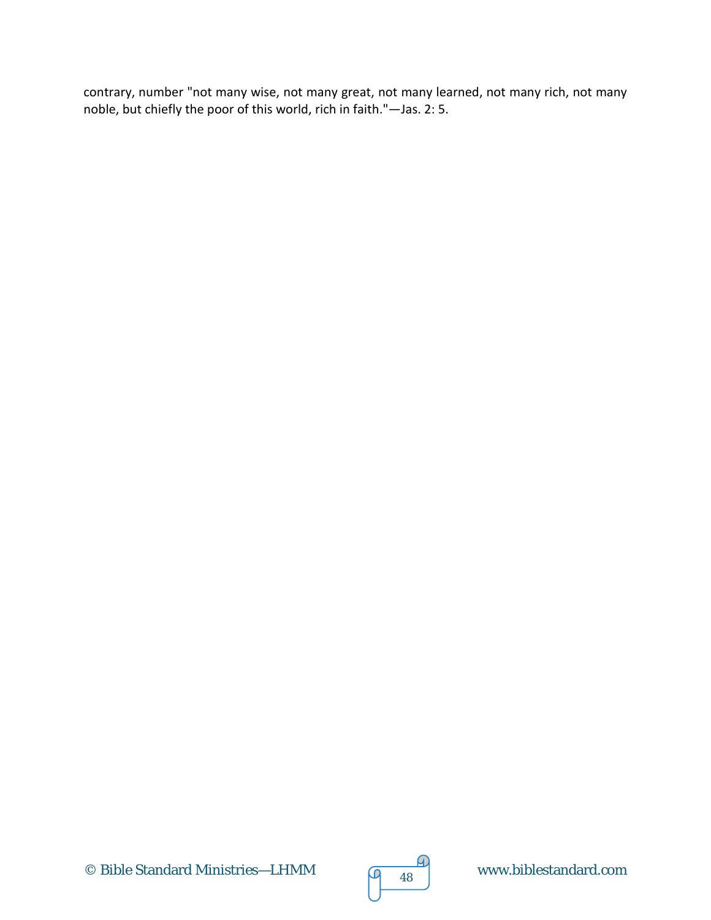contrary, number "not many wise, not many great, not many learned, not many rich, not many noble, but chiefly the poor of this world, rich in faith."—Jas. 2: 5.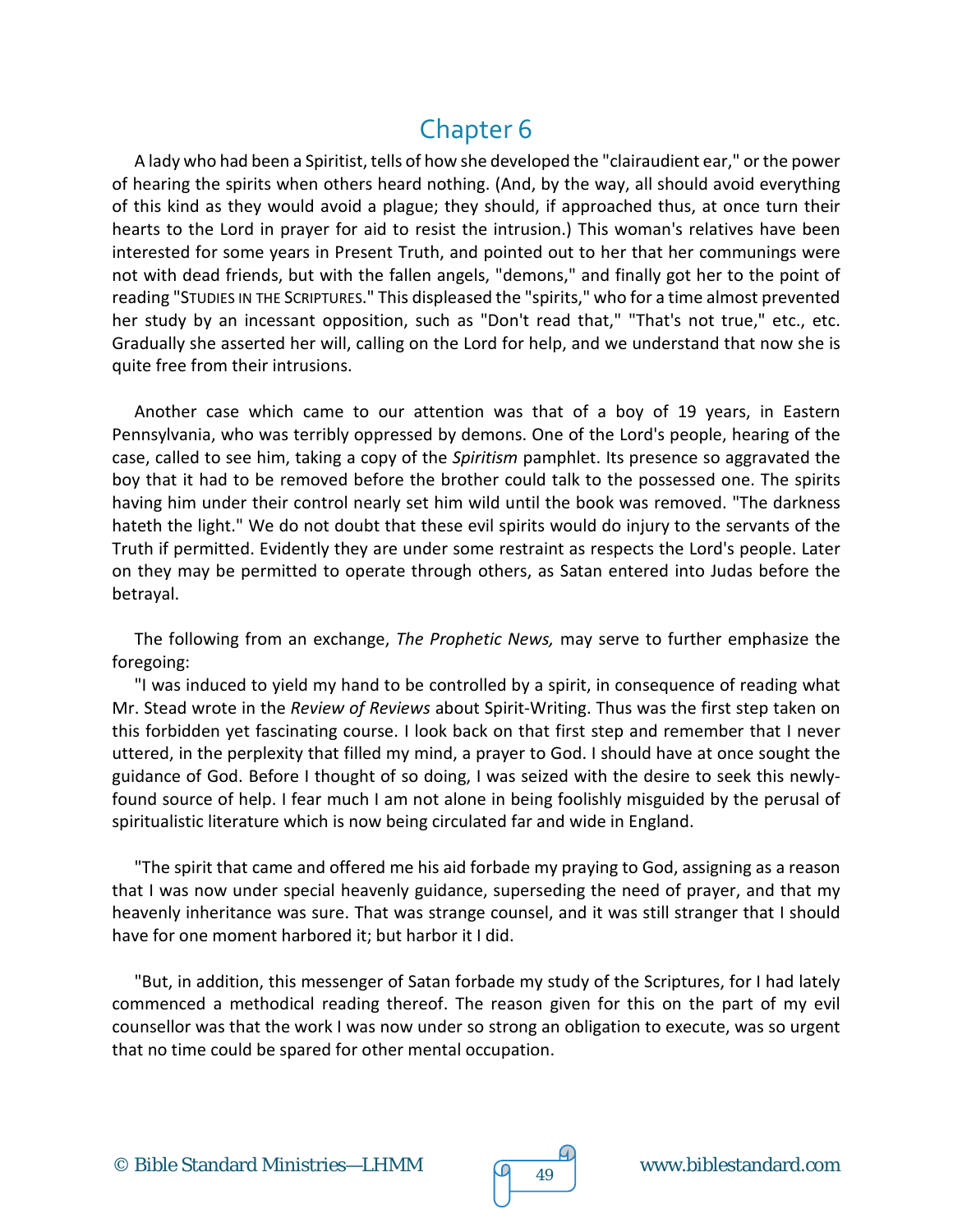# Chapter 6

A lady who had been a Spiritist, tells of how she developed the "clairaudient ear," or the power of hearing the spirits when others heard nothing. (And, by the way, all should avoid everything of this kind as they would avoid a plague; they should, if approached thus, at once turn their hearts to the Lord in prayer for aid to resist the intrusion.) This woman's relatives have been interested for some years in Present Truth, and pointed out to her that her communings were not with dead friends, but with the fallen angels, "demons," and finally got her to the point of reading "STUDIES IN THE SCRIPTURES." This displeased the "spirits," who for a time almost prevented her study by an incessant opposition, such as "Don't read that," "That's not true," etc., etc. Gradually she asserted her will, calling on the Lord for help, and we understand that now she is quite free from their intrusions.

Another case which came to our attention was that of a boy of 19 years, in Eastern Pennsylvania, who was terribly oppressed by demons. One of the Lord's people, hearing of the case, called to see him, taking a copy of the *Spiritism* pamphlet. Its presence so aggravated the boy that it had to be removed before the brother could talk to the possessed one. The spirits having him under their control nearly set him wild until the book was removed. "The darkness hateth the light." We do not doubt that these evil spirits would do injury to the servants of the Truth if permitted. Evidently they are under some restraint as respects the Lord's people. Later on they may be permitted to operate through others, as Satan entered into Judas before the betrayal.

The following from an exchange, *The Prophetic News,* may serve to further emphasize the foregoing:

"I was induced to yield my hand to be controlled by a spirit, in consequence of reading what Mr. Stead wrote in the *Review of Reviews* about Spirit-Writing. Thus was the first step taken on this forbidden yet fascinating course. I look back on that first step and remember that I never uttered, in the perplexity that filled my mind, a prayer to God. I should have at once sought the guidance of God. Before I thought of so doing, I was seized with the desire to seek this newly-found source of help. I fear much I am not alone in being foolishly misguided by the perusal of spiritualistic literature which is now being circulated far and wide in England.

"The spirit that came and offered me his aid forbade my praying to God, assigning as a reason that I was now under special heavenly guidance, superseding the need of prayer, and that my heavenly inheritance was sure. That was strange counsel, and it was still stranger that I should have for one moment harbored it; but harbor it I did.

"But, in addition, this messenger of Satan forbade my study of the Scriptures, for I had lately commenced a methodical reading thereof. The reason given for this on the part of my evil counsellor was that the work I was now under so strong an obligation to execute, was so urgent that no time could be spared for other mental occupation.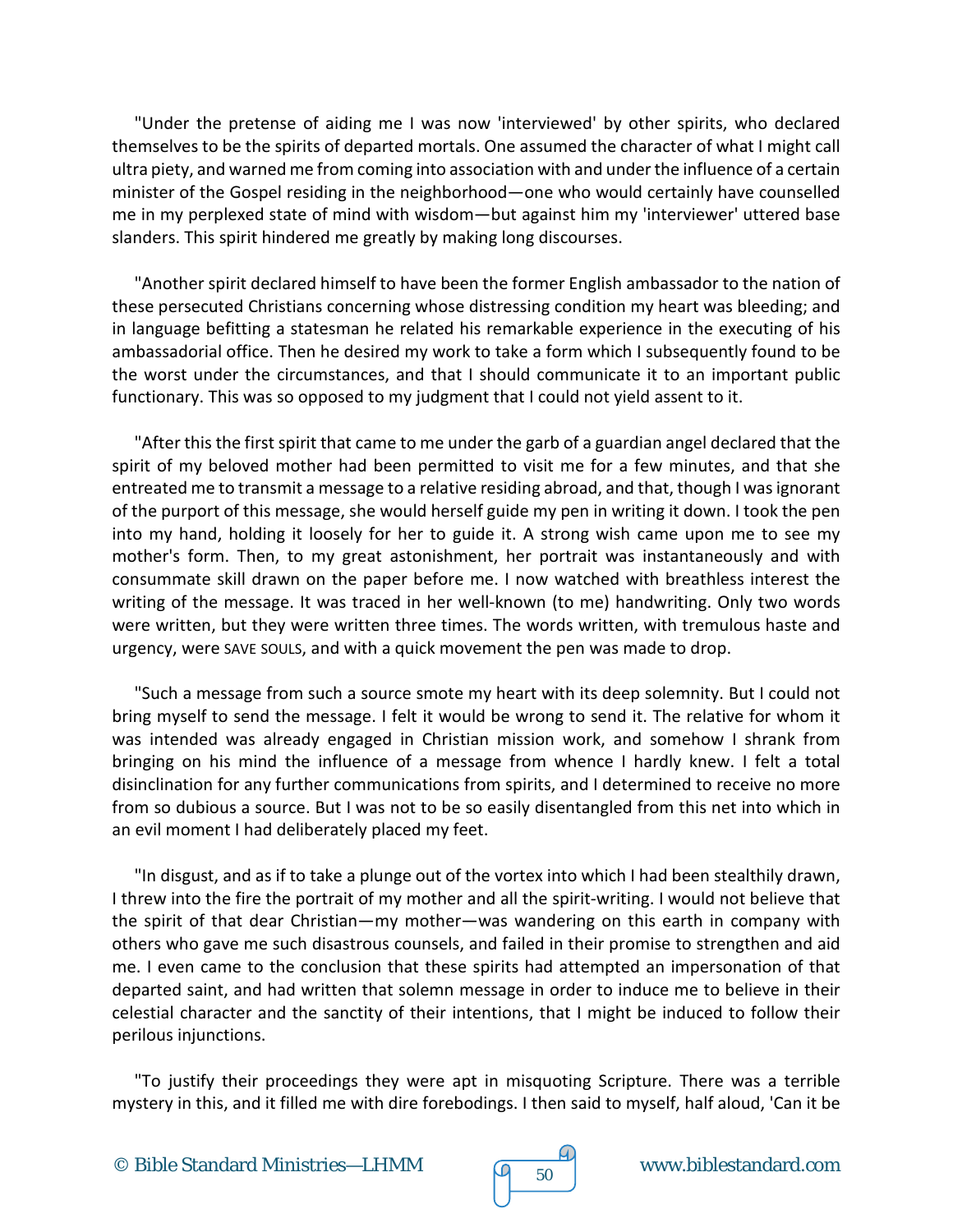"Under the pretense of aiding me I was now 'interviewed' by other spirits, who declared themselves to be the spirits of departed mortals. One assumed the character of what I might call ultra piety, and warned me from coming into association with and under the influence of a certain minister of the Gospel residing in the neighborhood—one who would certainly have counselled me in my perplexed state of mind with wisdom—but against him my 'interviewer' uttered base slanders. This spirit hindered me greatly by making long discourses.

"Another spirit declared himself to have been the former English ambassador to the nation of these persecuted Christians concerning whose distressing condition my heart was bleeding; and in language befitting a statesman he related his remarkable experience in the executing of his ambassadorial office. Then he desired my work to take a form which I subsequently found to be the worst under the circumstances, and that I should communicate it to an important public functionary. This was so opposed to my judgment that I could not yield assent to it.

"After this the first spirit that came to me under the garb of a guardian angel declared that the spirit of my beloved mother had been permitted to visit me for a few minutes, and that she entreated me to transmit a message to a relative residing abroad, and that, though I was ignorant of the purport of this message, she would herself guide my pen in writing it down. I took the pen into my hand, holding it loosely for her to guide it. A strong wish came upon me to see my mother's form. Then, to my great astonishment, her portrait was instantaneously and with consummate skill drawn on the paper before me. I now watched with breathless interest the writing of the message. It was traced in her well-known (to me) handwriting. Only two words were written, but they were written three times. The words written, with tremulous haste and urgency, were SAVE SOULS, and with a quick movement the pen was made to drop.

"Such a message from such a source smote my heart with its deep solemnity. But I could not bring myself to send the message. I felt it would be wrong to send it. The relative for whom it was intended was already engaged in Christian mission work, and somehow I shrank from bringing on his mind the influence of a message from whence I hardly knew. I felt a total disinclination for any further communications from spirits, and I determined to receive no more from so dubious a source. But I was not to be so easily disentangled from this net into which in an evil moment I had deliberately placed my feet.

"In disgust, and as if to take a plunge out of the vortex into which I had been stealthily drawn, I threw into the fire the portrait of my mother and all the spirit-writing. I would not believe that the spirit of that dear Christian—my mother—was wandering on this earth in company with others who gave me such disastrous counsels, and failed in their promise to strengthen and aid me. I even came to the conclusion that these spirits had attempted an impersonation of that departed saint, and had written that solemn message in order to induce me to believe in their celestial character and the sanctity of their intentions, that I might be induced to follow their perilous injunctions.

"To justify their proceedings they were apt in misquoting Scripture. There was a terrible mystery in this, and it filled me with dire forebodings. I then said to myself, half aloud, 'Can it be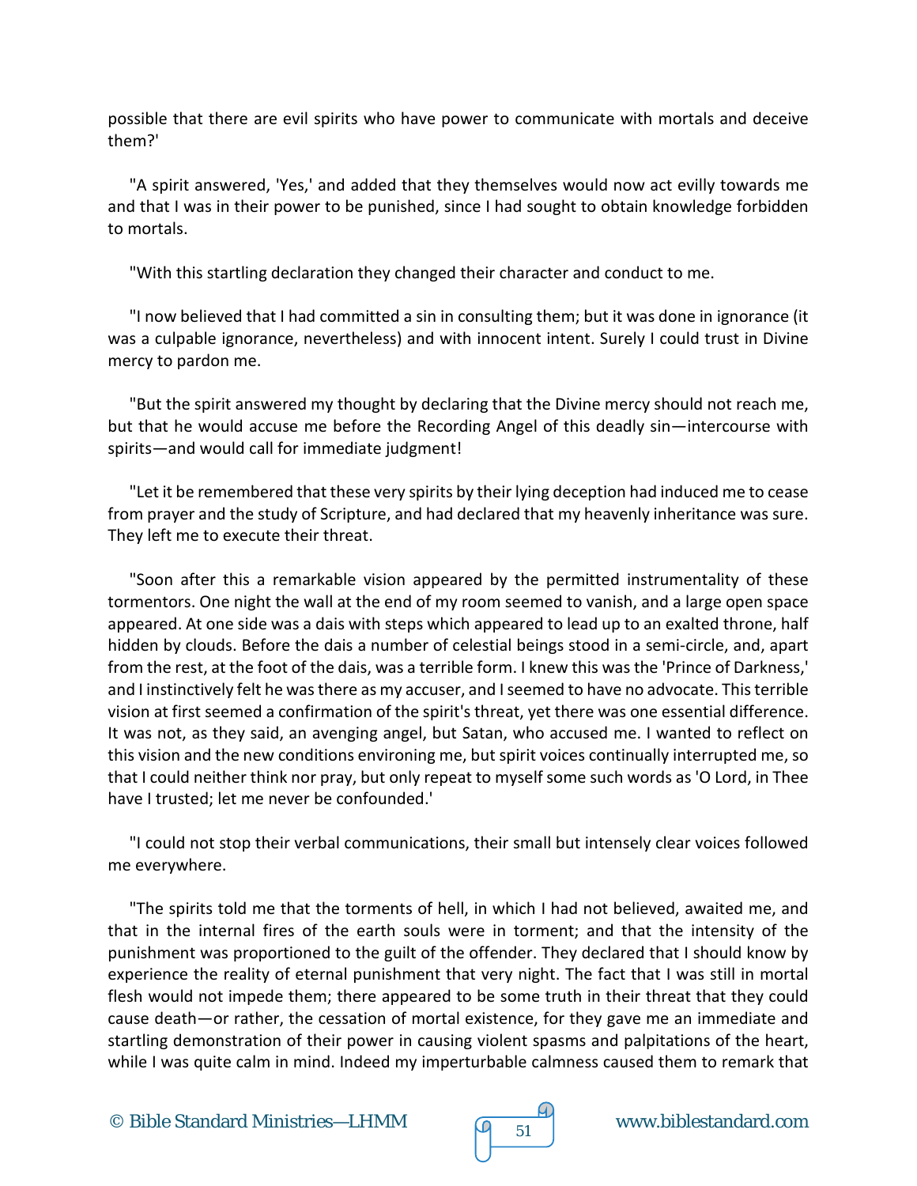possible that there are evil spirits who have power to communicate with mortals and deceive them?'

"A spirit answered, 'Yes,' and added that they themselves would now act evilly towards me and that I was in their power to be punished, since I had sought to obtain knowledge forbidden to mortals.

"With this startling declaration they changed their character and conduct to me.

"I now believed that I had committed a sin in consulting them; but it was done in ignorance (it was a culpable ignorance, nevertheless) and with innocent intent. Surely I could trust in Divine mercy to pardon me.

"But the spirit answered my thought by declaring that the Divine mercy should not reach me, but that he would accuse me before the Recording Angel of this deadly sin—intercourse with spirits—and would call for immediate judgment!

"Let it be remembered that these very spirits by their lying deception had induced me to cease from prayer and the study of Scripture, and had declared that my heavenly inheritance was sure. They left me to execute their threat.

"Soon after this a remarkable vision appeared by the permitted instrumentality of these tormentors. One night the wall at the end of my room seemed to vanish, and a large open space appeared. At one side was a dais with steps which appeared to lead up to an exalted throne, half hidden by clouds. Before the dais a number of celestial beings stood in a semi-circle, and, apart from the rest, at the foot of the dais, was a terrible form. I knew this was the 'Prince of Darkness,' and I instinctively felt he was there as my accuser, and I seemed to have no advocate. This terrible vision at first seemed a confirmation of the spirit's threat, yet there was one essential difference. It was not, as they said, an avenging angel, but Satan, who accused me. I wanted to reflect on this vision and the new conditions environing me, but spirit voices continually interrupted me, so that I could neither think nor pray, but only repeat to myself some such words as 'O Lord, in Thee have I trusted; let me never be confounded.'

"I could not stop their verbal communications, their small but intensely clear voices followed me everywhere.

"The spirits told me that the torments of hell, in which I had not believed, awaited me, and that in the internal fires of the earth souls were in torment; and that the intensity of the punishment was proportioned to the guilt of the offender. They declared that I should know by experience the reality of eternal punishment that very night. The fact that I was still in mortal flesh would not impede them; there appeared to be some truth in their threat that they could cause death—or rather, the cessation of mortal existence, for they gave me an immediate and startling demonstration of their power in causing violent spasms and palpitations of the heart, while I was quite calm in mind. Indeed my imperturbable calmness caused them to remark that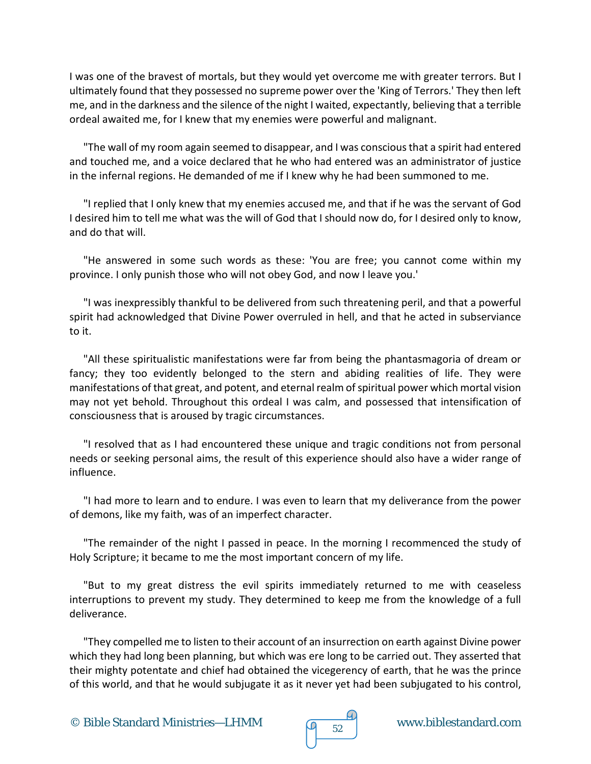I was one of the bravest of mortals, but they would yet overcome me with greater terrors. But I ultimately found that they possessed no supreme power over the 'King of Terrors.' They then left me, and in the darkness and the silence of the night I waited, expectantly, believing that a terrible ordeal awaited me, for I knew that my enemies were powerful and malignant.

"The wall of my room again seemed to disappear, and I was conscious that a spirit had entered and touched me, and a voice declared that he who had entered was an administrator of justice in the infernal regions. He demanded of me if I knew why he had been summoned to me.

"I replied that I only knew that my enemies accused me, and that if he was the servant of God I desired him to tell me what was the will of God that I should now do, for I desired only to know, and do that will.

"He answered in some such words as these: 'You are free; you cannot come within my province. I only punish those who will not obey God, and now I leave you.'

"I was inexpressibly thankful to be delivered from such threatening peril, and that a powerful spirit had acknowledged that Divine Power overruled in hell, and that he acted in subserviance to it.

"All these spiritualistic manifestations were far from being the phantasmagoria of dream or fancy; they too evidently belonged to the stern and abiding realities of life. They were manifestations of that great, and potent, and eternal realm of spiritual power which mortal vision may not yet behold. Throughout this ordeal I was calm, and possessed that intensification of consciousness that is aroused by tragic circumstances.

"I resolved that as I had encountered these unique and tragic conditions not from personal needs or seeking personal aims, the result of this experience should also have a wider range of influence.

"I had more to learn and to endure. I was even to learn that my deliverance from the power of demons, like my faith, was of an imperfect character.

"The remainder of the night I passed in peace. In the morning I recommenced the study of Holy Scripture; it became to me the most important concern of my life.

"But to my great distress the evil spirits immediately returned to me with ceaseless interruptions to prevent my study. They determined to keep me from the knowledge of a full deliverance.

"They compelled me to listen to their account of an insurrection on earth against Divine power which they had long been planning, but which was ere long to be carried out. They asserted that their mighty potentate and chief had obtained the vicegerency of earth, that he was the prince of this world, and that he would subjugate it as it never yet had been subjugated to his control,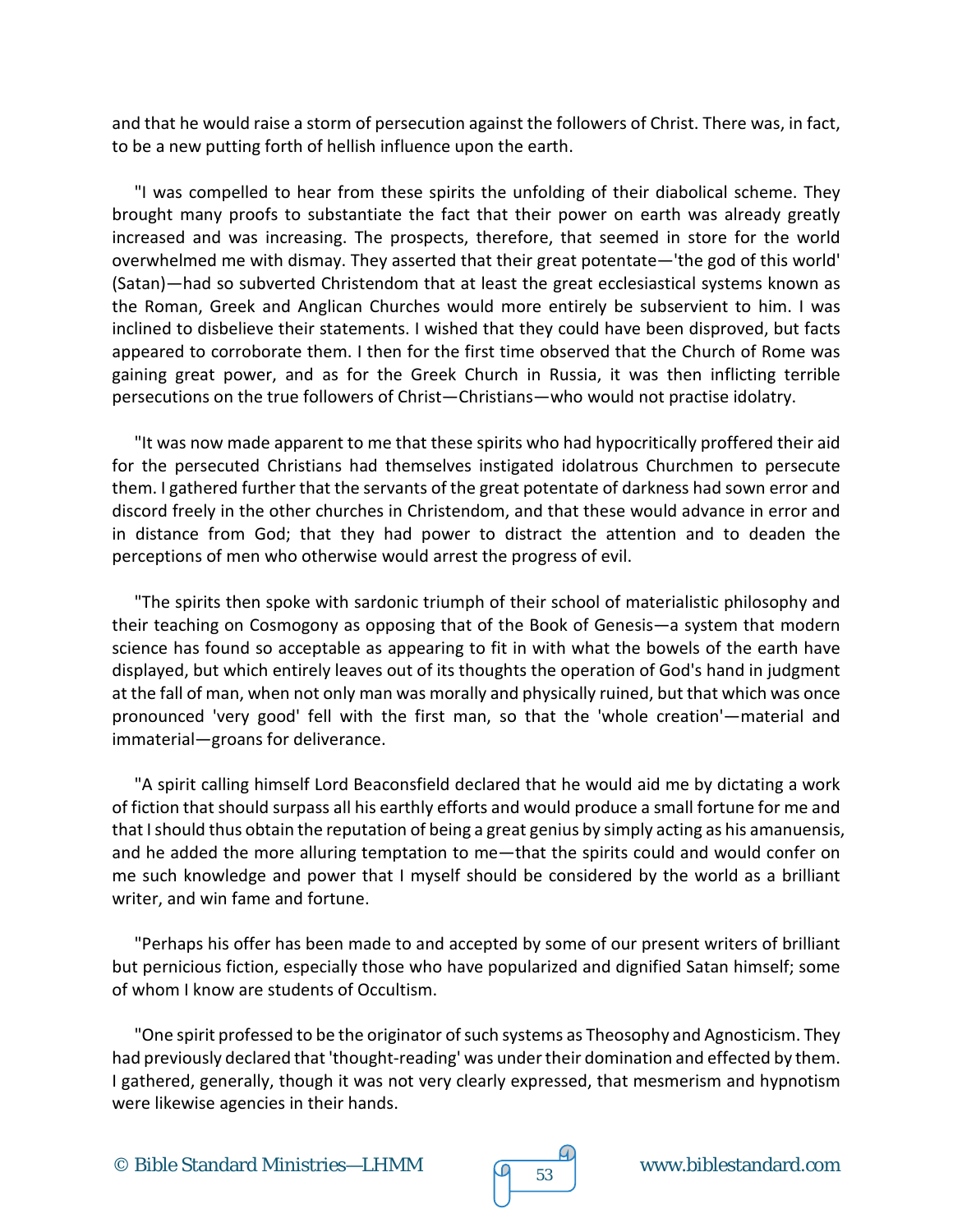and that he would raise a storm of persecution against the followers of Christ. There was, in fact, to be a new putting forth of hellish influence upon the earth.

"I was compelled to hear from these spirits the unfolding of their diabolical scheme. They brought many proofs to substantiate the fact that their power on earth was already greatly increased and was increasing. The prospects, therefore, that seemed in store for the world overwhelmed me with dismay. They asserted that their great potentate—'the god of this world' (Satan)—had so subverted Christendom that at least the great ecclesiastical systems known as the Roman, Greek and Anglican Churches would more entirely be subservient to him. I was inclined to disbelieve their statements. I wished that they could have been disproved, but facts appeared to corroborate them. I then for the first time observed that the Church of Rome was gaining great power, and as for the Greek Church in Russia, it was then inflicting terrible persecutions on the true followers of Christ—Christians—who would not practise idolatry.

"It was now made apparent to me that these spirits who had hypocritically proffered their aid for the persecuted Christians had themselves instigated idolatrous Churchmen to persecute them. I gathered further that the servants of the great potentate of darkness had sown error and discord freely in the other churches in Christendom, and that these would advance in error and in distance from God; that they had power to distract the attention and to deaden the perceptions of men who otherwise would arrest the progress of evil.

"The spirits then spoke with sardonic triumph of their school of materialistic philosophy and their teaching on Cosmogony as opposing that of the Book of Genesis—a system that modern science has found so acceptable as appearing to fit in with what the bowels of the earth have displayed, but which entirely leaves out of its thoughts the operation of God's hand in judgment at the fall of man, when not only man was morally and physically ruined, but that which was once pronounced 'very good' fell with the first man, so that the 'whole creation'—material and immaterial—groans for deliverance.

"A spirit calling himself Lord Beaconsfield declared that he would aid me by dictating a work of fiction that should surpass all his earthly efforts and would produce a small fortune for me and that I should thus obtain the reputation of being a great genius by simply acting as his amanuensis, and he added the more alluring temptation to me—that the spirits could and would confer on me such knowledge and power that I myself should be considered by the world as a brilliant writer, and win fame and fortune.

"Perhaps his offer has been made to and accepted by some of our present writers of brilliant but pernicious fiction, especially those who have popularized and dignified Satan himself; some of whom I know are students of Occultism.

"One spirit professed to be the originator of such systems as Theosophy and Agnosticism. They had previously declared that 'thought-reading' was under their domination and effected by them. I gathered, generally, though it was not very clearly expressed, that mesmerism and hypnotism were likewise agencies in their hands.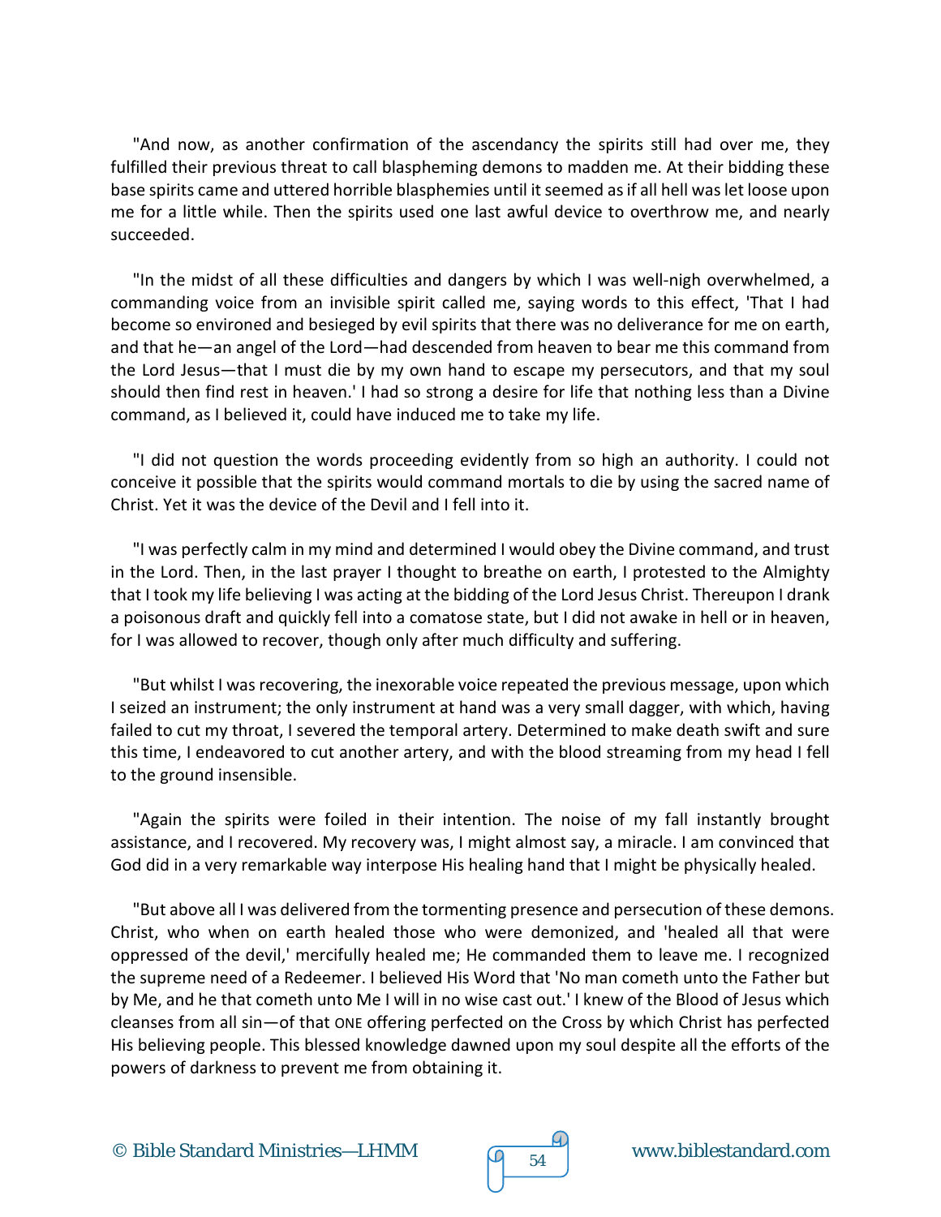"And now, as another confirmation of the ascendancy the spirits still had over me, they fulfilled their previous threat to call blaspheming demons to madden me. At their bidding these base spirits came and uttered horrible blasphemies until it seemed as if all hell was let loose upon me for a little while. Then the spirits used one last awful device to overthrow me, and nearly succeeded.

"In the midst of all these difficulties and dangers by which I was well-nigh overwhelmed, a commanding voice from an invisible spirit called me, saying words to this effect, 'That I had become so environed and besieged by evil spirits that there was no deliverance for me on earth, and that he—an angel of the Lord—had descended from heaven to bear me this command from the Lord Jesus—that I must die by my own hand to escape my persecutors, and that my soul should then find rest in heaven.' I had so strong a desire for life that nothing less than a Divine command, as I believed it, could have induced me to take my life.

"I did not question the words proceeding evidently from so high an authority. I could not conceive it possible that the spirits would command mortals to die by using the sacred name of Christ. Yet it was the device of the Devil and I fell into it.

"I was perfectly calm in my mind and determined I would obey the Divine command, and trust in the Lord. Then, in the last prayer I thought to breathe on earth, I protested to the Almighty that I took my life believing I was acting at the bidding of the Lord Jesus Christ. Thereupon I drank a poisonous draft and quickly fell into a comatose state, but I did not awake in hell or in heaven, for I was allowed to recover, though only after much difficulty and suffering.

"But whilst I was recovering, the inexorable voice repeated the previous message, upon which I seized an instrument; the only instrument at hand was a very small dagger, with which, having failed to cut my throat, I severed the temporal artery. Determined to make death swift and sure this time, I endeavored to cut another artery, and with the blood streaming from my head I fell to the ground insensible.

"Again the spirits were foiled in their intention. The noise of my fall instantly brought assistance, and I recovered. My recovery was, I might almost say, a miracle. I am convinced that God did in a very remarkable way interpose His healing hand that I might be physically healed.

"But above all I was delivered from the tormenting presence and persecution of these demons. Christ, who when on earth healed those who were demonized, and 'healed all that were oppressed of the devil,' mercifully healed me; He commanded them to leave me. I recognized the supreme need of a Redeemer. I believed His Word that 'No man cometh unto the Father but by Me, and he that cometh unto Me I will in no wise cast out.' I knew of the Blood of Jesus which cleanses from all sin—of that ONE offering perfected on the Cross by which Christ has perfected His believing people. This blessed knowledge dawned upon my soul despite all the efforts of the powers of darkness to prevent me from obtaining it.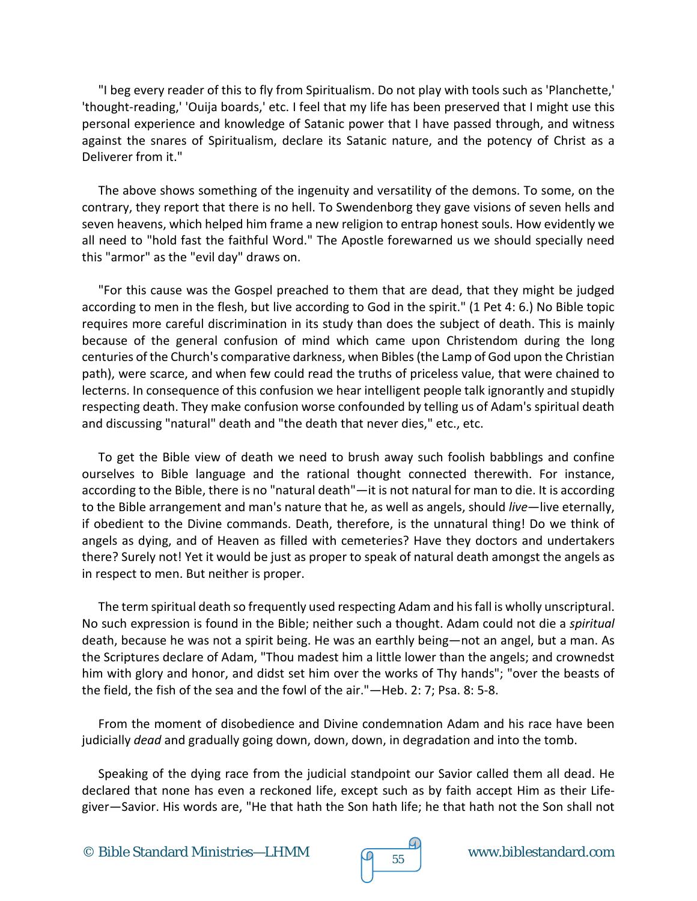"I beg every reader of this to fly from Spiritualism. Do not play with tools such as 'Planchette,' 'thought-reading,' 'Ouija boards,' etc. I feel that my life has been preserved that I might use this personal experience and knowledge of Satanic power that I have passed through, and witness against the snares of Spiritualism, declare its Satanic nature, and the potency of Christ as a Deliverer from it."

The above shows something of the ingenuity and versatility of the demons. To some, on the contrary, they report that there is no hell. To Swendenborg they gave visions of seven hells and seven heavens, which helped him frame a new religion to entrap honest souls. How evidently we all need to "hold fast the faithful Word." The Apostle forewarned us we should specially need this "armor" as the "evil day" draws on.

"For this cause was the Gospel preached to them that are dead, that they might be judged according to men in the flesh, but live according to God in the spirit." (1 Pet 4: 6.) No Bible topic requires more careful discrimination in its study than does the subject of death. This is mainly because of the general confusion of mind which came upon Christendom during the long centuries of the Church's comparative darkness, when Bibles (the Lamp of God upon the Christian path), were scarce, and when few could read the truths of priceless value, that were chained to lecterns. In consequence of this confusion we hear intelligent people talk ignorantly and stupidly respecting death. They make confusion worse confounded by telling us of Adam's spiritual death and discussing "natural" death and "the death that never dies," etc., etc.

To get the Bible view of death we need to brush away such foolish babblings and confine ourselves to Bible language and the rational thought connected therewith. For instance, according to the Bible, there is no "natural death"—it is not natural for man to die. It is according to the Bible arrangement and man's nature that he, as well as angels, should *live*—live eternally, if obedient to the Divine commands. Death, therefore, is the unnatural thing! Do we think of angels as dying, and of Heaven as filled with cemeteries? Have they doctors and undertakers there? Surely not! Yet it would be just as proper to speak of natural death amongst the angels as in respect to men. But neither is proper.

The term spiritual death so frequently used respecting Adam and his fall is wholly unscriptural. No such expression is found in the Bible; neither such a thought. Adam could not die a *spiritual* death, because he was not a spirit being. He was an earthly being—not an angel, but a man. As the Scriptures declare of Adam, "Thou madest him a little lower than the angels; and crownedst him with glory and honor, and didst set him over the works of Thy hands"; "over the beasts of the field, the fish of the sea and the fowl of the air."—Heb. 2: 7; Psa. 8: 5-8.

From the moment of disobedience and Divine condemnation Adam and his race have been judicially *dead* and gradually going down, down, down, in degradation and into the tomb.

Speaking of the dying race from the judicial standpoint our Savior called them all dead. He declared that none has even a reckoned life, except such as by faith accept Him as their Life-giver—Savior. His words are, "He that hath the Son hath life; he that hath not the Son shall not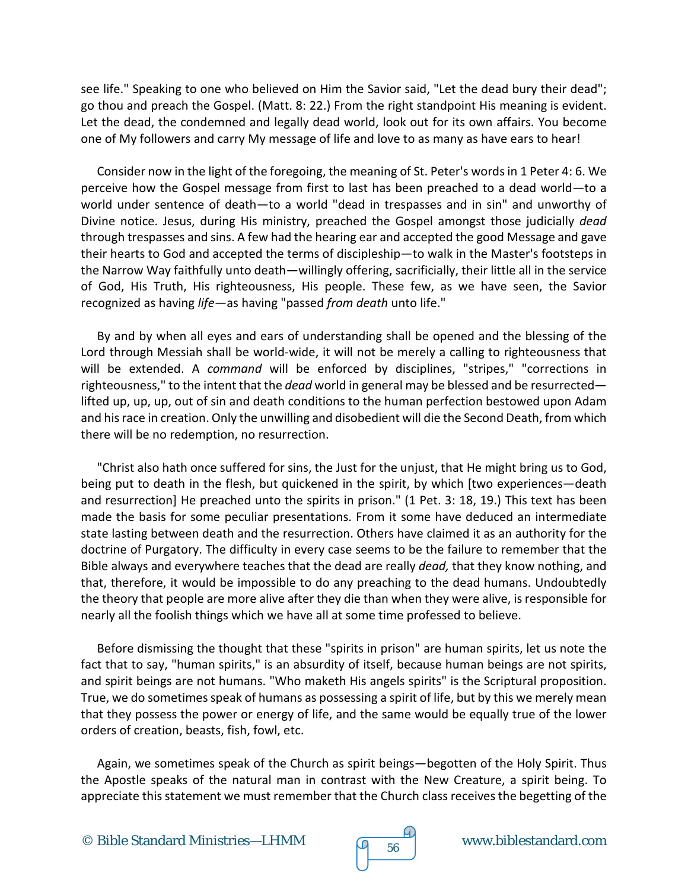see life." Speaking to one who believed on Him the Savior said, "Let the dead bury their dead"; go thou and preach the Gospel. (Matt. 8: 22.) From the right standpoint His meaning is evident. Let the dead, the condemned and legally dead world, look out for its own affairs. You become one of My followers and carry My message of life and love to as many as have ears to hear!

Consider now in the light of the foregoing, the meaning of St. Peter's words in 1 Peter 4: 6. We perceive how the Gospel message from first to last has been preached to a dead world—to a world under sentence of death—to a world "dead in trespasses and in sin" and unworthy of Divine notice. Jesus, during His ministry, preached the Gospel amongst those judicially *dead* through trespasses and sins. A few had the hearing ear and accepted the good Message and gave their hearts to God and accepted the terms of discipleship—to walk in the Master's footsteps in the Narrow Way faithfully unto death—willingly offering, sacrificially, their little all in the service of God, His Truth, His righteousness, His people. These few, as we have seen, the Savior recognized as having *life*—as having "passed *from death* unto life."

By and by when all eyes and ears of understanding shall be opened and the blessing of the Lord through Messiah shall be world-wide, it will not be merely a calling to righteousness that will be extended. A *command* will be enforced by disciplines, "stripes," "corrections in righteousness," to the intent that the *dead* world in general may be blessed and be resurrected—lifted up, up, up, out of sin and death conditions to the human perfection bestowed upon Adam and his race in creation. Only the unwilling and disobedient will die the Second Death, from which there will be no redemption, no resurrection.

"Christ also hath once suffered for sins, the Just for the unjust, that He might bring us to God, being put to death in the flesh, but quickened in the spirit, by which [two experiences—death and resurrection] He preached unto the spirits in prison." (1 Pet. 3: 18, 19.) This text has been made the basis for some peculiar presentations. From it some have deduced an intermediate state lasting between death and the resurrection. Others have claimed it as an authority for the doctrine of Purgatory. The difficulty in every case seems to be the failure to remember that the Bible always and everywhere teaches that the dead are really *dead,* that they know nothing, and that, therefore, it would be impossible to do any preaching to the dead humans. Undoubtedly the theory that people are more alive after they die than when they were alive, is responsible for nearly all the foolish things which we have all at some time professed to believe.

Before dismissing the thought that these "spirits in prison" are human spirits, let us note the fact that to say, "human spirits," is an absurdity of itself, because human beings are not spirits, and spirit beings are not humans. "Who maketh His angels spirits" is the Scriptural proposition. True, we do sometimes speak of humans as possessing a spirit of life, but by this we merely mean that they possess the power or energy of life, and the same would be equally true of the lower orders of creation, beasts, fish, fowl, etc.

Again, we sometimes speak of the Church as spirit beings—begotten of the Holy Spirit. Thus the Apostle speaks of the natural man in contrast with the New Creature, a spirit being. To appreciate this statement we must remember that the Church class receives the begetting of the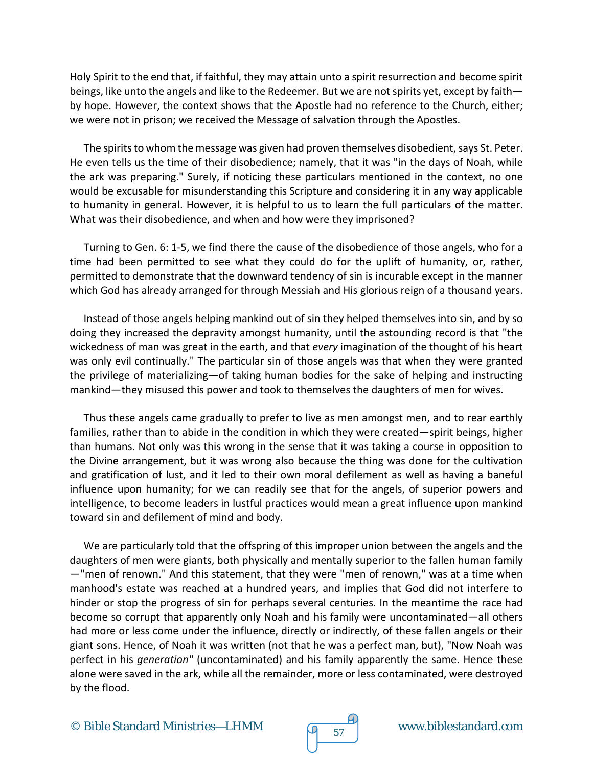Holy Spirit to the end that, if faithful, they may attain unto a spirit resurrection and become spirit beings, like unto the angels and like to the Redeemer. But we are not spirits yet, except by faith—by hope. However, the context shows that the Apostle had no reference to the Church, either; we were not in prison; we received the Message of salvation through the Apostles.

The spirits to whom the message was given had proven themselves disobedient, says St. Peter. He even tells us the time of their disobedience; namely, that it was "in the days of Noah, while the ark was preparing." Surely, if noticing these particulars mentioned in the context, no one would be excusable for misunderstanding this Scripture and considering it in any way applicable to humanity in general. However, it is helpful to us to learn the full particulars of the matter. What was their disobedience, and when and how were they imprisoned?

Turning to Gen. 6: 1-5, we find there the cause of the disobedience of those angels, who for a time had been permitted to see what they could do for the uplift of humanity, or, rather, permitted to demonstrate that the downward tendency of sin is incurable except in the manner which God has already arranged for through Messiah and His glorious reign of a thousand years.

Instead of those angels helping mankind out of sin they helped themselves into sin, and by so doing they increased the depravity amongst humanity, until the astounding record is that "the wickedness of man was great in the earth, and that *every* imagination of the thought of his heart was only evil continually." The particular sin of those angels was that when they were granted the privilege of materializing—of taking human bodies for the sake of helping and instructing mankind—they misused this power and took to themselves the daughters of men for wives.

Thus these angels came gradually to prefer to live as men amongst men, and to rear earthly families, rather than to abide in the condition in which they were created—spirit beings, higher than humans. Not only was this wrong in the sense that it was taking a course in opposition to the Divine arrangement, but it was wrong also because the thing was done for the cultivation and gratification of lust, and it led to their own moral defilement as well as having a baneful influence upon humanity; for we can readily see that for the angels, of superior powers and intelligence, to become leaders in lustful practices would mean a great influence upon mankind toward sin and defilement of mind and body.

We are particularly told that the offspring of this improper union between the angels and the daughters of men were giants, both physically and mentally superior to the fallen human family—"men of renown." And this statement, that they were "men of renown," was at a time when manhood's estate was reached at a hundred years, and implies that God did not interfere to hinder or stop the progress of sin for perhaps several centuries. In the meantime the race had become so corrupt that apparently only Noah and his family were uncontaminated—all others had more or less come under the influence, directly or indirectly, of these fallen angels or their giant sons. Hence, of Noah it was written (not that he was a perfect man, but), "Now Noah was perfect in his *generation"* (uncontaminated) and his family apparently the same. Hence these alone were saved in the ark, while all the remainder, more or less contaminated, were destroyed by the flood.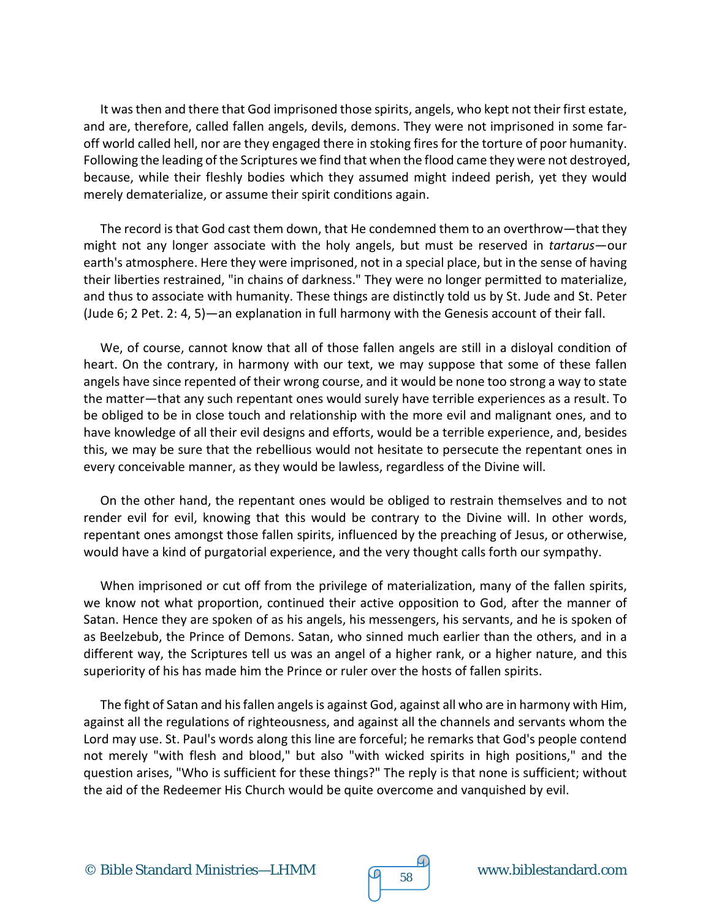It was then and there that God imprisoned those spirits, angels, who kept not their first estate, and are, therefore, called fallen angels, devils, demons. They were not imprisoned in some far-off world called hell, nor are they engaged there in stoking fires for the torture of poor humanity. Following the leading of the Scriptures we find that when the flood came they were not destroyed, because, while their fleshly bodies which they assumed might indeed perish, yet they would merely dematerialize, or assume their spirit conditions again.

The record is that God cast them down, that He condemned them to an overthrow—that they might not any longer associate with the holy angels, but must be reserved in *tartarus*—our earth's atmosphere. Here they were imprisoned, not in a special place, but in the sense of having their liberties restrained, "in chains of darkness." They were no longer permitted to materialize, and thus to associate with humanity. These things are distinctly told us by St. Jude and St. Peter (Jude 6; 2 Pet. 2: 4, 5)—an explanation in full harmony with the Genesis account of their fall.

We, of course, cannot know that all of those fallen angels are still in a disloyal condition of heart. On the contrary, in harmony with our text, we may suppose that some of these fallen angels have since repented of their wrong course, and it would be none too strong a way to state the matter—that any such repentant ones would surely have terrible experiences as a result. To be obliged to be in close touch and relationship with the more evil and malignant ones, and to have knowledge of all their evil designs and efforts, would be a terrible experience, and, besides this, we may be sure that the rebellious would not hesitate to persecute the repentant ones in every conceivable manner, as they would be lawless, regardless of the Divine will.

On the other hand, the repentant ones would be obliged to restrain themselves and to not render evil for evil, knowing that this would be contrary to the Divine will. In other words, repentant ones amongst those fallen spirits, influenced by the preaching of Jesus, or otherwise, would have a kind of purgatorial experience, and the very thought calls forth our sympathy.

When imprisoned or cut off from the privilege of materialization, many of the fallen spirits, we know not what proportion, continued their active opposition to God, after the manner of Satan. Hence they are spoken of as his angels, his messengers, his servants, and he is spoken of as Beelzebub, the Prince of Demons. Satan, who sinned much earlier than the others, and in a different way, the Scriptures tell us was an angel of a higher rank, or a higher nature, and this superiority of his has made him the Prince or ruler over the hosts of fallen spirits.

The fight of Satan and his fallen angels is against God, against all who are in harmony with Him, against all the regulations of righteousness, and against all the channels and servants whom the Lord may use. St. Paul's words along this line are forceful; he remarks that God's people contend not merely "with flesh and blood," but also "with wicked spirits in high positions," and the question arises, "Who is sufficient for these things?" The reply is that none is sufficient; without the aid of the Redeemer His Church would be quite overcome and vanquished by evil.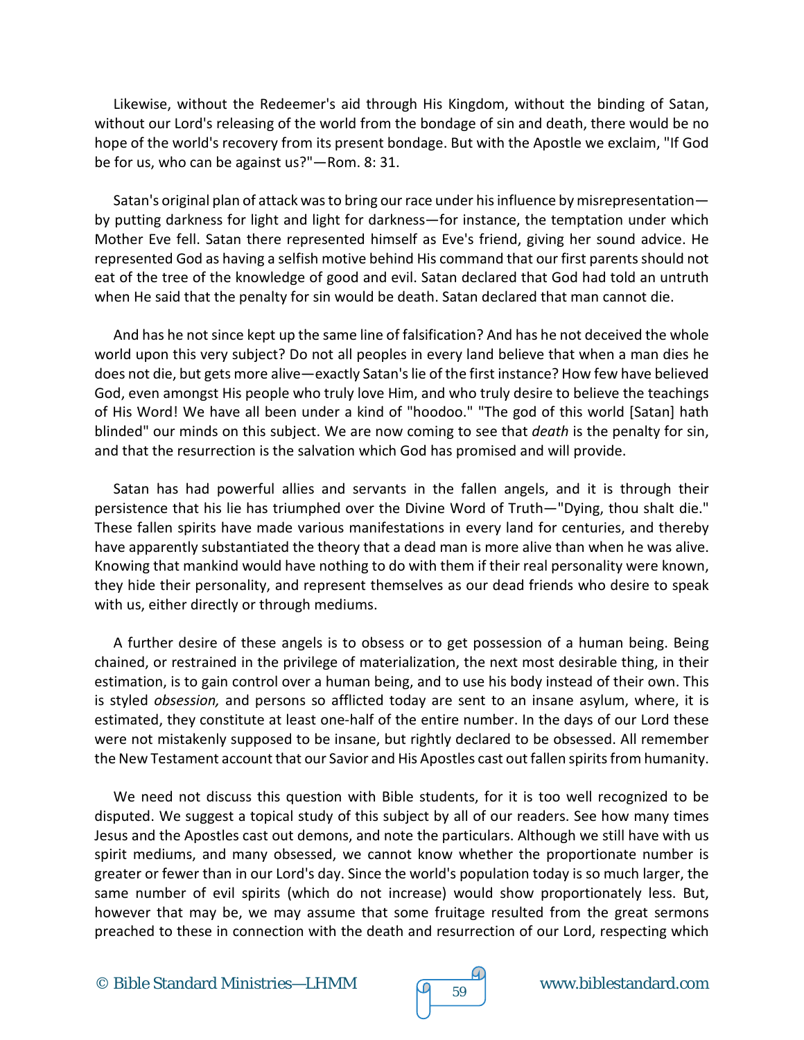Likewise, without the Redeemer's aid through His Kingdom, without the binding of Satan, without our Lord's releasing of the world from the bondage of sin and death, there would be no hope of the world's recovery from its present bondage. But with the Apostle we exclaim, "If God be for us, who can be against us?"—Rom. 8: 31.

Satan's original plan of attack was to bring our race under his influence by misrepresentation—by putting darkness for light and light for darkness—for instance, the temptation under which Mother Eve fell. Satan there represented himself as Eve's friend, giving her sound advice. He represented God as having a selfish motive behind His command that our first parents should not eat of the tree of the knowledge of good and evil. Satan declared that God had told an untruth when He said that the penalty for sin would be death. Satan declared that man cannot die.

And has he not since kept up the same line of falsification? And has he not deceived the whole world upon this very subject? Do not all peoples in every land believe that when a man dies he does not die, but gets more alive—exactly Satan's lie of the first instance? How few have believed God, even amongst His people who truly love Him, and who truly desire to believe the teachings of His Word! We have all been under a kind of "hoodoo." "The god of this world [Satan] hath blinded" our minds on this subject. We are now coming to see that *death* is the penalty for sin, and that the resurrection is the salvation which God has promised and will provide.

Satan has had powerful allies and servants in the fallen angels, and it is through their persistence that his lie has triumphed over the Divine Word of Truth—"Dying, thou shalt die." These fallen spirits have made various manifestations in every land for centuries, and thereby have apparently substantiated the theory that a dead man is more alive than when he was alive. Knowing that mankind would have nothing to do with them if their real personality were known, they hide their personality, and represent themselves as our dead friends who desire to speak with us, either directly or through mediums.

A further desire of these angels is to obsess or to get possession of a human being. Being chained, or restrained in the privilege of materialization, the next most desirable thing, in their estimation, is to gain control over a human being, and to use his body instead of their own. This is styled *obsession,* and persons so afflicted today are sent to an insane asylum, where, it is estimated, they constitute at least one-half of the entire number. In the days of our Lord these were not mistakenly supposed to be insane, but rightly declared to be obsessed. All remember the New Testament account that our Savior and His Apostles cast out fallen spirits from humanity.

We need not discuss this question with Bible students, for it is too well recognized to be disputed. We suggest a topical study of this subject by all of our readers. See how many times Jesus and the Apostles cast out demons, and note the particulars. Although we still have with us spirit mediums, and many obsessed, we cannot know whether the proportionate number is greater or fewer than in our Lord's day. Since the world's population today is so much larger, the same number of evil spirits (which do not increase) would show proportionately less. But, however that may be, we may assume that some fruitage resulted from the great sermons preached to these in connection with the death and resurrection of our Lord, respecting which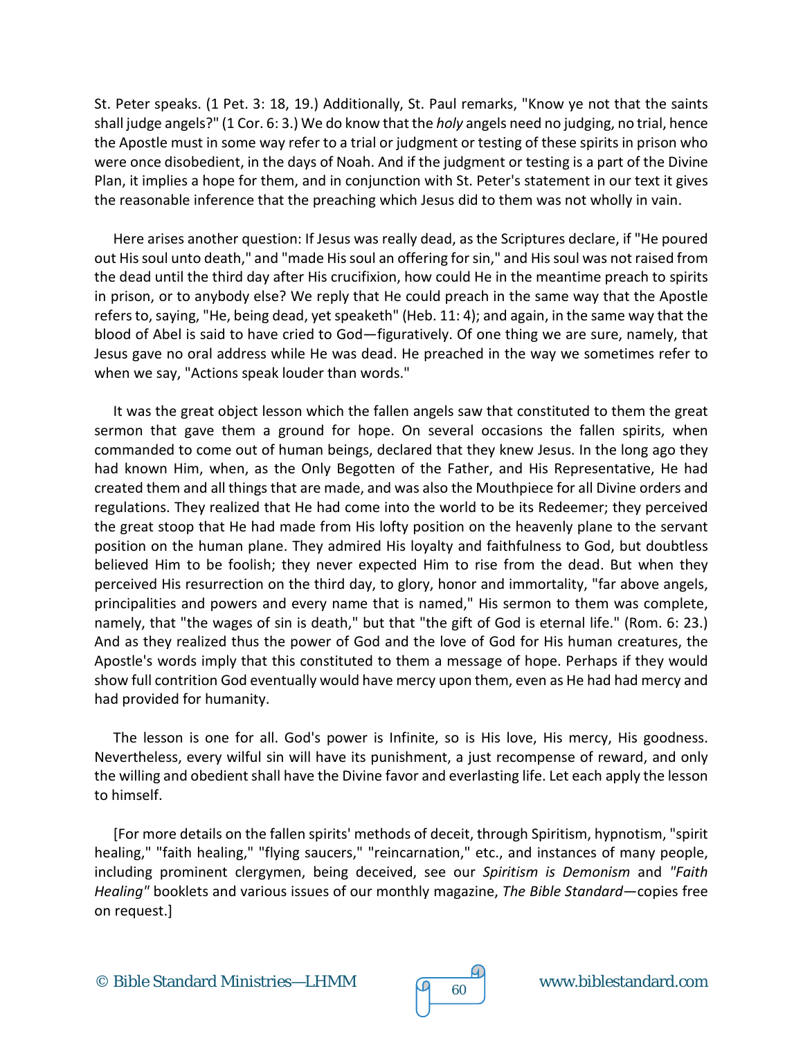St. Peter speaks. (1 Pet. 3: 18, 19.) Additionally, St. Paul remarks, "Know ye not that the saints shall judge angels?" (1 Cor. 6: 3.) We do know that the *holy* angels need no judging, no trial, hence the Apostle must in some way refer to a trial or judgment or testing of these spirits in prison who were once disobedient, in the days of Noah. And if the judgment or testing is a part of the Divine Plan, it implies a hope for them, and in conjunction with St. Peter's statement in our text it gives the reasonable inference that the preaching which Jesus did to them was not wholly in vain.

Here arises another question: If Jesus was really dead, as the Scriptures declare, if "He poured out His soul unto death," and "made His soul an offering for sin," and His soul was not raised from the dead until the third day after His crucifixion, how could He in the meantime preach to spirits in prison, or to anybody else? We reply that He could preach in the same way that the Apostle refers to, saying, "He, being dead, yet speaketh" (Heb. 11: 4); and again, in the same way that the blood of Abel is said to have cried to God—figuratively. Of one thing we are sure, namely, that Jesus gave no oral address while He was dead. He preached in the way we sometimes refer to when we say, "Actions speak louder than words."

It was the great object lesson which the fallen angels saw that constituted to them the great sermon that gave them a ground for hope. On several occasions the fallen spirits, when commanded to come out of human beings, declared that they knew Jesus. In the long ago they had known Him, when, as the Only Begotten of the Father, and His Representative, He had created them and all things that are made, and was also the Mouthpiece for all Divine orders and regulations. They realized that He had come into the world to be its Redeemer; they perceived the great stoop that He had made from His lofty position on the heavenly plane to the servant position on the human plane. They admired His loyalty and faithfulness to God, but doubtless believed Him to be foolish; they never expected Him to rise from the dead. But when they perceived His resurrection on the third day, to glory, honor and immortality, "far above angels, principalities and powers and every name that is named," His sermon to them was complete, namely, that "the wages of sin is death," but that "the gift of God is eternal life." (Rom. 6: 23.) And as they realized thus the power of God and the love of God for His human creatures, the Apostle's words imply that this constituted to them a message of hope. Perhaps if they would show full contrition God eventually would have mercy upon them, even as He had had mercy and had provided for humanity.

The lesson is one for all. God's power is Infinite, so is His love, His mercy, His goodness. Nevertheless, every wilful sin will have its punishment, a just recompense of reward, and only the willing and obedient shall have the Divine favor and everlasting life. Let each apply the lesson to himself.

[For more details on the fallen spirits' methods of deceit, through Spiritism, hypnotism, "spirit healing," "faith healing," "flying saucers," "reincarnation," etc., and instances of many people, including prominent clergymen, being deceived, see our *Spiritism is Demonism* and *"Faith Healing"* booklets and various issues of our monthly magazine, *The Bible Standard*—copies free on request.]